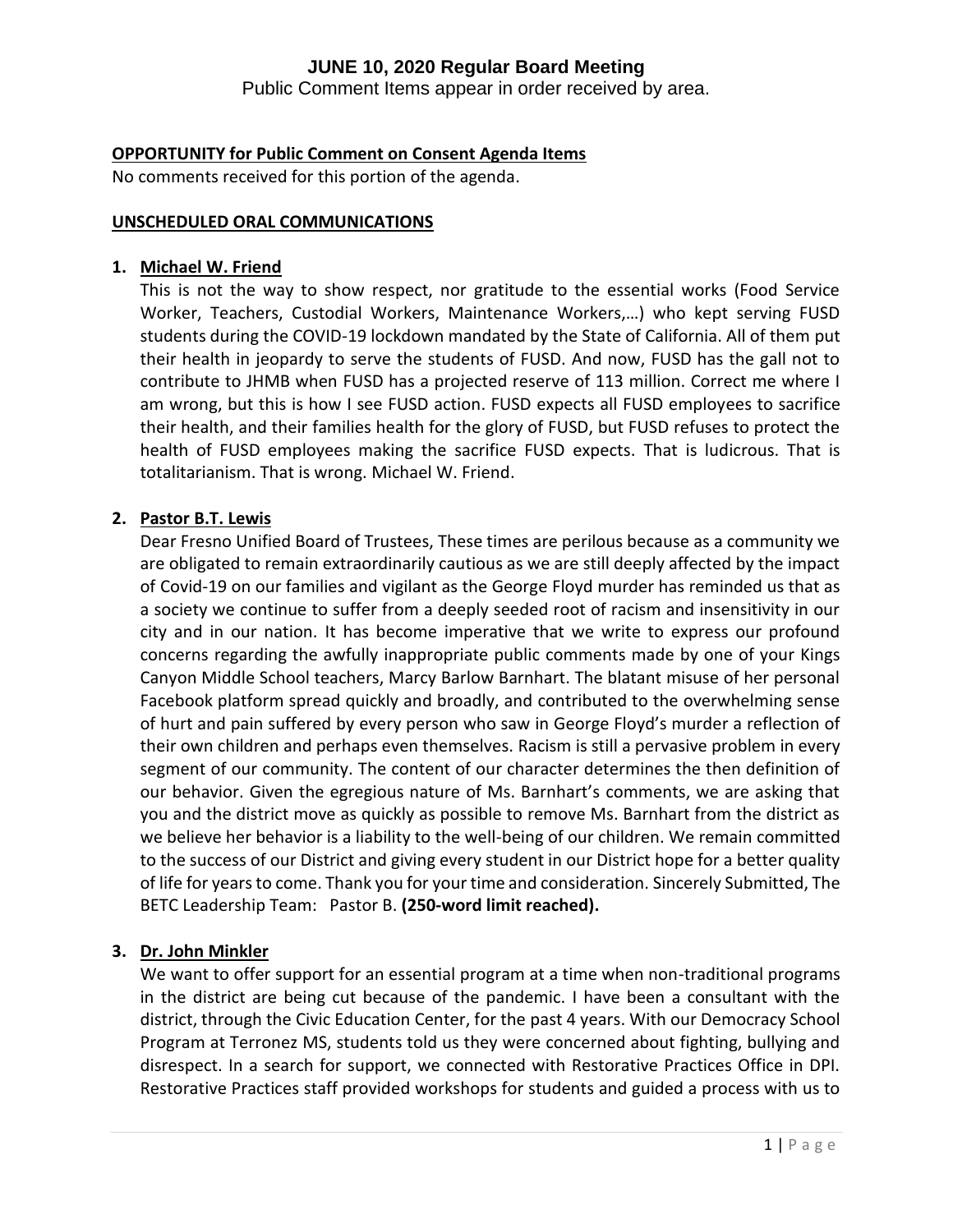# JUNE 10, 2020 Regular Board Meeting

Public Comment Items appear in order received by area.

**OPPORTUNITY for Public Comment on Consent Agenda Items**

No comments received for this portion of the agenda.

**UNSCHEDULED ORAL COMMUNICATIONS**

1. **Michael W. Friend**

   This is not the way to show respect, nor gratitude to the essential works (Food Service Worker, Teachers, Custodial Workers, Maintenance Workers,…) who kept serving FUSD students during the COVID-19 lockdown mandated by the State of California. All of them put their health in jeopardy to serve the students of FUSD. And now, FUSD has the gall not to contribute to JHMB when FUSD has a projected reserve of 113 million. Correct me where I am wrong, but this is how I see FUSD action. FUSD expects all FUSD employees to sacrifice their health, and their families health for the glory of FUSD, but FUSD refuses to protect the health of FUSD employees making the sacrifice FUSD expects. That is ludicrous. That is totalitarianism. That is wrong. Michael W. Friend.

2. **Pastor B.T. Lewis**

   Dear Fresno Unified Board of Trustees, These times are perilous because as a community we are obligated to remain extraordinarily cautious as we are still deeply affected by the impact of Covid-19 on our families and vigilant as the George Floyd murder has reminded us that as a society we continue to suffer from a deeply seeded root of racism and insensitivity in our city and in our nation. It has become imperative that we write to express our profound concerns regarding the awfully inappropriate public comments made by one of your Kings Canyon Middle School teachers, Marcy Barlow Barnhart. The blatant misuse of her personal Facebook platform spread quickly and broadly, and contributed to the overwhelming sense of hurt and pain suffered by every person who saw in George Floyd's murder a reflection of their own children and perhaps even themselves. Racism is still a pervasive problem in every segment of our community. The content of our character determines the then definition of our behavior. Given the egregious nature of Ms. Barnhart's comments, we are asking that you and the district move as quickly as possible to remove Ms. Barnhart from the district as we believe her behavior is a liability to the well-being of our children. We remain committed to the success of our District and giving every student in our District hope for a better quality of life for years to come. Thank you for your time and consideration. Sincerely Submitted, The BETC Leadership Team: Pastor B. **(250-word limit reached).**

3. **Dr. John Minkler**

   We want to offer support for an essential program at a time when non-traditional programs in the district are being cut because of the pandemic. I have been a consultant with the district, through the Civic Education Center, for the past 4 years. With our Democracy School Program at Terronez MS, students told us they were concerned about fighting, bullying and disrespect. In a search for support, we connected with Restorative Practices Office in DPI. Restorative Practices staff provided workshops for students and guided a process with us to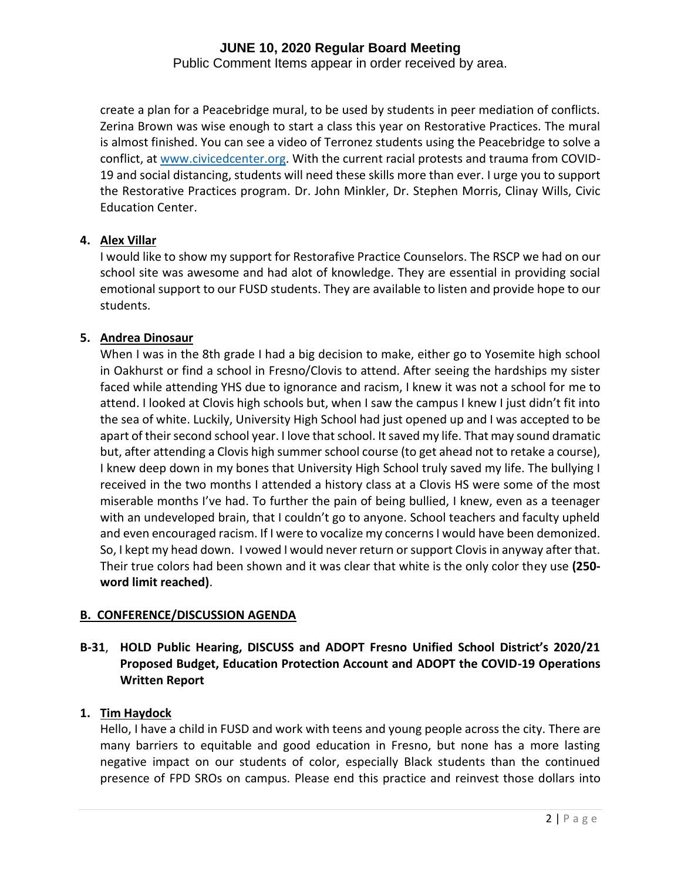create a plan for a Peacebridge mural, to be used by students in peer mediation of conflicts. Zerina Brown was wise enough to start a class this year on Restorative Practices. The mural is almost finished. You can see a video of Terronez students using the Peacebridge to solve a conflict, at [www.civicedcenter.org](www.civicedcenter.org). With the current racial protests and trauma from COVID-19 and social distancing, students will need these skills more than ever. I urge you to support the Restorative Practices program. Dr. John Minkler, Dr. Stephen Morris, Clinay Wills, Civic Education Center.

**4. <u>Alex Villar</u>**

I would like to show my support for Restorafive Practice Counselors. The RSCP we had on our school site was awesome and had alot of knowledge. They are essential in providing social emotional support to our FUSD students. They are available to listen and provide hope to our students.

**5. <u>Andrea Dinosaur</u>**

When I was in the 8th grade I had a big decision to make, either go to Yosemite high school in Oakhurst or find a school in Fresno/Clovis to attend. After seeing the hardships my sister faced while attending YHS due to ignorance and racism, I knew it was not a school for me to attend. I looked at Clovis high schools but, when I saw the campus I knew I just didn't fit into the sea of white. Luckily, University High School had just opened up and I was accepted to be apart of their second school year. I love that school. It saved my life. That may sound dramatic but, after attending a Clovis high summer school course (to get ahead not to retake a course), I knew deep down in my bones that University High School truly saved my life. The bullying I received in the two months I attended a history class at a Clovis HS were some of the most miserable months I've had. To further the pain of being bullied, I knew, even as a teenager with an undeveloped brain, that I couldn't go to anyone. School teachers and faculty upheld and even encouraged racism. If I were to vocalize my concerns I would have been demonized. So, I kept my head down. I vowed I would never return or support Clovis in anyway after that. Their true colors had been shown and it was clear that white is the only color they use **(250-word limit reached)**.

## <u>B. CONFERENCE/DISCUSSION AGENDA</u>

**B-31**, **HOLD Public Hearing, DISCUSS and ADOPT Fresno Unified School District's 2020/21 Proposed Budget, Education Protection Account and ADOPT the COVID-19 Operations Written Report**

**1. <u>Tim Haydock</u>**

Hello, I have a child in FUSD and work with teens and young people across the city. There are many barriers to equitable and good education in Fresno, but none has a more lasting negative impact on our students of color, especially Black students than the continued presence of FPD SROs on campus. Please end this practice and reinvest those dollars into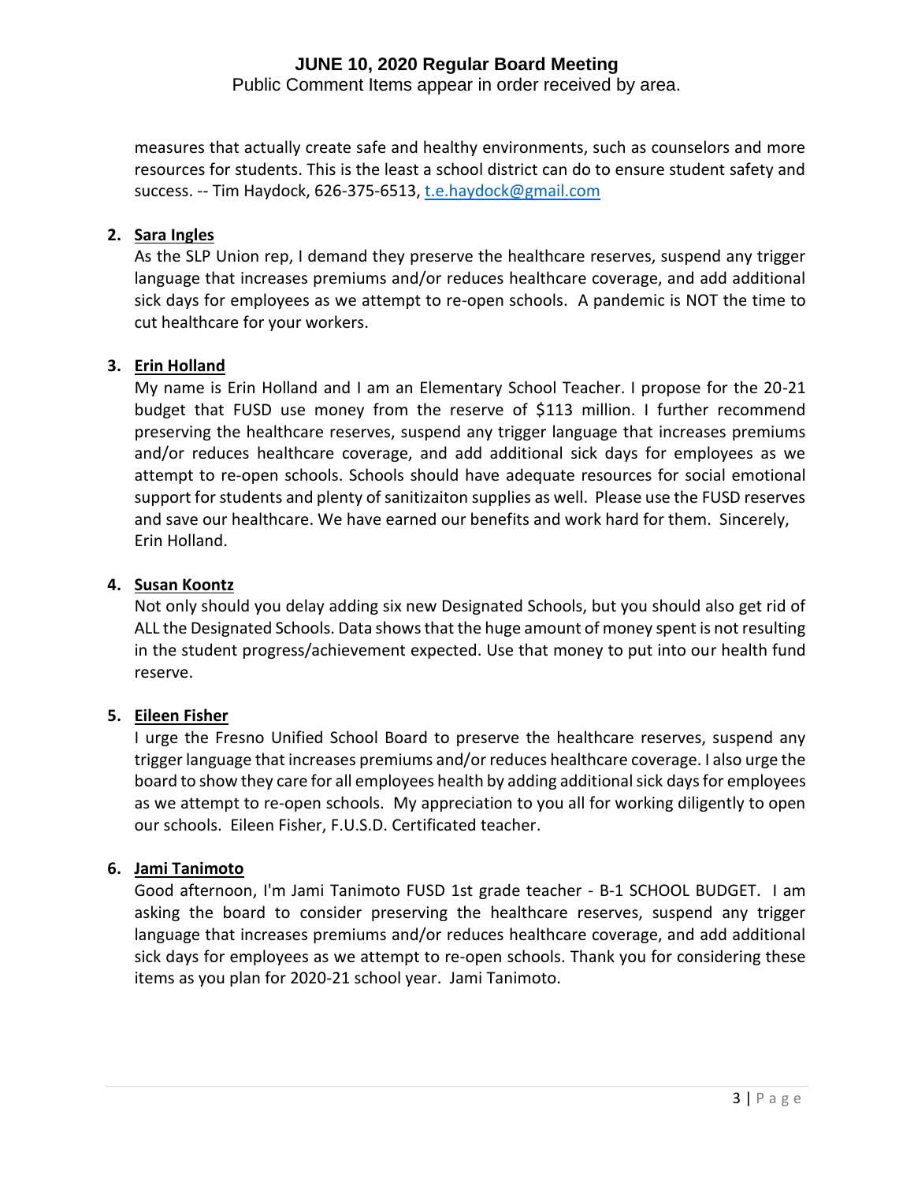measures that actually create safe and healthy environments, such as counselors and more resources for students. This is the least a school district can do to ensure student safety and success. -- Tim Haydock, 626-375-6513, t.e.haydock@gmail.com

2. **Sara Ingles**

   As the SLP Union rep, I demand they preserve the healthcare reserves, suspend any trigger language that increases premiums and/or reduces healthcare coverage, and add additional sick days for employees as we attempt to re-open schools. A pandemic is NOT the time to cut healthcare for your workers.

3. **Erin Holland**

   My name is Erin Holland and I am an Elementary School Teacher. I propose for the 20-21 budget that FUSD use money from the reserve of $113 million. I further recommend preserving the healthcare reserves, suspend any trigger language that increases premiums and/or reduces healthcare coverage, and add additional sick days for employees as we attempt to re-open schools. Schools should have adequate resources for social emotional support for students and plenty of sanitizaiton supplies as well. Please use the FUSD reserves and save our healthcare. We have earned our benefits and work hard for them. Sincerely, Erin Holland.

4. **Susan Koontz**

   Not only should you delay adding six new Designated Schools, but you should also get rid of ALL the Designated Schools. Data shows that the huge amount of money spent is not resulting in the student progress/achievement expected. Use that money to put into our health fund reserve.

5. **Eileen Fisher**

   I urge the Fresno Unified School Board to preserve the healthcare reserves, suspend any trigger language that increases premiums and/or reduces healthcare coverage. I also urge the board to show they care for all employees health by adding additional sick days for employees as we attempt to re-open schools. My appreciation to you all for working diligently to open our schools. Eileen Fisher, F.U.S.D. Certificated teacher.

6. **Jami Tanimoto**

   Good afternoon, I'm Jami Tanimoto FUSD 1st grade teacher - B-1 SCHOOL BUDGET. I am asking the board to consider preserving the healthcare reserves, suspend any trigger language that increases premiums and/or reduces healthcare coverage, and add additional sick days for employees as we attempt to re-open schools. Thank you for considering these items as you plan for 2020-21 school year. Jami Tanimoto.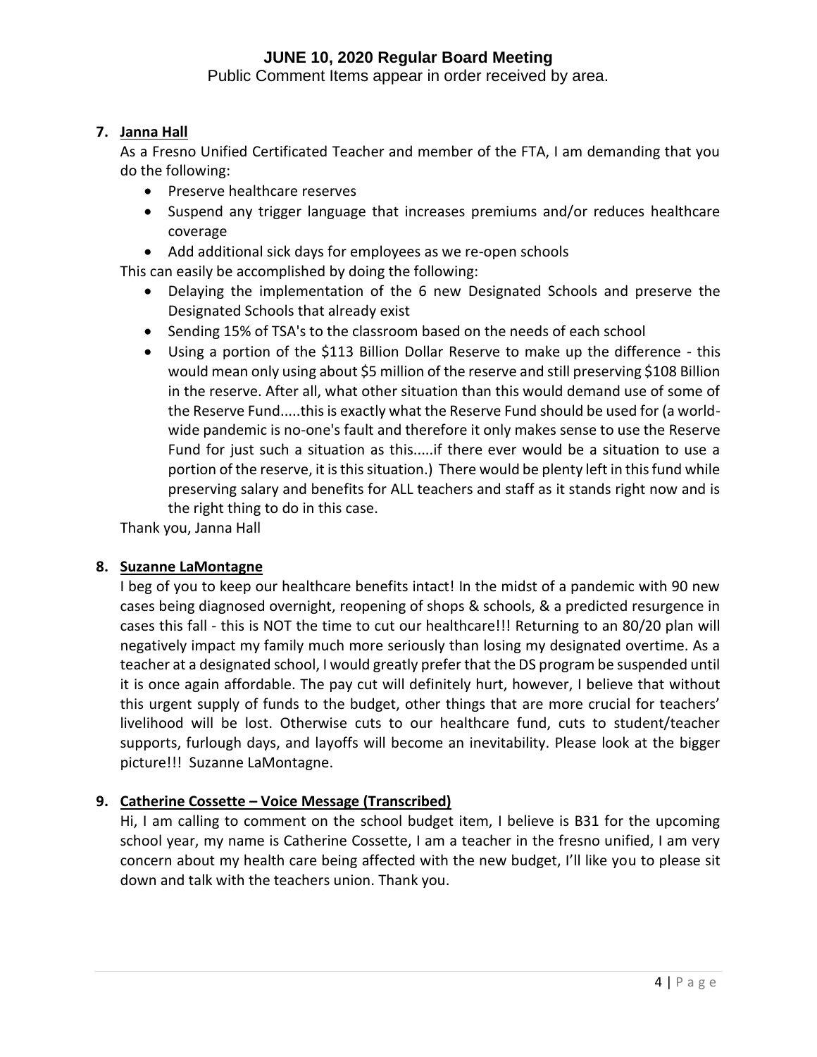# JUNE 10, 2020 Regular Board Meeting

Public Comment Items appear in order received by area.

**7. Janna Hall**

As a Fresno Unified Certificated Teacher and member of the FTA, I am demanding that you do the following:

- Preserve healthcare reserves
- Suspend any trigger language that increases premiums and/or reduces healthcare coverage
- Add additional sick days for employees as we re-open schools

This can easily be accomplished by doing the following:

- Delaying the implementation of the 6 new Designated Schools and preserve the Designated Schools that already exist
- Sending 15% of TSA's to the classroom based on the needs of each school
- Using a portion of the $113 Billion Dollar Reserve to make up the difference - this would mean only using about $5 million of the reserve and still preserving $108 Billion in the reserve. After all, what other situation than this would demand use of some of the Reserve Fund.....this is exactly what the Reserve Fund should be used for (a world-wide pandemic is no-one's fault and therefore it only makes sense to use the Reserve Fund for just such a situation as this.....if there ever would be a situation to use a portion of the reserve, it is this situation.) There would be plenty left in this fund while preserving salary and benefits for ALL teachers and staff as it stands right now and is the right thing to do in this case.

Thank you, Janna Hall

**8. Suzanne LaMontagne**

I beg of you to keep our healthcare benefits intact! In the midst of a pandemic with 90 new cases being diagnosed overnight, reopening of shops & schools, & a predicted resurgence in cases this fall - this is NOT the time to cut our healthcare!!! Returning to an 80/20 plan will negatively impact my family much more seriously than losing my designated overtime. As a teacher at a designated school, I would greatly prefer that the DS program be suspended until it is once again affordable. The pay cut will definitely hurt, however, I believe that without this urgent supply of funds to the budget, other things that are more crucial for teachers' livelihood will be lost. Otherwise cuts to our healthcare fund, cuts to student/teacher supports, furlough days, and layoffs will become an inevitability. Please look at the bigger picture!!! Suzanne LaMontagne.

**9. Catherine Cossette – Voice Message (Transcribed)**

Hi, I am calling to comment on the school budget item, I believe is B31 for the upcoming school year, my name is Catherine Cossette, I am a teacher in the fresno unified, I am very concern about my health care being affected with the new budget, I'll like you to please sit down and talk with the teachers union. Thank you.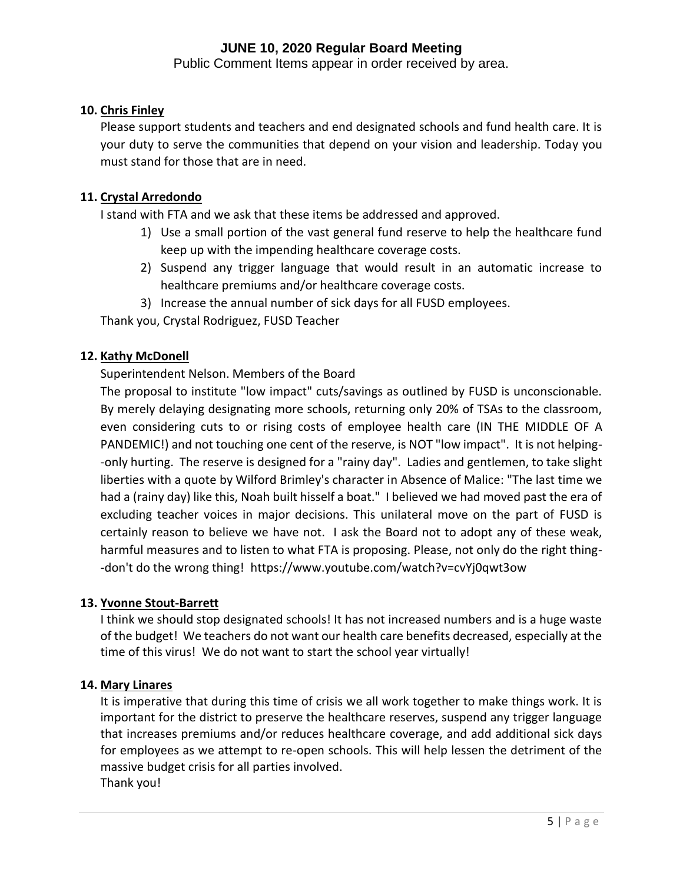# JUNE 10, 2020 Regular Board Meeting

Public Comment Items appear in order received by area.

**10. Chris Finley**

Please support students and teachers and end designated schools and fund health care. It is your duty to serve the communities that depend on your vision and leadership. Today you must stand for those that are in need.

**11. Crystal Arredondo**

I stand with FTA and we ask that these items be addressed and approved.

1) Use a small portion of the vast general fund reserve to help the healthcare fund keep up with the impending healthcare coverage costs.
2) Suspend any trigger language that would result in an automatic increase to healthcare premiums and/or healthcare coverage costs.
3) Increase the annual number of sick days for all FUSD employees.

Thank you, Crystal Rodriguez, FUSD Teacher

**12. Kathy McDonell**

Superintendent Nelson. Members of the Board

The proposal to institute "low impact" cuts/savings as outlined by FUSD is unconscionable. By merely delaying designating more schools, returning only 20% of TSAs to the classroom, even considering cuts to or rising costs of employee health care (IN THE MIDDLE OF A PANDEMIC!) and not touching one cent of the reserve, is NOT "low impact". It is not helping--only hurting. The reserve is designed for a "rainy day". Ladies and gentlemen, to take slight liberties with a quote by Wilford Brimley's character in Absence of Malice: "The last time we had a (rainy day) like this, Noah built hisself a boat." I believed we had moved past the era of excluding teacher voices in major decisions. This unilateral move on the part of FUSD is certainly reason to believe we have not. I ask the Board not to adopt any of these weak, harmful measures and to listen to what FTA is proposing. Please, not only do the right thing--don't do the wrong thing! https://www.youtube.com/watch?v=cvYj0qwt3ow

**13. Yvonne Stout-Barrett**

I think we should stop designated schools! It has not increased numbers and is a huge waste of the budget! We teachers do not want our health care benefits decreased, especially at the time of this virus! We do not want to start the school year virtually!

**14. Mary Linares**

It is imperative that during this time of crisis we all work together to make things work. It is important for the district to preserve the healthcare reserves, suspend any trigger language that increases premiums and/or reduces healthcare coverage, and add additional sick days for employees as we attempt to re-open schools. This will help lessen the detriment of the massive budget crisis for all parties involved.

Thank you!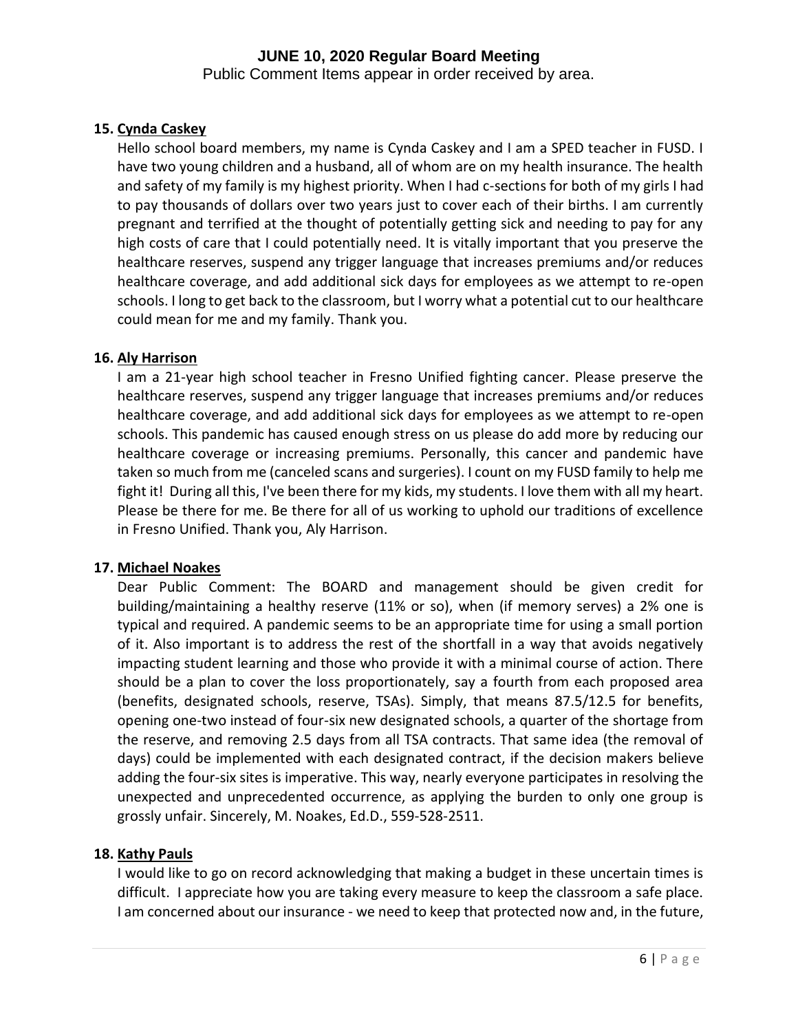15. **Cynda Caskey**

Hello school board members, my name is Cynda Caskey and I am a SPED teacher in FUSD. I have two young children and a husband, all of whom are on my health insurance. The health and safety of my family is my highest priority. When I had c-sections for both of my girls I had to pay thousands of dollars over two years just to cover each of their births. I am currently pregnant and terrified at the thought of potentially getting sick and needing to pay for any high costs of care that I could potentially need. It is vitally important that you preserve the healthcare reserves, suspend any trigger language that increases premiums and/or reduces healthcare coverage, and add additional sick days for employees as we attempt to re-open schools. I long to get back to the classroom, but I worry what a potential cut to our healthcare could mean for me and my family. Thank you.

16. **Aly Harrison**

I am a 21-year high school teacher in Fresno Unified fighting cancer. Please preserve the healthcare reserves, suspend any trigger language that increases premiums and/or reduces healthcare coverage, and add additional sick days for employees as we attempt to re-open schools. This pandemic has caused enough stress on us please do add more by reducing our healthcare coverage or increasing premiums. Personally, this cancer and pandemic have taken so much from me (canceled scans and surgeries). I count on my FUSD family to help me fight it! During all this, I've been there for my kids, my students. I love them with all my heart. Please be there for me. Be there for all of us working to uphold our traditions of excellence in Fresno Unified. Thank you, Aly Harrison.

17. **Michael Noakes**

Dear Public Comment: The BOARD and management should be given credit for building/maintaining a healthy reserve (11% or so), when (if memory serves) a 2% one is typical and required. A pandemic seems to be an appropriate time for using a small portion of it. Also important is to address the rest of the shortfall in a way that avoids negatively impacting student learning and those who provide it with a minimal course of action. There should be a plan to cover the loss proportionately, say a fourth from each proposed area (benefits, designated schools, reserve, TSAs). Simply, that means 87.5/12.5 for benefits, opening one-two instead of four-six new designated schools, a quarter of the shortage from the reserve, and removing 2.5 days from all TSA contracts. That same idea (the removal of days) could be implemented with each designated contract, if the decision makers believe adding the four-six sites is imperative. This way, nearly everyone participates in resolving the unexpected and unprecedented occurrence, as applying the burden to only one group is grossly unfair. Sincerely, M. Noakes, Ed.D., 559-528-2511.

18. **Kathy Pauls**

I would like to go on record acknowledging that making a budget in these uncertain times is difficult. I appreciate how you are taking every measure to keep the classroom a safe place. I am concerned about our insurance - we need to keep that protected now and, in the future,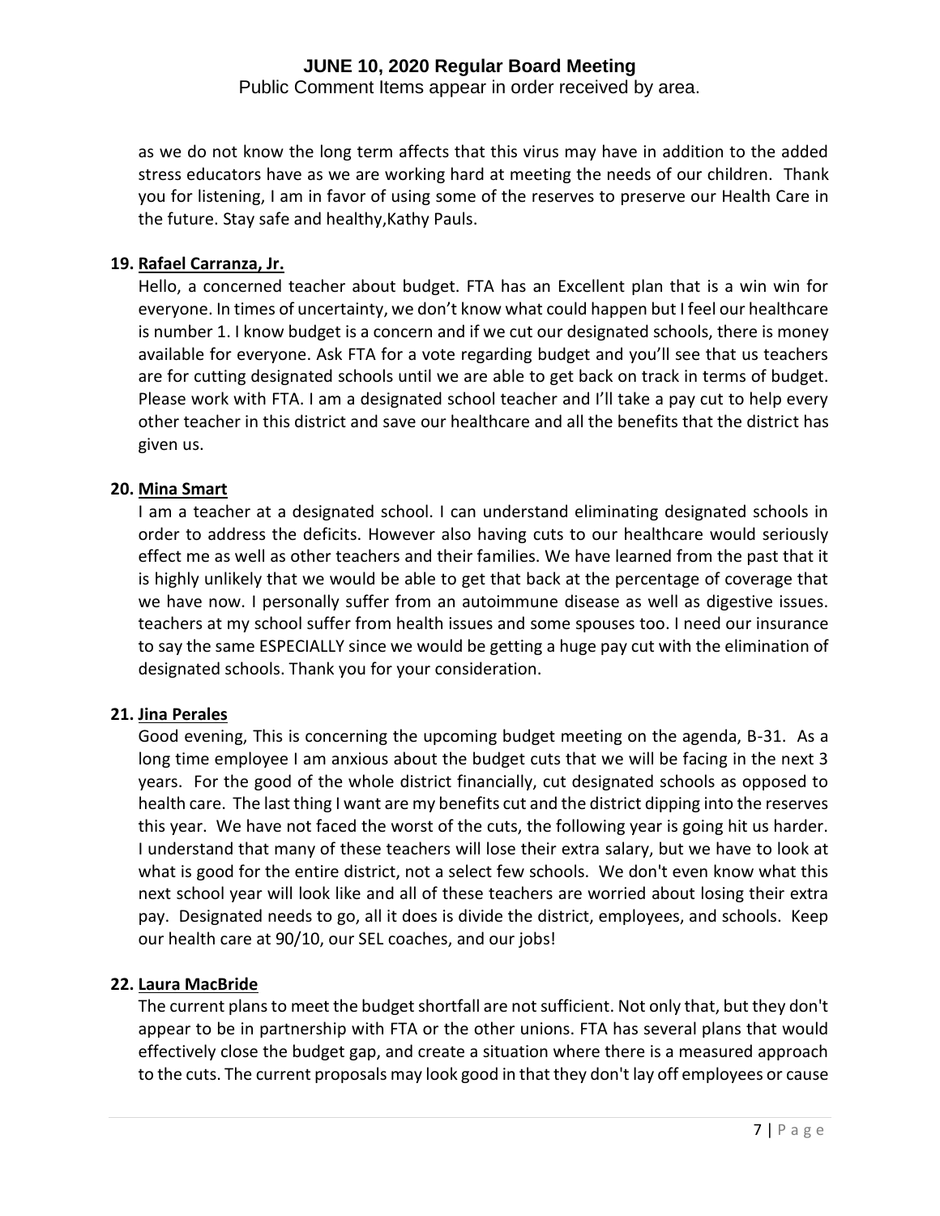as we do not know the long term affects that this virus may have in addition to the added stress educators have as we are working hard at meeting the needs of our children. Thank you for listening, I am in favor of using some of the reserves to preserve our Health Care in the future. Stay safe and healthy,Kathy Pauls.

**19. Rafael Carranza, Jr.**

Hello, a concerned teacher about budget. FTA has an Excellent plan that is a win win for everyone. In times of uncertainty, we don't know what could happen but I feel our healthcare is number 1. I know budget is a concern and if we cut our designated schools, there is money available for everyone. Ask FTA for a vote regarding budget and you'll see that us teachers are for cutting designated schools until we are able to get back on track in terms of budget. Please work with FTA. I am a designated school teacher and I'll take a pay cut to help every other teacher in this district and save our healthcare and all the benefits that the district has given us.

**20. Mina Smart**

I am a teacher at a designated school. I can understand eliminating designated schools in order to address the deficits. However also having cuts to our healthcare would seriously effect me as well as other teachers and their families. We have learned from the past that it is highly unlikely that we would be able to get that back at the percentage of coverage that we have now. I personally suffer from an autoimmune disease as well as digestive issues. teachers at my school suffer from health issues and some spouses too. I need our insurance to say the same ESPECIALLY since we would be getting a huge pay cut with the elimination of designated schools. Thank you for your consideration.

**21. Jina Perales**

Good evening, This is concerning the upcoming budget meeting on the agenda, B-31. As a long time employee I am anxious about the budget cuts that we will be facing in the next 3 years. For the good of the whole district financially, cut designated schools as opposed to health care. The last thing I want are my benefits cut and the district dipping into the reserves this year. We have not faced the worst of the cuts, the following year is going hit us harder. I understand that many of these teachers will lose their extra salary, but we have to look at what is good for the entire district, not a select few schools. We don't even know what this next school year will look like and all of these teachers are worried about losing their extra pay. Designated needs to go, all it does is divide the district, employees, and schools. Keep our health care at 90/10, our SEL coaches, and our jobs!

**22. Laura MacBride**

The current plans to meet the budget shortfall are not sufficient. Not only that, but they don't appear to be in partnership with FTA or the other unions. FTA has several plans that would effectively close the budget gap, and create a situation where there is a measured approach to the cuts. The current proposals may look good in that they don't lay off employees or cause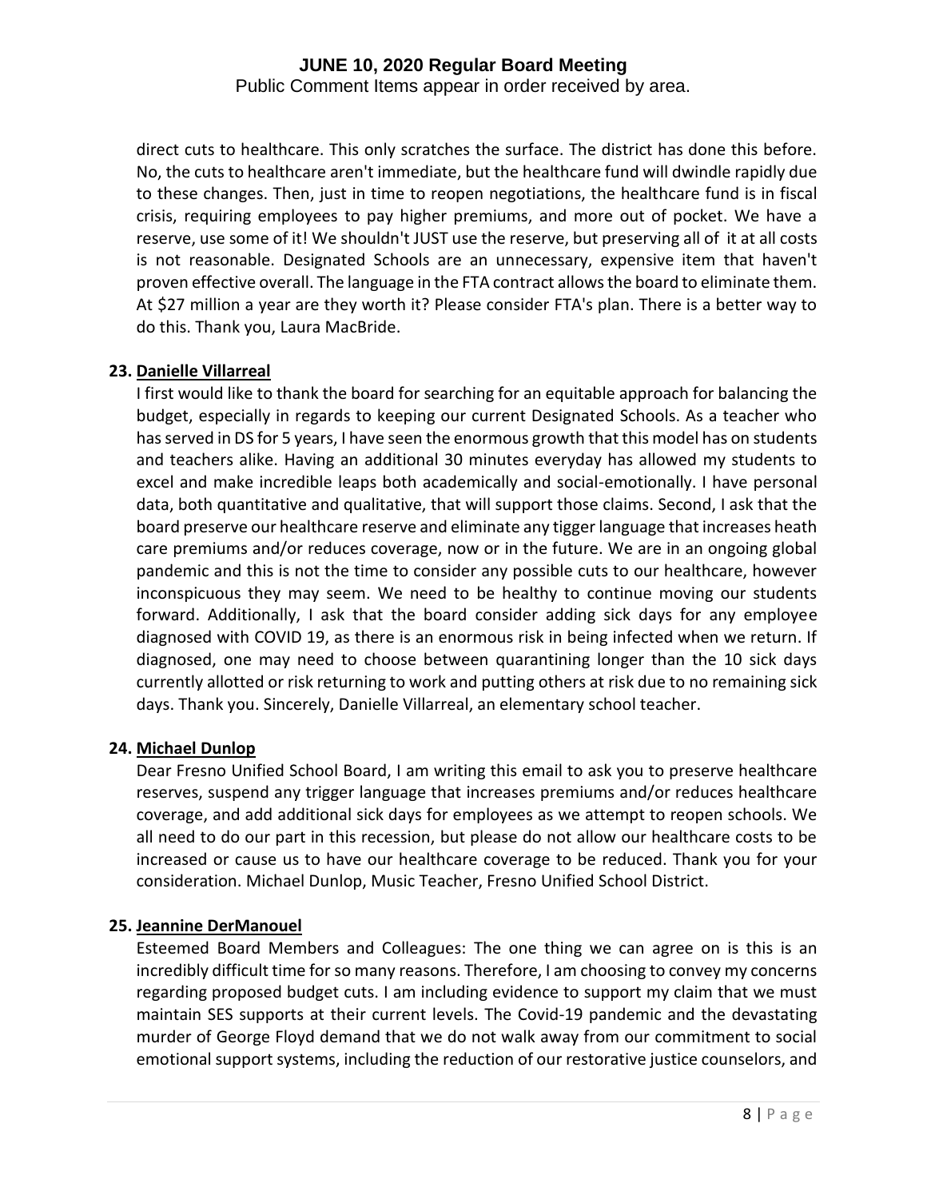direct cuts to healthcare. This only scratches the surface. The district has done this before. No, the cuts to healthcare aren't immediate, but the healthcare fund will dwindle rapidly due to these changes. Then, just in time to reopen negotiations, the healthcare fund is in fiscal crisis, requiring employees to pay higher premiums, and more out of pocket. We have a reserve, use some of it! We shouldn't JUST use the reserve, but preserving all of it at all costs is not reasonable. Designated Schools are an unnecessary, expensive item that haven't proven effective overall. The language in the FTA contract allows the board to eliminate them. At $27 million a year are they worth it? Please consider FTA's plan. There is a better way to do this. Thank you, Laura MacBride.

**23. Danielle Villarreal**

I first would like to thank the board for searching for an equitable approach for balancing the budget, especially in regards to keeping our current Designated Schools. As a teacher who has served in DS for 5 years, I have seen the enormous growth that this model has on students and teachers alike. Having an additional 30 minutes everyday has allowed my students to excel and make incredible leaps both academically and social-emotionally. I have personal data, both quantitative and qualitative, that will support those claims. Second, I ask that the board preserve our healthcare reserve and eliminate any tigger language that increases heath care premiums and/or reduces coverage, now or in the future. We are in an ongoing global pandemic and this is not the time to consider any possible cuts to our healthcare, however inconspicuous they may seem. We need to be healthy to continue moving our students forward. Additionally, I ask that the board consider adding sick days for any employee diagnosed with COVID 19, as there is an enormous risk in being infected when we return. If diagnosed, one may need to choose between quarantining longer than the 10 sick days currently allotted or risk returning to work and putting others at risk due to no remaining sick days. Thank you. Sincerely, Danielle Villarreal, an elementary school teacher.

**24. Michael Dunlop**

Dear Fresno Unified School Board, I am writing this email to ask you to preserve healthcare reserves, suspend any trigger language that increases premiums and/or reduces healthcare coverage, and add additional sick days for employees as we attempt to reopen schools. We all need to do our part in this recession, but please do not allow our healthcare costs to be increased or cause us to have our healthcare coverage to be reduced. Thank you for your consideration. Michael Dunlop, Music Teacher, Fresno Unified School District.

**25. Jeannine DerManouel**

Esteemed Board Members and Colleagues: The one thing we can agree on is this is an incredibly difficult time for so many reasons. Therefore, I am choosing to convey my concerns regarding proposed budget cuts. I am including evidence to support my claim that we must maintain SES supports at their current levels. The Covid-19 pandemic and the devastating murder of George Floyd demand that we do not walk away from our commitment to social emotional support systems, including the reduction of our restorative justice counselors, and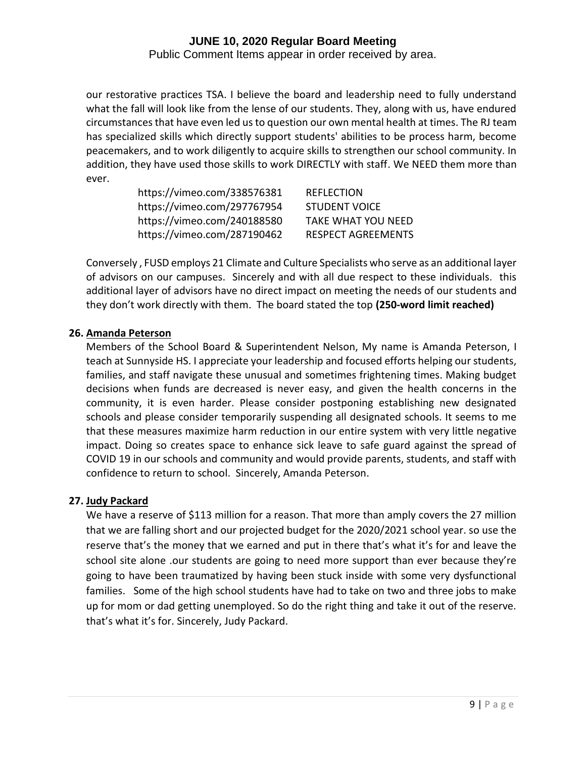our restorative practices TSA. I believe the board and leadership need to fully understand what the fall will look like from the lense of our students. They, along with us, have endured circumstances that have even led us to question our own mental health at times. The RJ team has specialized skills which directly support students' abilities to be process harm, become peacemakers, and to work diligently to acquire skills to strengthen our school community. In addition, they have used those skills to work DIRECTLY with staff. We NEED them more than ever.

| | |
|---|---|
| https://vimeo.com/338576381 | REFLECTION |
| https://vimeo.com/297767954 | STUDENT VOICE |
| https://vimeo.com/240188580 | TAKE WHAT YOU NEED |
| https://vimeo.com/287190462 | RESPECT AGREEMENTS |

Conversely , FUSD employs 21 Climate and Culture Specialists who serve as an additional layer of advisors on our campuses. Sincerely and with all due respect to these individuals. this additional layer of advisors have no direct impact on meeting the needs of our students and they don't work directly with them. The board stated the top **(250-word limit reached)**

**26. Amanda Peterson**

Members of the School Board & Superintendent Nelson, My name is Amanda Peterson, I teach at Sunnyside HS. I appreciate your leadership and focused efforts helping our students, families, and staff navigate these unusual and sometimes frightening times. Making budget decisions when funds are decreased is never easy, and given the health concerns in the community, it is even harder. Please consider postponing establishing new designated schools and please consider temporarily suspending all designated schools. It seems to me that these measures maximize harm reduction in our entire system with very little negative impact. Doing so creates space to enhance sick leave to safe guard against the spread of COVID 19 in our schools and community and would provide parents, students, and staff with confidence to return to school. Sincerely, Amanda Peterson.

**27. Judy Packard**

We have a reserve of $113 million for a reason. That more than amply covers the 27 million that we are falling short and our projected budget for the 2020/2021 school year. so use the reserve that's the money that we earned and put in there that's what it's for and leave the school site alone .our students are going to need more support than ever because they're going to have been traumatized by having been stuck inside with some very dysfunctional families. Some of the high school students have had to take on two and three jobs to make up for mom or dad getting unemployed. So do the right thing and take it out of the reserve. that's what it's for. Sincerely, Judy Packard.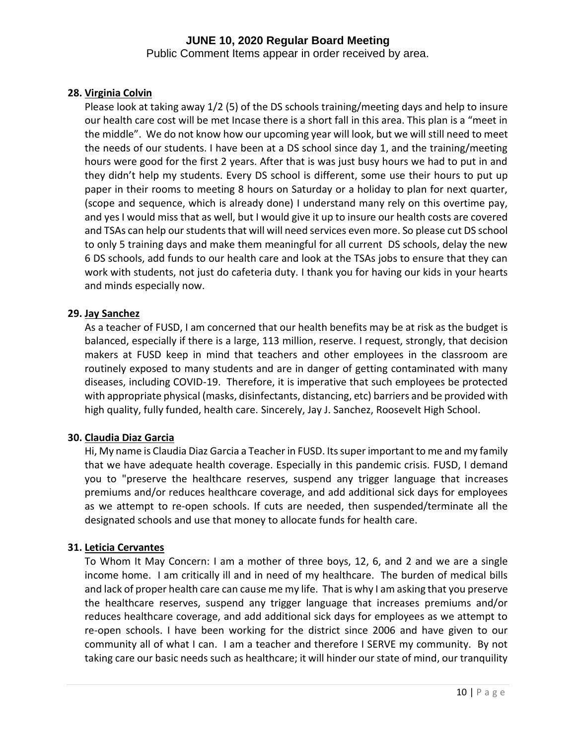# JUNE 10, 2020 Regular Board Meeting

Public Comment Items appear in order received by area.

**28. Virginia Colvin**

Please look at taking away 1/2 (5) of the DS schools training/meeting days and help to insure our health care cost will be met Incase there is a short fall in this area. This plan is a "meet in the middle". We do not know how our upcoming year will look, but we will still need to meet the needs of our students. I have been at a DS school since day 1, and the training/meeting hours were good for the first 2 years. After that is was just busy hours we had to put in and they didn't help my students. Every DS school is different, some use their hours to put up paper in their rooms to meeting 8 hours on Saturday or a holiday to plan for next quarter, (scope and sequence, which is already done) I understand many rely on this overtime pay, and yes I would miss that as well, but I would give it up to insure our health costs are covered and TSAs can help our students that will will need services even more. So please cut DS school to only 5 training days and make them meaningful for all current DS schools, delay the new 6 DS schools, add funds to our health care and look at the TSAs jobs to ensure that they can work with students, not just do cafeteria duty. I thank you for having our kids in your hearts and minds especially now.

**29. Jay Sanchez**

As a teacher of FUSD, I am concerned that our health benefits may be at risk as the budget is balanced, especially if there is a large, 113 million, reserve. I request, strongly, that decision makers at FUSD keep in mind that teachers and other employees in the classroom are routinely exposed to many students and are in danger of getting contaminated with many diseases, including COVID-19. Therefore, it is imperative that such employees be protected with appropriate physical (masks, disinfectants, distancing, etc) barriers and be provided with high quality, fully funded, health care. Sincerely, Jay J. Sanchez, Roosevelt High School.

**30. Claudia Diaz Garcia**

Hi, My name is Claudia Diaz Garcia a Teacher in FUSD. Its super important to me and my family that we have adequate health coverage. Especially in this pandemic crisis. FUSD, I demand you to "preserve the healthcare reserves, suspend any trigger language that increases premiums and/or reduces healthcare coverage, and add additional sick days for employees as we attempt to re-open schools. If cuts are needed, then suspended/terminate all the designated schools and use that money to allocate funds for health care.

**31. Leticia Cervantes**

To Whom It May Concern: I am a mother of three boys, 12, 6, and 2 and we are a single income home. I am critically ill and in need of my healthcare. The burden of medical bills and lack of proper health care can cause me my life. That is why I am asking that you preserve the healthcare reserves, suspend any trigger language that increases premiums and/or reduces healthcare coverage, and add additional sick days for employees as we attempt to re-open schools. I have been working for the district since 2006 and have given to our community all of what I can. I am a teacher and therefore I SERVE my community. By not taking care our basic needs such as healthcare; it will hinder our state of mind, our tranquility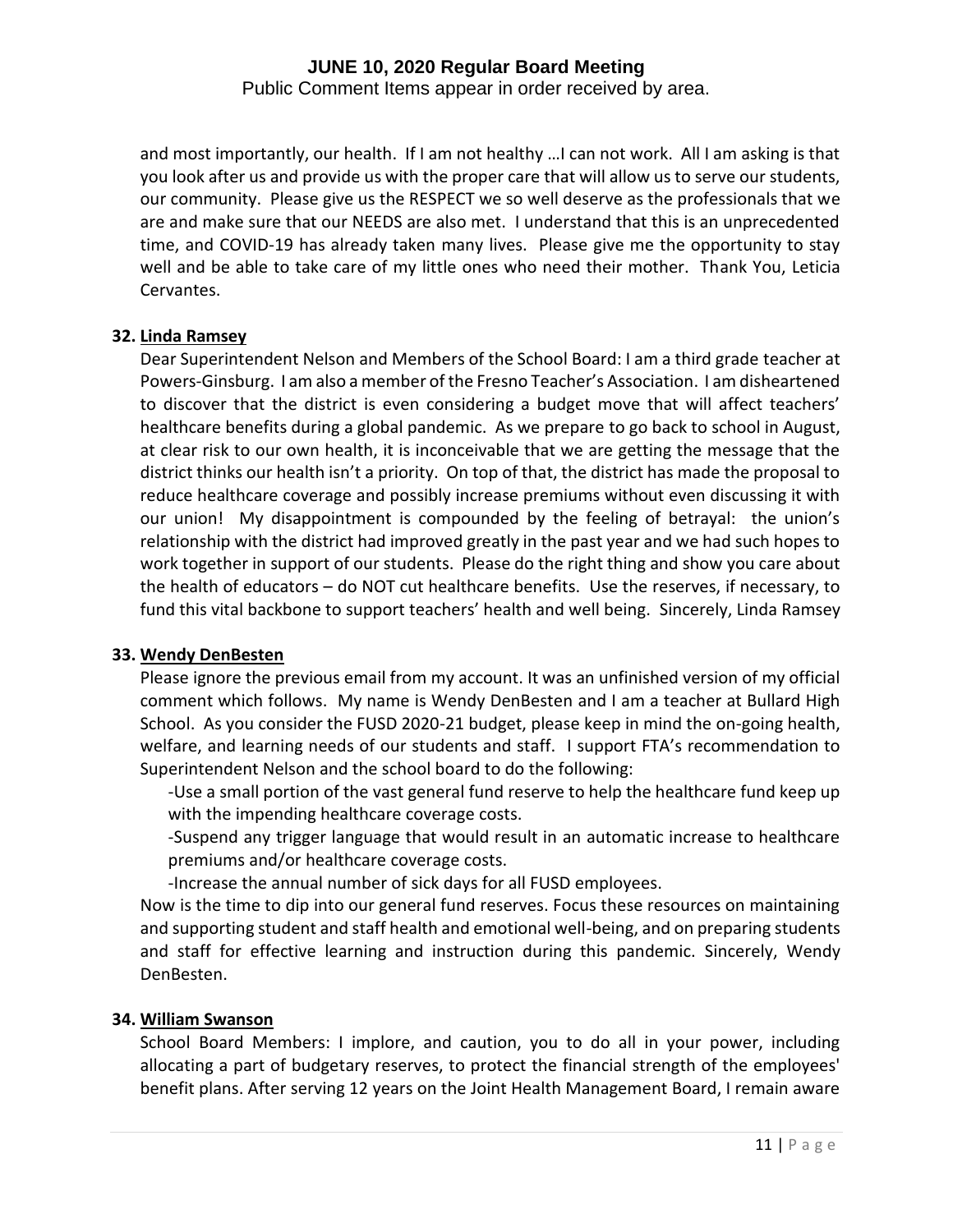and most importantly, our health. If I am not healthy …I can not work. All I am asking is that you look after us and provide us with the proper care that will allow us to serve our students, our community. Please give us the RESPECT we so well deserve as the professionals that we are and make sure that our NEEDS are also met. I understand that this is an unprecedented time, and COVID-19 has already taken many lives. Please give me the opportunity to stay well and be able to take care of my little ones who need their mother. Thank You, Leticia Cervantes.

**32. Linda Ramsey**

Dear Superintendent Nelson and Members of the School Board: I am a third grade teacher at Powers-Ginsburg. I am also a member of the Fresno Teacher's Association. I am disheartened to discover that the district is even considering a budget move that will affect teachers' healthcare benefits during a global pandemic. As we prepare to go back to school in August, at clear risk to our own health, it is inconceivable that we are getting the message that the district thinks our health isn't a priority. On top of that, the district has made the proposal to reduce healthcare coverage and possibly increase premiums without even discussing it with our union! My disappointment is compounded by the feeling of betrayal: the union's relationship with the district had improved greatly in the past year and we had such hopes to work together in support of our students. Please do the right thing and show you care about the health of educators – do NOT cut healthcare benefits. Use the reserves, if necessary, to fund this vital backbone to support teachers' health and well being. Sincerely, Linda Ramsey

**33. Wendy DenBesten**

Please ignore the previous email from my account. It was an unfinished version of my official comment which follows. My name is Wendy DenBesten and I am a teacher at Bullard High School. As you consider the FUSD 2020-21 budget, please keep in mind the on-going health, welfare, and learning needs of our students and staff. I support FTA's recommendation to Superintendent Nelson and the school board to do the following:

-Use a small portion of the vast general fund reserve to help the healthcare fund keep up with the impending healthcare coverage costs.

-Suspend any trigger language that would result in an automatic increase to healthcare premiums and/or healthcare coverage costs.

-Increase the annual number of sick days for all FUSD employees.

Now is the time to dip into our general fund reserves. Focus these resources on maintaining and supporting student and staff health and emotional well-being, and on preparing students and staff for effective learning and instruction during this pandemic. Sincerely, Wendy DenBesten.

**34. William Swanson**

School Board Members: I implore, and caution, you to do all in your power, including allocating a part of budgetary reserves, to protect the financial strength of the employees' benefit plans. After serving 12 years on the Joint Health Management Board, I remain aware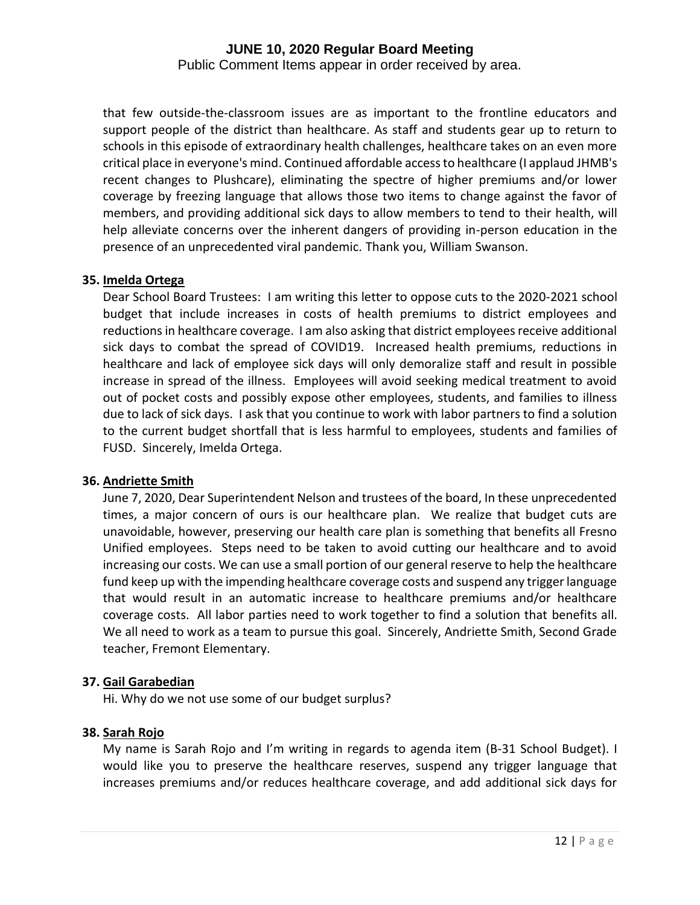that few outside-the-classroom issues are as important to the frontline educators and support people of the district than healthcare. As staff and students gear up to return to schools in this episode of extraordinary health challenges, healthcare takes on an even more critical place in everyone's mind. Continued affordable access to healthcare (I applaud JHMB's recent changes to Plushcare), eliminating the spectre of higher premiums and/or lower coverage by freezing language that allows those two items to change against the favor of members, and providing additional sick days to allow members to tend to their health, will help alleviate concerns over the inherent dangers of providing in-person education in the presence of an unprecedented viral pandemic. Thank you, William Swanson.

**35. Imelda Ortega**

Dear School Board Trustees: I am writing this letter to oppose cuts to the 2020-2021 school budget that include increases in costs of health premiums to district employees and reductions in healthcare coverage. I am also asking that district employees receive additional sick days to combat the spread of COVID19. Increased health premiums, reductions in healthcare and lack of employee sick days will only demoralize staff and result in possible increase in spread of the illness. Employees will avoid seeking medical treatment to avoid out of pocket costs and possibly expose other employees, students, and families to illness due to lack of sick days. I ask that you continue to work with labor partners to find a solution to the current budget shortfall that is less harmful to employees, students and families of FUSD. Sincerely, Imelda Ortega.

**36. Andriette Smith**

June 7, 2020, Dear Superintendent Nelson and trustees of the board, In these unprecedented times, a major concern of ours is our healthcare plan. We realize that budget cuts are unavoidable, however, preserving our health care plan is something that benefits all Fresno Unified employees. Steps need to be taken to avoid cutting our healthcare and to avoid increasing our costs. We can use a small portion of our general reserve to help the healthcare fund keep up with the impending healthcare coverage costs and suspend any trigger language that would result in an automatic increase to healthcare premiums and/or healthcare coverage costs. All labor parties need to work together to find a solution that benefits all. We all need to work as a team to pursue this goal. Sincerely, Andriette Smith, Second Grade teacher, Fremont Elementary.

**37. Gail Garabedian**

Hi. Why do we not use some of our budget surplus?

**38. Sarah Rojo**

My name is Sarah Rojo and I'm writing in regards to agenda item (B-31 School Budget). I would like you to preserve the healthcare reserves, suspend any trigger language that increases premiums and/or reduces healthcare coverage, and add additional sick days for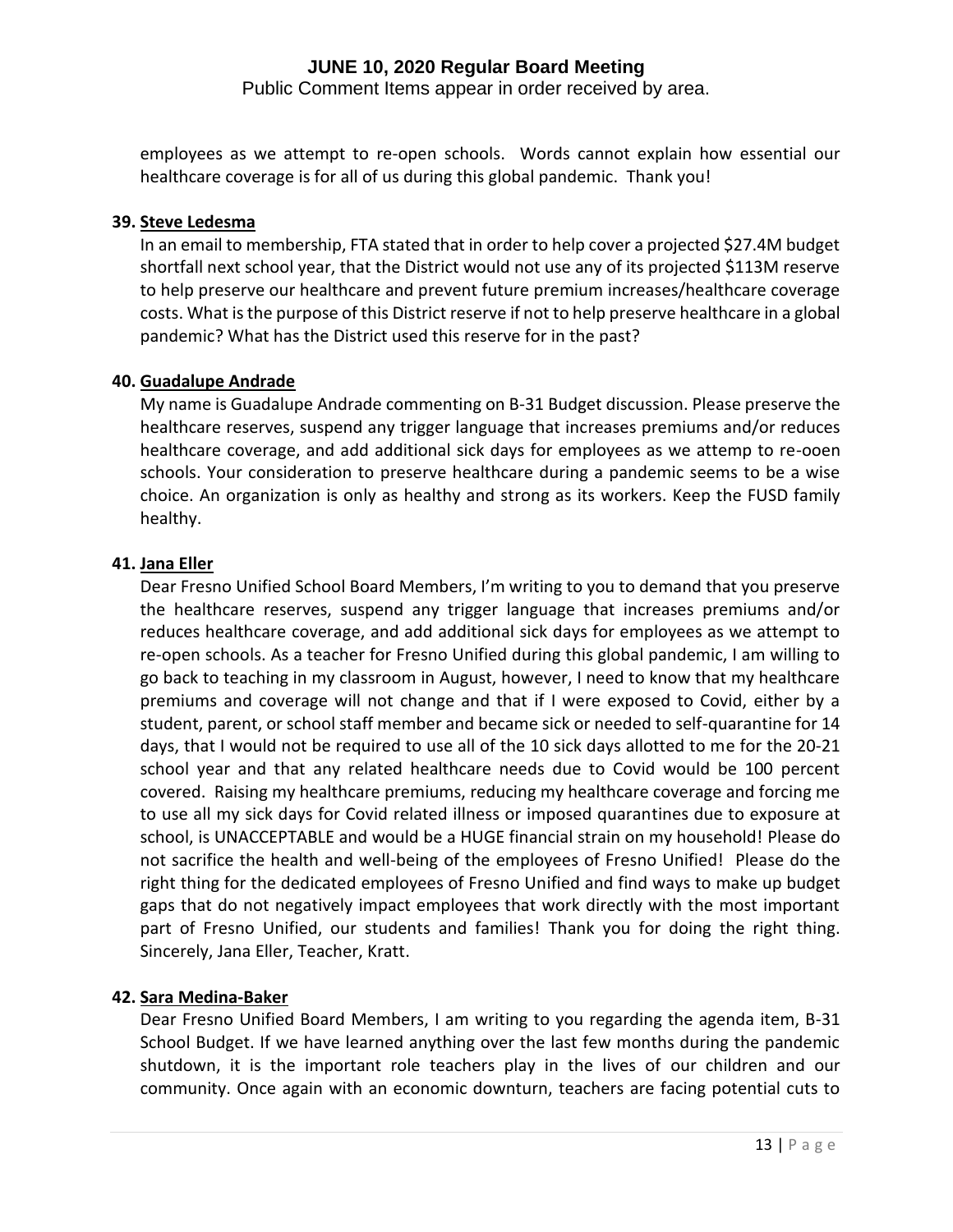employees as we attempt to re-open schools. Words cannot explain how essential our healthcare coverage is for all of us during this global pandemic. Thank you!

**39. Steve Ledesma**

In an email to membership, FTA stated that in order to help cover a projected $27.4M budget shortfall next school year, that the District would not use any of its projected $113M reserve to help preserve our healthcare and prevent future premium increases/healthcare coverage costs. What is the purpose of this District reserve if not to help preserve healthcare in a global pandemic? What has the District used this reserve for in the past?

**40. Guadalupe Andrade**

My name is Guadalupe Andrade commenting on B-31 Budget discussion. Please preserve the healthcare reserves, suspend any trigger language that increases premiums and/or reduces healthcare coverage, and add additional sick days for employees as we attemp to re-ooen schools. Your consideration to preserve healthcare during a pandemic seems to be a wise choice. An organization is only as healthy and strong as its workers. Keep the FUSD family healthy.

**41. Jana Eller**

Dear Fresno Unified School Board Members, I'm writing to you to demand that you preserve the healthcare reserves, suspend any trigger language that increases premiums and/or reduces healthcare coverage, and add additional sick days for employees as we attempt to re-open schools. As a teacher for Fresno Unified during this global pandemic, I am willing to go back to teaching in my classroom in August, however, I need to know that my healthcare premiums and coverage will not change and that if I were exposed to Covid, either by a student, parent, or school staff member and became sick or needed to self-quarantine for 14 days, that I would not be required to use all of the 10 sick days allotted to me for the 20-21 school year and that any related healthcare needs due to Covid would be 100 percent covered. Raising my healthcare premiums, reducing my healthcare coverage and forcing me to use all my sick days for Covid related illness or imposed quarantines due to exposure at school, is UNACCEPTABLE and would be a HUGE financial strain on my household! Please do not sacrifice the health and well-being of the employees of Fresno Unified! Please do the right thing for the dedicated employees of Fresno Unified and find ways to make up budget gaps that do not negatively impact employees that work directly with the most important part of Fresno Unified, our students and families! Thank you for doing the right thing. Sincerely, Jana Eller, Teacher, Kratt.

**42. Sara Medina-Baker**

Dear Fresno Unified Board Members, I am writing to you regarding the agenda item, B-31 School Budget. If we have learned anything over the last few months during the pandemic shutdown, it is the important role teachers play in the lives of our children and our community. Once again with an economic downturn, teachers are facing potential cuts to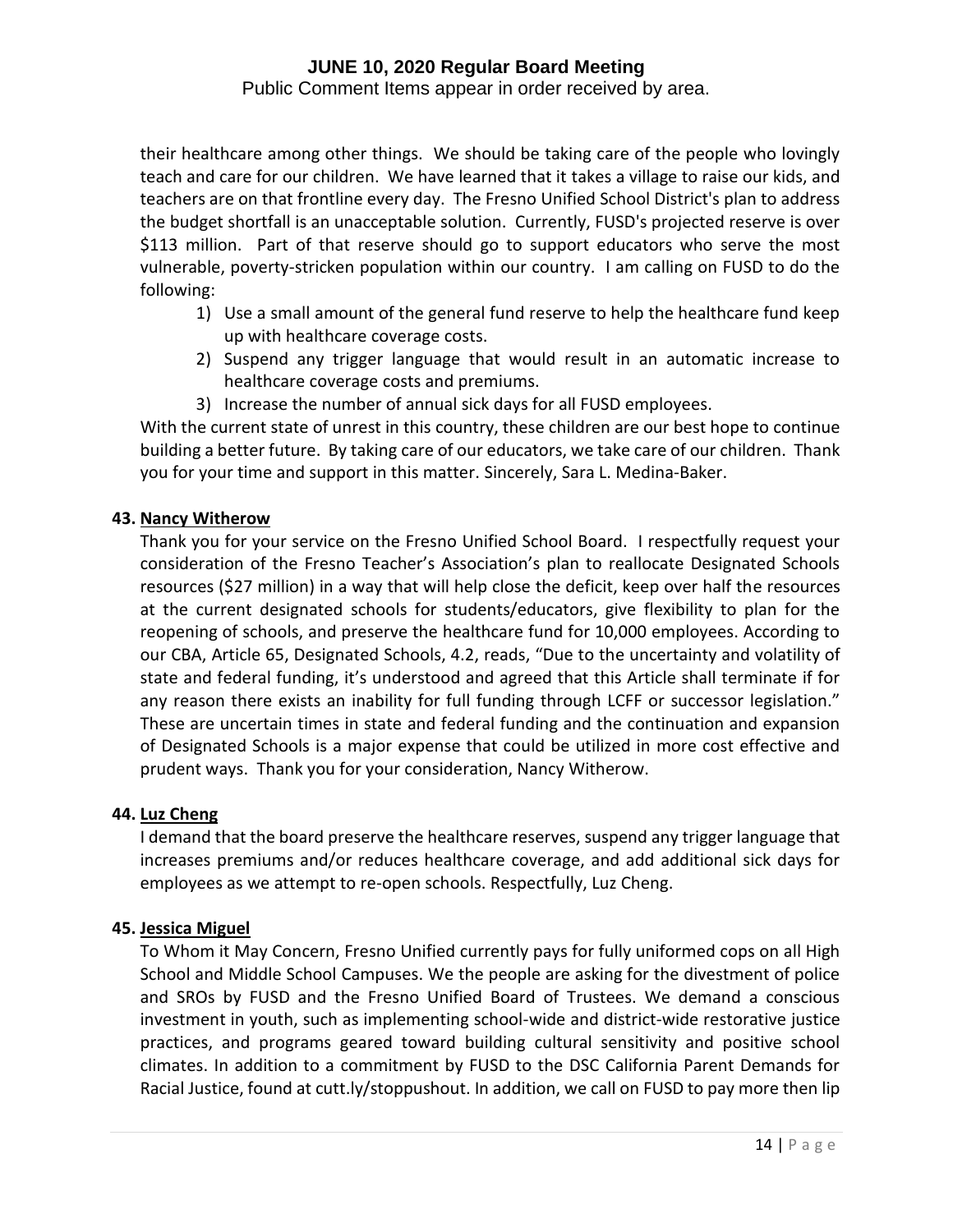their healthcare among other things. We should be taking care of the people who lovingly teach and care for our children. We have learned that it takes a village to raise our kids, and teachers are on that frontline every day. The Fresno Unified School District's plan to address the budget shortfall is an unacceptable solution. Currently, FUSD's projected reserve is over $113 million. Part of that reserve should go to support educators who serve the most vulnerable, poverty-stricken population within our country. I am calling on FUSD to do the following:

1) Use a small amount of the general fund reserve to help the healthcare fund keep up with healthcare coverage costs.
2) Suspend any trigger language that would result in an automatic increase to healthcare coverage costs and premiums.
3) Increase the number of annual sick days for all FUSD employees.

With the current state of unrest in this country, these children are our best hope to continue building a better future. By taking care of our educators, we take care of our children. Thank you for your time and support in this matter. Sincerely, Sara L. Medina-Baker.

**43. Nancy Witherow**

Thank you for your service on the Fresno Unified School Board. I respectfully request your consideration of the Fresno Teacher's Association's plan to reallocate Designated Schools resources ($27 million) in a way that will help close the deficit, keep over half the resources at the current designated schools for students/educators, give flexibility to plan for the reopening of schools, and preserve the healthcare fund for 10,000 employees. According to our CBA, Article 65, Designated Schools, 4.2, reads, "Due to the uncertainty and volatility of state and federal funding, it's understood and agreed that this Article shall terminate if for any reason there exists an inability for full funding through LCFF or successor legislation." These are uncertain times in state and federal funding and the continuation and expansion of Designated Schools is a major expense that could be utilized in more cost effective and prudent ways. Thank you for your consideration, Nancy Witherow.

**44. Luz Cheng**

I demand that the board preserve the healthcare reserves, suspend any trigger language that increases premiums and/or reduces healthcare coverage, and add additional sick days for employees as we attempt to re-open schools. Respectfully, Luz Cheng.

**45. Jessica Miguel**

To Whom it May Concern, Fresno Unified currently pays for fully uniformed cops on all High School and Middle School Campuses. We the people are asking for the divestment of police and SROs by FUSD and the Fresno Unified Board of Trustees. We demand a conscious investment in youth, such as implementing school-wide and district-wide restorative justice practices, and programs geared toward building cultural sensitivity and positive school climates. In addition to a commitment by FUSD to the DSC California Parent Demands for Racial Justice, found at cutt.ly/stoppushout. In addition, we call on FUSD to pay more then lip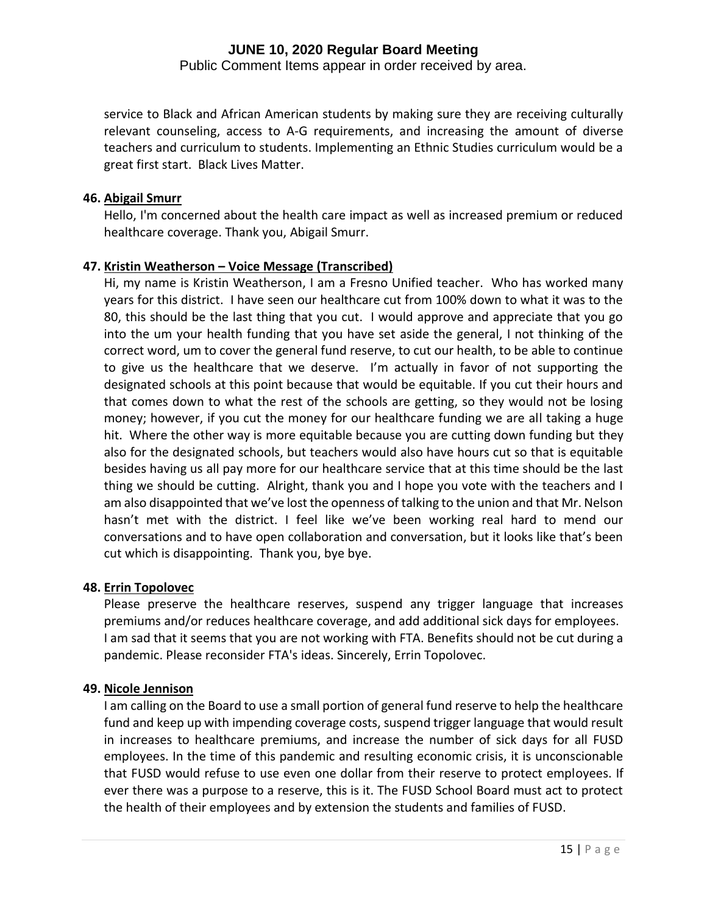service to Black and African American students by making sure they are receiving culturally relevant counseling, access to A-G requirements, and increasing the amount of diverse teachers and curriculum to students. Implementing an Ethnic Studies curriculum would be a great first start. Black Lives Matter.

**46. Abigail Smurr**

Hello, I'm concerned about the health care impact as well as increased premium or reduced healthcare coverage. Thank you, Abigail Smurr.

**47. Kristin Weatherson – Voice Message (Transcribed)**

Hi, my name is Kristin Weatherson, I am a Fresno Unified teacher. Who has worked many years for this district. I have seen our healthcare cut from 100% down to what it was to the 80, this should be the last thing that you cut. I would approve and appreciate that you go into the um your health funding that you have set aside the general, I not thinking of the correct word, um to cover the general fund reserve, to cut our health, to be able to continue to give us the healthcare that we deserve. I'm actually in favor of not supporting the designated schools at this point because that would be equitable. If you cut their hours and that comes down to what the rest of the schools are getting, so they would not be losing money; however, if you cut the money for our healthcare funding we are all taking a huge hit. Where the other way is more equitable because you are cutting down funding but they also for the designated schools, but teachers would also have hours cut so that is equitable besides having us all pay more for our healthcare service that at this time should be the last thing we should be cutting. Alright, thank you and I hope you vote with the teachers and I am also disappointed that we've lost the openness of talking to the union and that Mr. Nelson hasn't met with the district. I feel like we've been working real hard to mend our conversations and to have open collaboration and conversation, but it looks like that's been cut which is disappointing. Thank you, bye bye.

**48. Errin Topolovec**

Please preserve the healthcare reserves, suspend any trigger language that increases premiums and/or reduces healthcare coverage, and add additional sick days for employees. I am sad that it seems that you are not working with FTA. Benefits should not be cut during a pandemic. Please reconsider FTA's ideas. Sincerely, Errin Topolovec.

**49. Nicole Jennison**

I am calling on the Board to use a small portion of general fund reserve to help the healthcare fund and keep up with impending coverage costs, suspend trigger language that would result in increases to healthcare premiums, and increase the number of sick days for all FUSD employees. In the time of this pandemic and resulting economic crisis, it is unconscionable that FUSD would refuse to use even one dollar from their reserve to protect employees. If ever there was a purpose to a reserve, this is it. The FUSD School Board must act to protect the health of their employees and by extension the students and families of FUSD.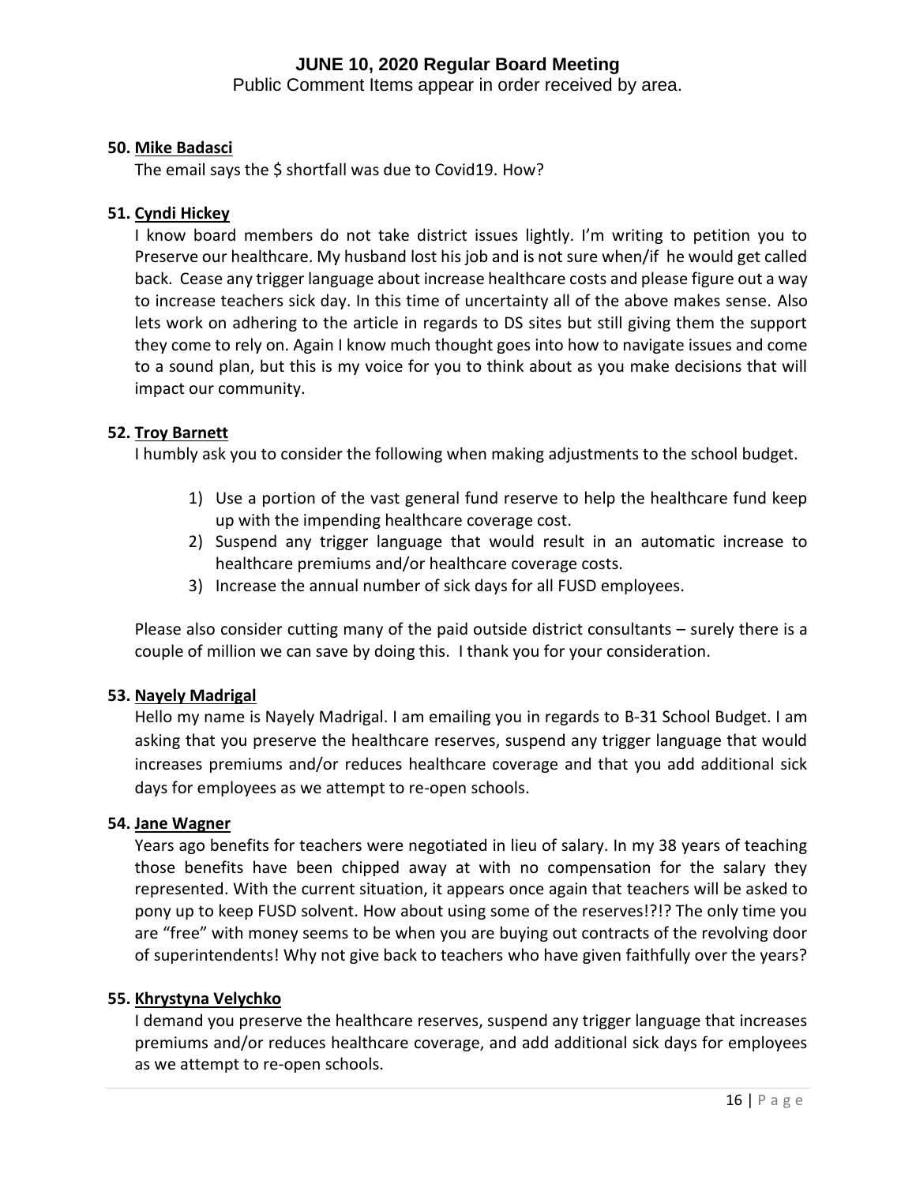# JUNE 10, 2020 Regular Board Meeting

Public Comment Items appear in order received by area.

**50. Mike Badasci**

The email says the $ shortfall was due to Covid19. How?

**51. Cyndi Hickey**

I know board members do not take district issues lightly. I'm writing to petition you to Preserve our healthcare. My husband lost his job and is not sure when/if he would get called back. Cease any trigger language about increase healthcare costs and please figure out a way to increase teachers sick day. In this time of uncertainty all of the above makes sense. Also lets work on adhering to the article in regards to DS sites but still giving them the support they come to rely on. Again I know much thought goes into how to navigate issues and come to a sound plan, but this is my voice for you to think about as you make decisions that will impact our community.

**52. Troy Barnett**

I humbly ask you to consider the following when making adjustments to the school budget.

1) Use a portion of the vast general fund reserve to help the healthcare fund keep up with the impending healthcare coverage cost.
2) Suspend any trigger language that would result in an automatic increase to healthcare premiums and/or healthcare coverage costs.
3) Increase the annual number of sick days for all FUSD employees.

Please also consider cutting many of the paid outside district consultants – surely there is a couple of million we can save by doing this. I thank you for your consideration.

**53. Nayely Madrigal**

Hello my name is Nayely Madrigal. I am emailing you in regards to B-31 School Budget. I am asking that you preserve the healthcare reserves, suspend any trigger language that would increases premiums and/or reduces healthcare coverage and that you add additional sick days for employees as we attempt to re-open schools.

**54. Jane Wagner**

Years ago benefits for teachers were negotiated in lieu of salary. In my 38 years of teaching those benefits have been chipped away at with no compensation for the salary they represented. With the current situation, it appears once again that teachers will be asked to pony up to keep FUSD solvent. How about using some of the reserves!?!? The only time you are "free" with money seems to be when you are buying out contracts of the revolving door of superintendents! Why not give back to teachers who have given faithfully over the years?

**55. Khrystyna Velychko**

I demand you preserve the healthcare reserves, suspend any trigger language that increases premiums and/or reduces healthcare coverage, and add additional sick days for employees as we attempt to re-open schools.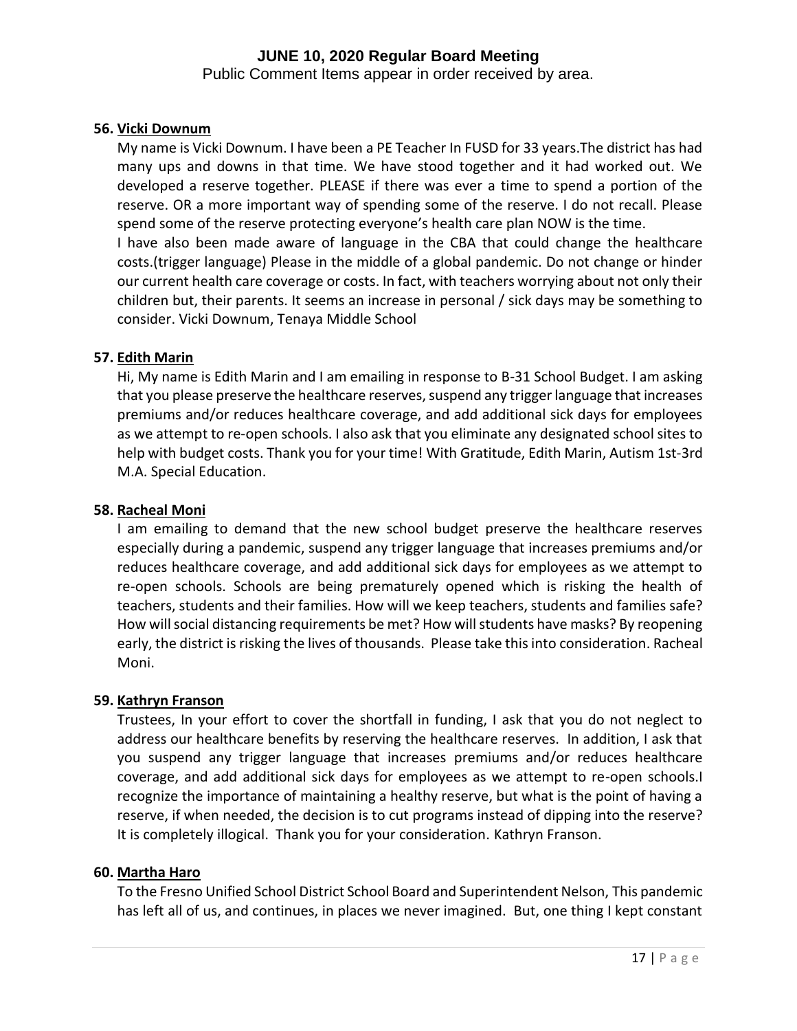**56. Vicki Downum**

My name is Vicki Downum. I have been a PE Teacher In FUSD for 33 years.The district has had many ups and downs in that time. We have stood together and it had worked out. We developed a reserve together. PLEASE if there was ever a time to spend a portion of the reserve. OR a more important way of spending some of the reserve. I do not recall. Please spend some of the reserve protecting everyone's health care plan NOW is the time.

I have also been made aware of language in the CBA that could change the healthcare costs.(trigger language) Please in the middle of a global pandemic. Do not change or hinder our current health care coverage or costs. In fact, with teachers worrying about not only their children but, their parents. It seems an increase in personal / sick days may be something to consider. Vicki Downum, Tenaya Middle School

**57. Edith Marin**

Hi, My name is Edith Marin and I am emailing in response to B-31 School Budget. I am asking that you please preserve the healthcare reserves, suspend any trigger language that increases premiums and/or reduces healthcare coverage, and add additional sick days for employees as we attempt to re-open schools. I also ask that you eliminate any designated school sites to help with budget costs. Thank you for your time! With Gratitude, Edith Marin, Autism 1st-3rd M.A. Special Education.

**58. Racheal Moni**

I am emailing to demand that the new school budget preserve the healthcare reserves especially during a pandemic, suspend any trigger language that increases premiums and/or reduces healthcare coverage, and add additional sick days for employees as we attempt to re-open schools. Schools are being prematurely opened which is risking the health of teachers, students and their families. How will we keep teachers, students and families safe? How will social distancing requirements be met? How will students have masks? By reopening early, the district is risking the lives of thousands. Please take this into consideration. Racheal Moni.

**59. Kathryn Franson**

Trustees, In your effort to cover the shortfall in funding, I ask that you do not neglect to address our healthcare benefits by reserving the healthcare reserves. In addition, I ask that you suspend any trigger language that increases premiums and/or reduces healthcare coverage, and add additional sick days for employees as we attempt to re-open schools.I recognize the importance of maintaining a healthy reserve, but what is the point of having a reserve, if when needed, the decision is to cut programs instead of dipping into the reserve? It is completely illogical. Thank you for your consideration. Kathryn Franson.

**60. Martha Haro**

To the Fresno Unified School District School Board and Superintendent Nelson, This pandemic has left all of us, and continues, in places we never imagined. But, one thing I kept constant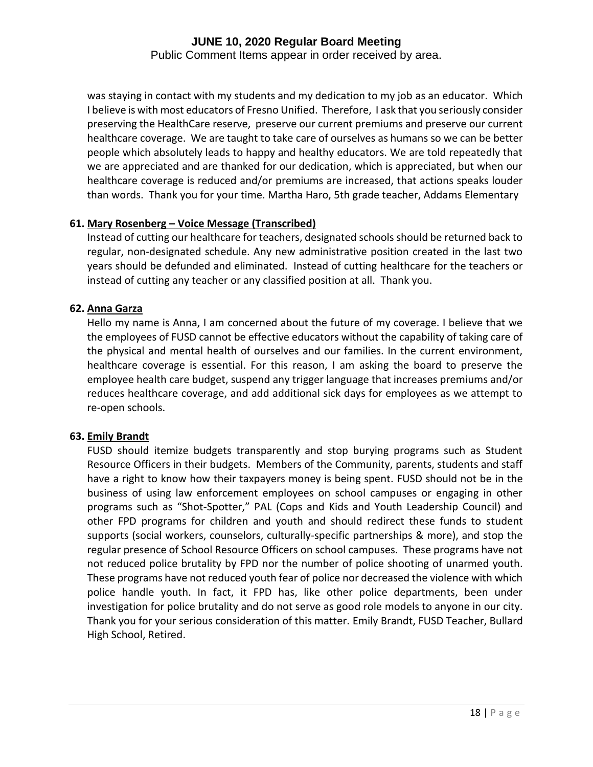was staying in contact with my students and my dedication to my job as an educator. Which I believe is with most educators of Fresno Unified. Therefore, I ask that you seriously consider preserving the HealthCare reserve, preserve our current premiums and preserve our current healthcare coverage. We are taught to take care of ourselves as humans so we can be better people which absolutely leads to happy and healthy educators. We are told repeatedly that we are appreciated and are thanked for our dedication, which is appreciated, but when our healthcare coverage is reduced and/or premiums are increased, that actions speaks louder than words. Thank you for your time. Martha Haro, 5th grade teacher, Addams Elementary

**61. Mary Rosenberg – Voice Message (Transcribed)**

Instead of cutting our healthcare for teachers, designated schools should be returned back to regular, non-designated schedule. Any new administrative position created in the last two years should be defunded and eliminated. Instead of cutting healthcare for the teachers or instead of cutting any teacher or any classified position at all. Thank you.

**62. Anna Garza**

Hello my name is Anna, I am concerned about the future of my coverage. I believe that we the employees of FUSD cannot be effective educators without the capability of taking care of the physical and mental health of ourselves and our families. In the current environment, healthcare coverage is essential. For this reason, I am asking the board to preserve the employee health care budget, suspend any trigger language that increases premiums and/or reduces healthcare coverage, and add additional sick days for employees as we attempt to re-open schools.

**63. Emily Brandt**

FUSD should itemize budgets transparently and stop burying programs such as Student Resource Officers in their budgets. Members of the Community, parents, students and staff have a right to know how their taxpayers money is being spent. FUSD should not be in the business of using law enforcement employees on school campuses or engaging in other programs such as "Shot-Spotter," PAL (Cops and Kids and Youth Leadership Council) and other FPD programs for children and youth and should redirect these funds to student supports (social workers, counselors, culturally-specific partnerships & more), and stop the regular presence of School Resource Officers on school campuses. These programs have not not reduced police brutality by FPD nor the number of police shooting of unarmed youth. These programs have not reduced youth fear of police nor decreased the violence with which police handle youth. In fact, it FPD has, like other police departments, been under investigation for police brutality and do not serve as good role models to anyone in our city. Thank you for your serious consideration of this matter. Emily Brandt, FUSD Teacher, Bullard High School, Retired.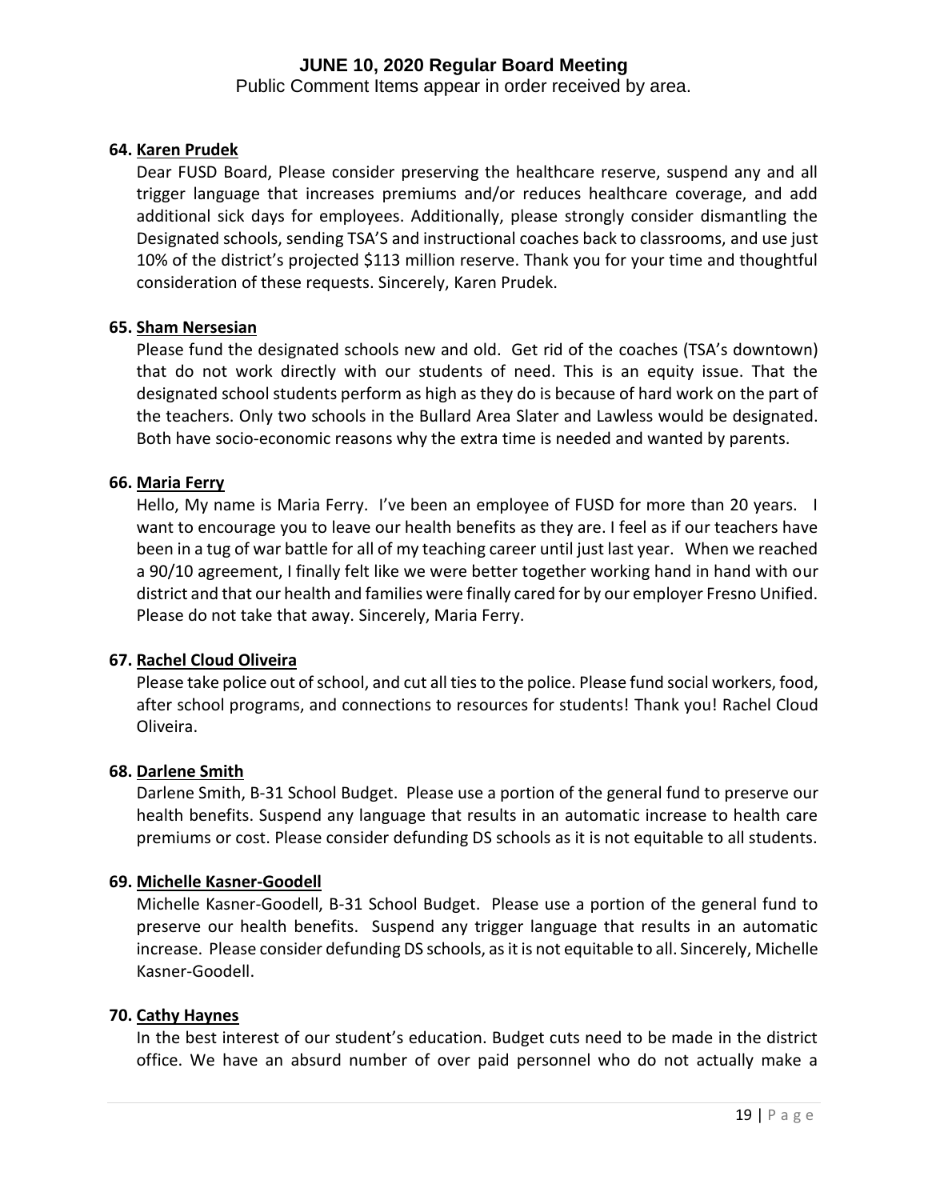**64. Karen Prudek**

Dear FUSD Board, Please consider preserving the healthcare reserve, suspend any and all trigger language that increases premiums and/or reduces healthcare coverage, and add additional sick days for employees. Additionally, please strongly consider dismantling the Designated schools, sending TSA'S and instructional coaches back to classrooms, and use just 10% of the district's projected $113 million reserve. Thank you for your time and thoughtful consideration of these requests. Sincerely, Karen Prudek.

**65. Sham Nersesian**

Please fund the designated schools new and old. Get rid of the coaches (TSA's downtown) that do not work directly with our students of need. This is an equity issue. That the designated school students perform as high as they do is because of hard work on the part of the teachers. Only two schools in the Bullard Area Slater and Lawless would be designated. Both have socio-economic reasons why the extra time is needed and wanted by parents.

**66. Maria Ferry**

Hello, My name is Maria Ferry. I've been an employee of FUSD for more than 20 years. I want to encourage you to leave our health benefits as they are. I feel as if our teachers have been in a tug of war battle for all of my teaching career until just last year. When we reached a 90/10 agreement, I finally felt like we were better together working hand in hand with our district and that our health and families were finally cared for by our employer Fresno Unified. Please do not take that away. Sincerely, Maria Ferry.

**67. Rachel Cloud Oliveira**

Please take police out of school, and cut all ties to the police. Please fund social workers, food, after school programs, and connections to resources for students! Thank you! Rachel Cloud Oliveira.

**68. Darlene Smith**

Darlene Smith, B-31 School Budget. Please use a portion of the general fund to preserve our health benefits. Suspend any language that results in an automatic increase to health care premiums or cost. Please consider defunding DS schools as it is not equitable to all students.

**69. Michelle Kasner-Goodell**

Michelle Kasner-Goodell, B-31 School Budget. Please use a portion of the general fund to preserve our health benefits. Suspend any trigger language that results in an automatic increase. Please consider defunding DS schools, as it is not equitable to all. Sincerely, Michelle Kasner-Goodell.

**70. Cathy Haynes**

In the best interest of our student's education. Budget cuts need to be made in the district office. We have an absurd number of over paid personnel who do not actually make a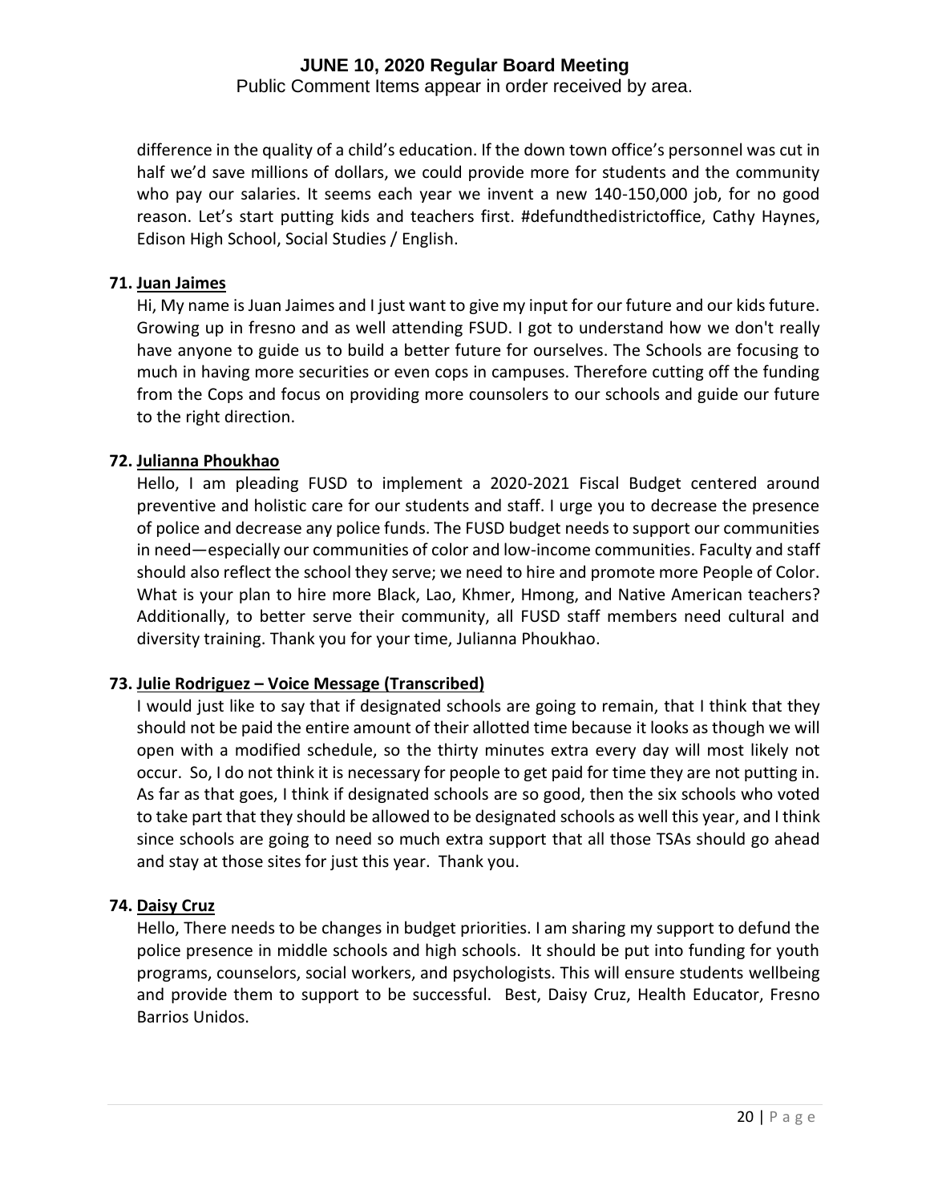difference in the quality of a child's education. If the down town office's personnel was cut in half we'd save millions of dollars, we could provide more for students and the community who pay our salaries. It seems each year we invent a new 140-150,000 job, for no good reason. Let's start putting kids and teachers first. #defundthedistrictoffice, Cathy Haynes, Edison High School, Social Studies / English.

**71. Juan Jaimes**

Hi, My name is Juan Jaimes and I just want to give my input for our future and our kids future. Growing up in fresno and as well attending FSUD. I got to understand how we don't really have anyone to guide us to build a better future for ourselves. The Schools are focusing to much in having more securities or even cops in campuses. Therefore cutting off the funding from the Cops and focus on providing more counsolers to our schools and guide our future to the right direction.

**72. Julianna Phoukhao**

Hello, I am pleading FUSD to implement a 2020-2021 Fiscal Budget centered around preventive and holistic care for our students and staff. I urge you to decrease the presence of police and decrease any police funds. The FUSD budget needs to support our communities in need—especially our communities of color and low-income communities. Faculty and staff should also reflect the school they serve; we need to hire and promote more People of Color. What is your plan to hire more Black, Lao, Khmer, Hmong, and Native American teachers? Additionally, to better serve their community, all FUSD staff members need cultural and diversity training. Thank you for your time, Julianna Phoukhao.

**73. Julie Rodriguez – Voice Message (Transcribed)**

I would just like to say that if designated schools are going to remain, that I think that they should not be paid the entire amount of their allotted time because it looks as though we will open with a modified schedule, so the thirty minutes extra every day will most likely not occur. So, I do not think it is necessary for people to get paid for time they are not putting in. As far as that goes, I think if designated schools are so good, then the six schools who voted to take part that they should be allowed to be designated schools as well this year, and I think since schools are going to need so much extra support that all those TSAs should go ahead and stay at those sites for just this year. Thank you.

**74. Daisy Cruz**

Hello, There needs to be changes in budget priorities. I am sharing my support to defund the police presence in middle schools and high schools. It should be put into funding for youth programs, counselors, social workers, and psychologists. This will ensure students wellbeing and provide them to support to be successful. Best, Daisy Cruz, Health Educator, Fresno Barrios Unidos.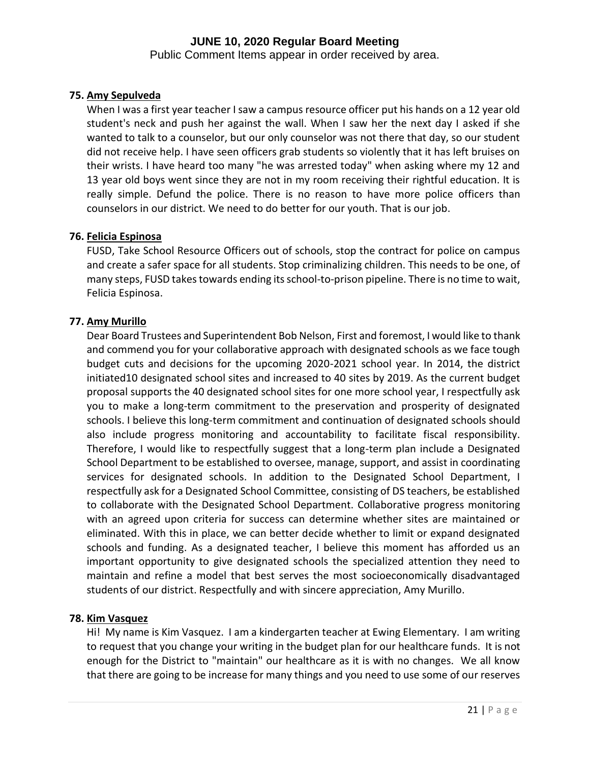**75. Amy Sepulveda**

When I was a first year teacher I saw a campus resource officer put his hands on a 12 year old student's neck and push her against the wall. When I saw her the next day I asked if she wanted to talk to a counselor, but our only counselor was not there that day, so our student did not receive help. I have seen officers grab students so violently that it has left bruises on their wrists. I have heard too many "he was arrested today" when asking where my 12 and 13 year old boys went since they are not in my room receiving their rightful education. It is really simple. Defund the police. There is no reason to have more police officers than counselors in our district. We need to do better for our youth. That is our job.

**76. Felicia Espinosa**

FUSD, Take School Resource Officers out of schools, stop the contract for police on campus and create a safer space for all students. Stop criminalizing children. This needs to be one, of many steps, FUSD takes towards ending its school-to-prison pipeline. There is no time to wait, Felicia Espinosa.

**77. Amy Murillo**

Dear Board Trustees and Superintendent Bob Nelson, First and foremost, I would like to thank and commend you for your collaborative approach with designated schools as we face tough budget cuts and decisions for the upcoming 2020-2021 school year. In 2014, the district initiated10 designated school sites and increased to 40 sites by 2019. As the current budget proposal supports the 40 designated school sites for one more school year, I respectfully ask you to make a long-term commitment to the preservation and prosperity of designated schools. I believe this long-term commitment and continuation of designated schools should also include progress monitoring and accountability to facilitate fiscal responsibility. Therefore, I would like to respectfully suggest that a long-term plan include a Designated School Department to be established to oversee, manage, support, and assist in coordinating services for designated schools. In addition to the Designated School Department, I respectfully ask for a Designated School Committee, consisting of DS teachers, be established to collaborate with the Designated School Department. Collaborative progress monitoring with an agreed upon criteria for success can determine whether sites are maintained or eliminated. With this in place, we can better decide whether to limit or expand designated schools and funding. As a designated teacher, I believe this moment has afforded us an important opportunity to give designated schools the specialized attention they need to maintain and refine a model that best serves the most socioeconomically disadvantaged students of our district. Respectfully and with sincere appreciation, Amy Murillo.

**78. Kim Vasquez**

Hi! My name is Kim Vasquez. I am a kindergarten teacher at Ewing Elementary. I am writing to request that you change your writing in the budget plan for our healthcare funds. It is not enough for the District to "maintain" our healthcare as it is with no changes. We all know that there are going to be increase for many things and you need to use some of our reserves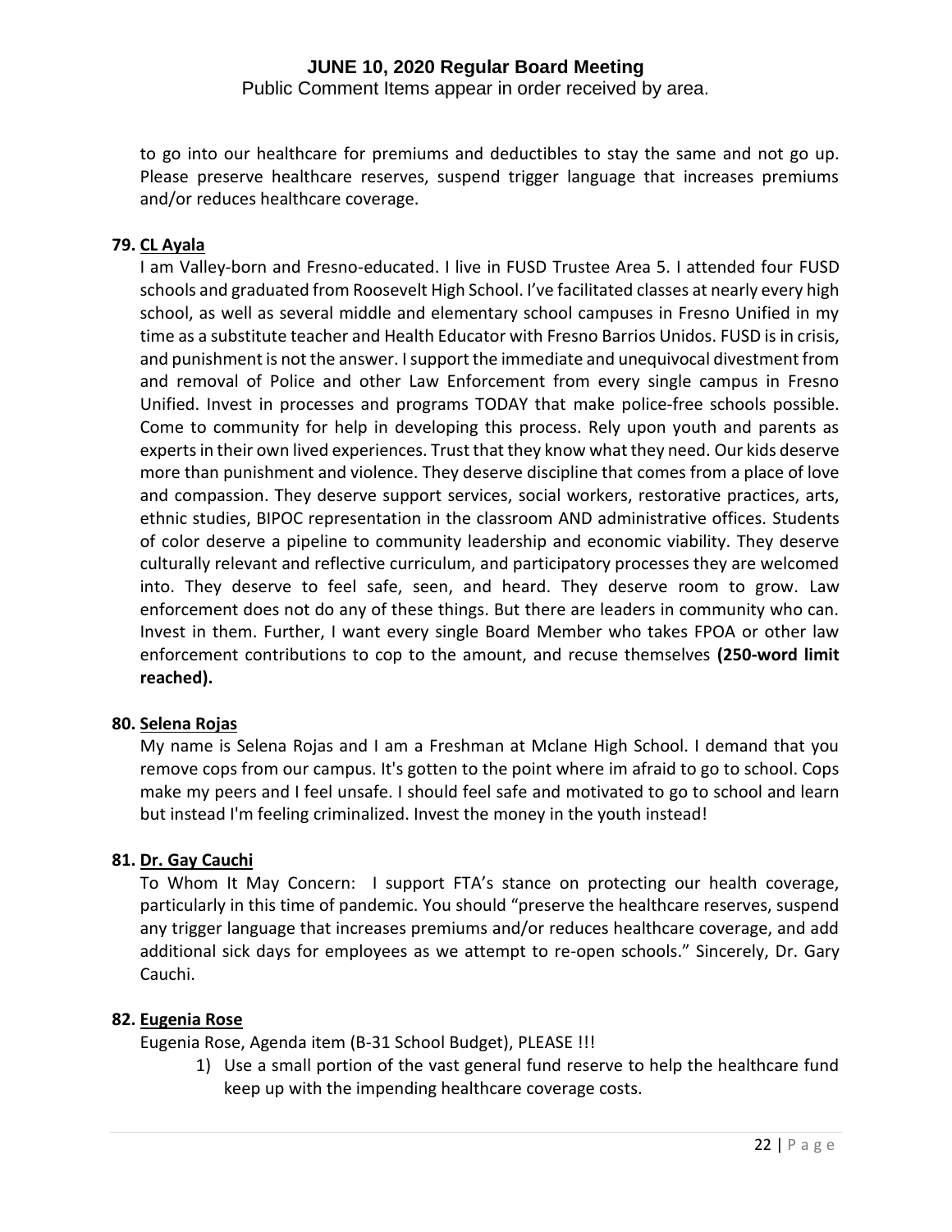to go into our healthcare for premiums and deductibles to stay the same and not go up. Please preserve healthcare reserves, suspend trigger language that increases premiums and/or reduces healthcare coverage.

**79. CL Ayala**

I am Valley-born and Fresno-educated. I live in FUSD Trustee Area 5. I attended four FUSD schools and graduated from Roosevelt High School. I've facilitated classes at nearly every high school, as well as several middle and elementary school campuses in Fresno Unified in my time as a substitute teacher and Health Educator with Fresno Barrios Unidos. FUSD is in crisis, and punishment is not the answer. I support the immediate and unequivocal divestment from and removal of Police and other Law Enforcement from every single campus in Fresno Unified. Invest in processes and programs TODAY that make police-free schools possible. Come to community for help in developing this process. Rely upon youth and parents as experts in their own lived experiences. Trust that they know what they need. Our kids deserve more than punishment and violence. They deserve discipline that comes from a place of love and compassion. They deserve support services, social workers, restorative practices, arts, ethnic studies, BIPOC representation in the classroom AND administrative offices. Students of color deserve a pipeline to community leadership and economic viability. They deserve culturally relevant and reflective curriculum, and participatory processes they are welcomed into. They deserve to feel safe, seen, and heard. They deserve room to grow. Law enforcement does not do any of these things. But there are leaders in community who can. Invest in them. Further, I want every single Board Member who takes FPOA or other law enforcement contributions to cop to the amount, and recuse themselves **(250-word limit reached).**

**80. Selena Rojas**

My name is Selena Rojas and I am a Freshman at Mclane High School. I demand that you remove cops from our campus. It's gotten to the point where im afraid to go to school. Cops make my peers and I feel unsafe. I should feel safe and motivated to go to school and learn but instead I'm feeling criminalized. Invest the money in the youth instead!

**81. Dr. Gay Cauchi**

To Whom It May Concern: I support FTA's stance on protecting our health coverage, particularly in this time of pandemic. You should "preserve the healthcare reserves, suspend any trigger language that increases premiums and/or reduces healthcare coverage, and add additional sick days for employees as we attempt to re-open schools." Sincerely, Dr. Gary Cauchi.

**82. Eugenia Rose**

Eugenia Rose, Agenda item (B-31 School Budget), PLEASE !!!

1) Use a small portion of the vast general fund reserve to help the healthcare fund keep up with the impending healthcare coverage costs.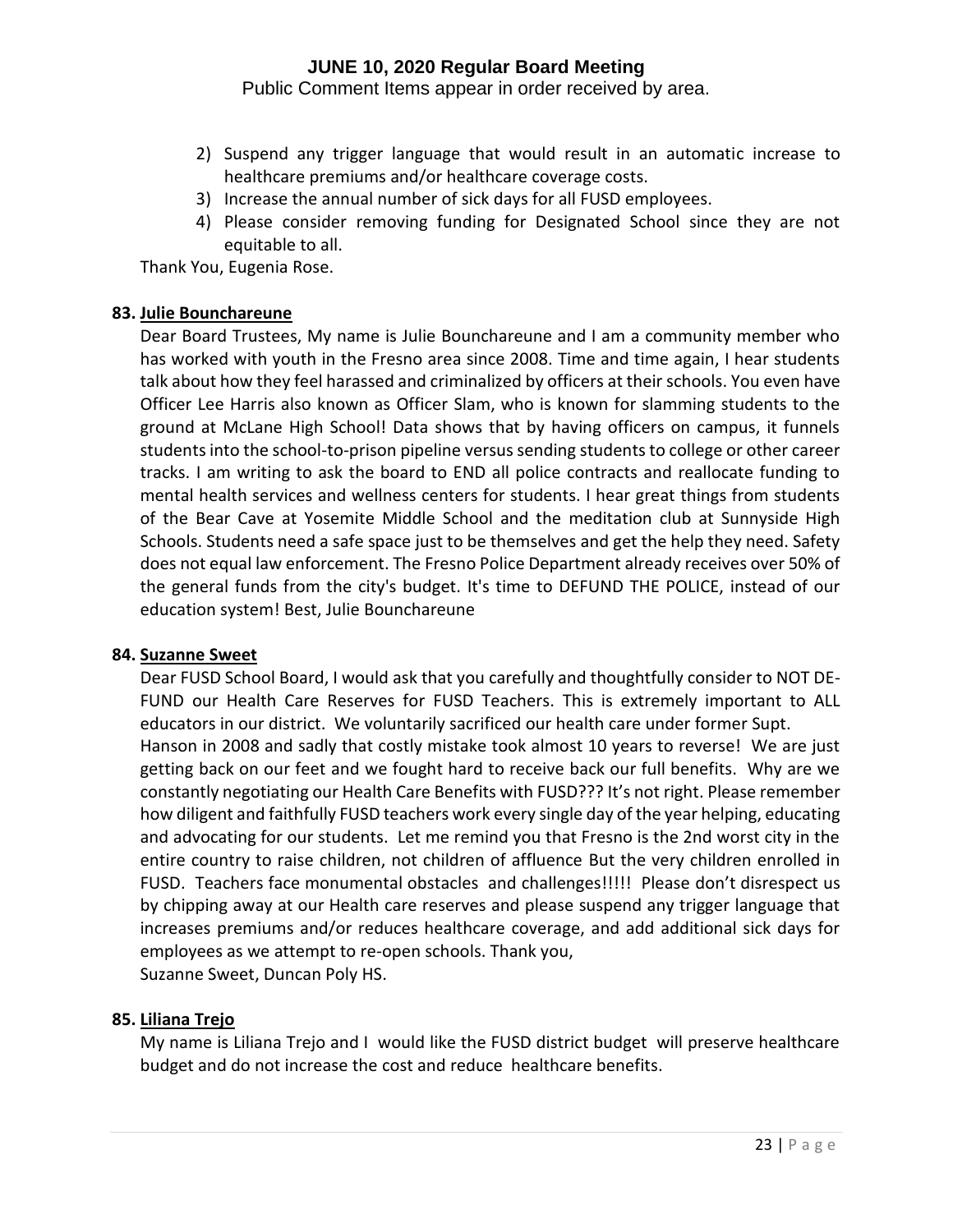2) Suspend any trigger language that would result in an automatic increase to healthcare premiums and/or healthcare coverage costs.
3) Increase the annual number of sick days for all FUSD employees.
4) Please consider removing funding for Designated School since they are not equitable to all.

Thank You, Eugenia Rose.

**83. <u>Julie Bounchareune</u>**

Dear Board Trustees, My name is Julie Bounchareune and I am a community member who has worked with youth in the Fresno area since 2008. Time and time again, I hear students talk about how they feel harassed and criminalized by officers at their schools. You even have Officer Lee Harris also known as Officer Slam, who is known for slamming students to the ground at McLane High School! Data shows that by having officers on campus, it funnels students into the school-to-prison pipeline versus sending students to college or other career tracks. I am writing to ask the board to END all police contracts and reallocate funding to mental health services and wellness centers for students. I hear great things from students of the Bear Cave at Yosemite Middle School and the meditation club at Sunnyside High Schools. Students need a safe space just to be themselves and get the help they need. Safety does not equal law enforcement. The Fresno Police Department already receives over 50% of the general funds from the city's budget. It's time to DEFUND THE POLICE, instead of our education system! Best, Julie Bounchareune

**84. <u>Suzanne Sweet</u>**

Dear FUSD School Board, I would ask that you carefully and thoughtfully consider to NOT DE-FUND our Health Care Reserves for FUSD Teachers. This is extremely important to ALL educators in our district. We voluntarily sacrificed our health care under former Supt. Hanson in 2008 and sadly that costly mistake took almost 10 years to reverse! We are just getting back on our feet and we fought hard to receive back our full benefits. Why are we constantly negotiating our Health Care Benefits with FUSD??? It's not right. Please remember how diligent and faithfully FUSD teachers work every single day of the year helping, educating and advocating for our students. Let me remind you that Fresno is the 2nd worst city in the entire country to raise children, not children of affluence But the very children enrolled in FUSD. Teachers face monumental obstacles and challenges!!!!! Please don't disrespect us by chipping away at our Health care reserves and please suspend any trigger language that increases premiums and/or reduces healthcare coverage, and add additional sick days for employees as we attempt to re-open schools. Thank you,
Suzanne Sweet, Duncan Poly HS.

**85. <u>Liliana Trejo</u>**

My name is Liliana Trejo and I would like the FUSD district budget will preserve healthcare budget and do not increase the cost and reduce healthcare benefits.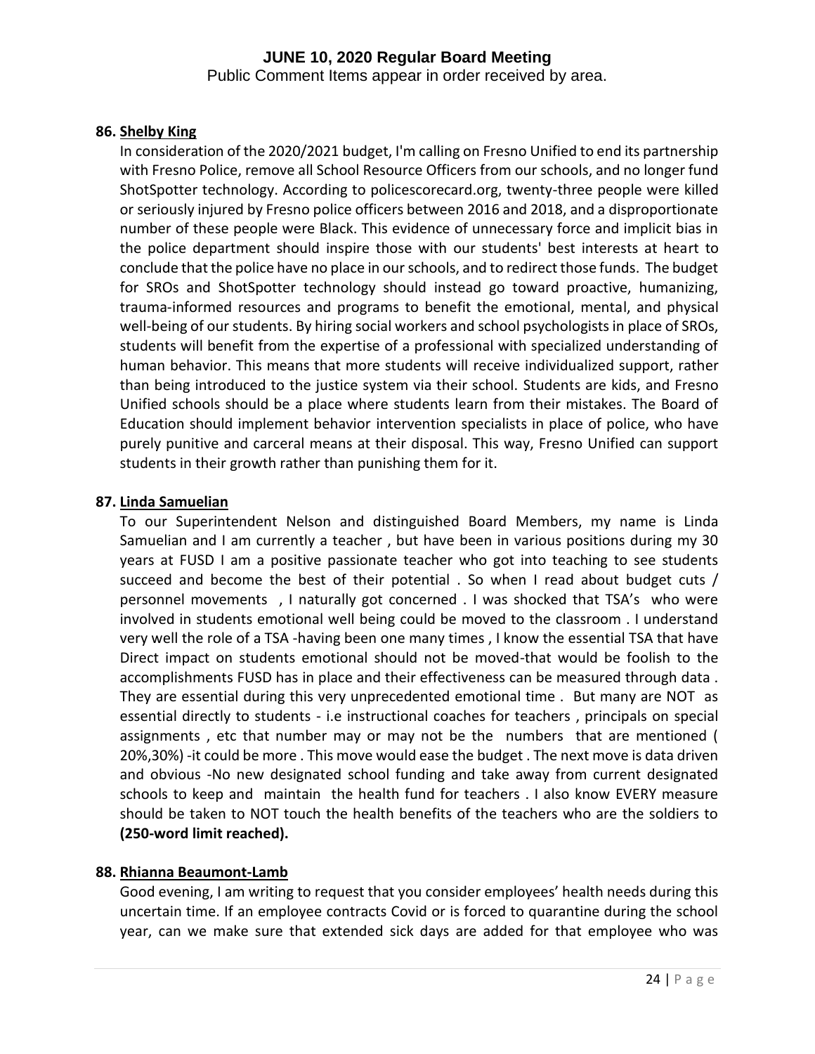**86. Shelby King**

In consideration of the 2020/2021 budget, I'm calling on Fresno Unified to end its partnership with Fresno Police, remove all School Resource Officers from our schools, and no longer fund ShotSpotter technology. According to policescorecard.org, twenty-three people were killed or seriously injured by Fresno police officers between 2016 and 2018, and a disproportionate number of these people were Black. This evidence of unnecessary force and implicit bias in the police department should inspire those with our students' best interests at heart to conclude that the police have no place in our schools, and to redirect those funds. The budget for SROs and ShotSpotter technology should instead go toward proactive, humanizing, trauma-informed resources and programs to benefit the emotional, mental, and physical well-being of our students. By hiring social workers and school psychologists in place of SROs, students will benefit from the expertise of a professional with specialized understanding of human behavior. This means that more students will receive individualized support, rather than being introduced to the justice system via their school. Students are kids, and Fresno Unified schools should be a place where students learn from their mistakes. The Board of Education should implement behavior intervention specialists in place of police, who have purely punitive and carceral means at their disposal. This way, Fresno Unified can support students in their growth rather than punishing them for it.

**87. Linda Samuelian**

To our Superintendent Nelson and distinguished Board Members, my name is Linda Samuelian and I am currently a teacher , but have been in various positions during my 30 years at FUSD I am a positive passionate teacher who got into teaching to see students succeed and become the best of their potential . So when I read about budget cuts / personnel movements , I naturally got concerned . I was shocked that TSA's who were involved in students emotional well being could be moved to the classroom . I understand very well the role of a TSA -having been one many times , I know the essential TSA that have Direct impact on students emotional should not be moved-that would be foolish to the accomplishments FUSD has in place and their effectiveness can be measured through data . They are essential during this very unprecedented emotional time . But many are NOT as essential directly to students - i.e instructional coaches for teachers , principals on special assignments , etc that number may or may not be the numbers that are mentioned ( 20%,30%) -it could be more . This move would ease the budget . The next move is data driven and obvious -No new designated school funding and take away from current designated schools to keep and maintain the health fund for teachers . I also know EVERY measure should be taken to NOT touch the health benefits of the teachers who are the soldiers to **(250-word limit reached).**

**88. Rhianna Beaumont-Lamb**

Good evening, I am writing to request that you consider employees' health needs during this uncertain time. If an employee contracts Covid or is forced to quarantine during the school year, can we make sure that extended sick days are added for that employee who was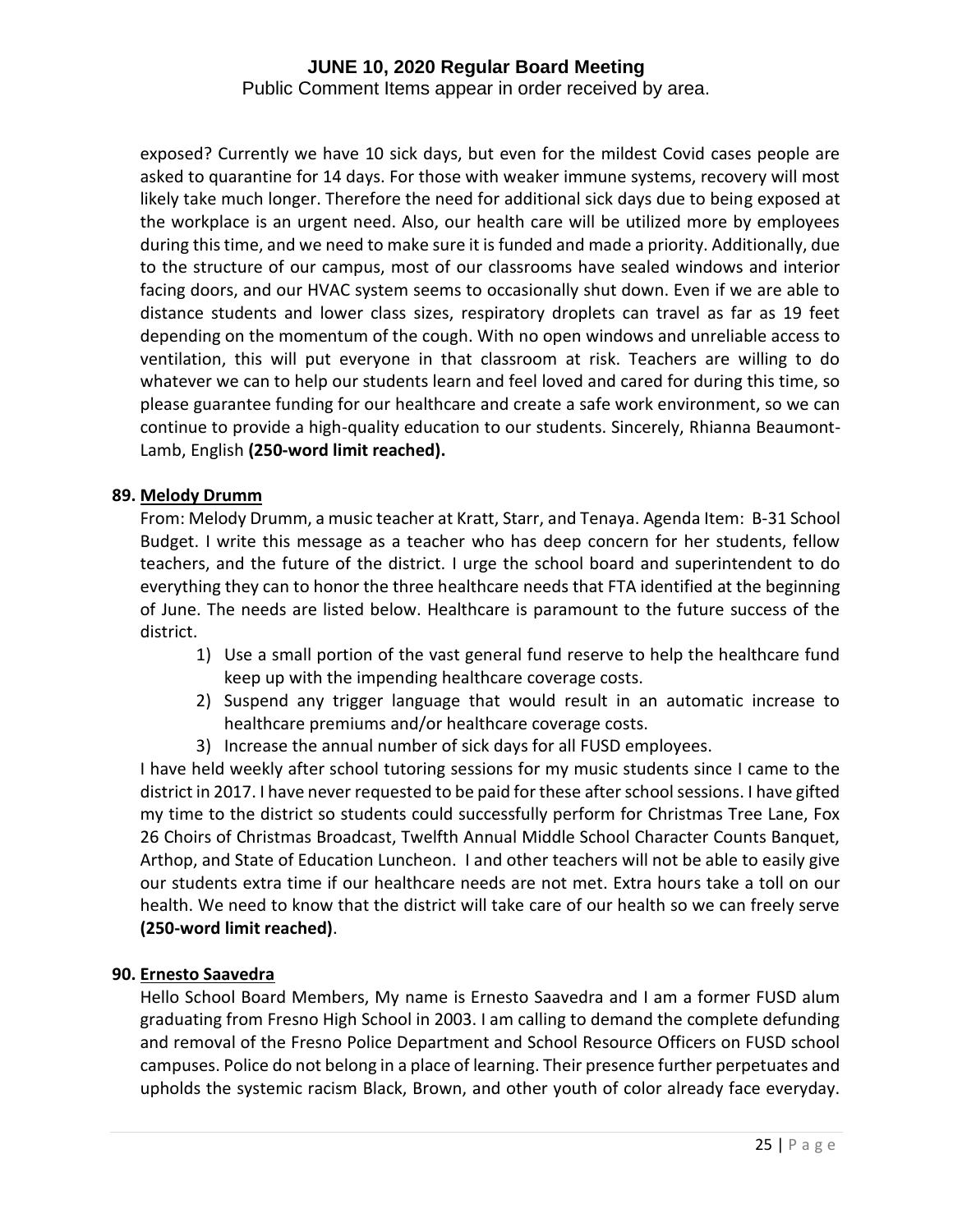exposed? Currently we have 10 sick days, but even for the mildest Covid cases people are asked to quarantine for 14 days. For those with weaker immune systems, recovery will most likely take much longer. Therefore the need for additional sick days due to being exposed at the workplace is an urgent need. Also, our health care will be utilized more by employees during this time, and we need to make sure it is funded and made a priority. Additionally, due to the structure of our campus, most of our classrooms have sealed windows and interior facing doors, and our HVAC system seems to occasionally shut down. Even if we are able to distance students and lower class sizes, respiratory droplets can travel as far as 19 feet depending on the momentum of the cough. With no open windows and unreliable access to ventilation, this will put everyone in that classroom at risk. Teachers are willing to do whatever we can to help our students learn and feel loved and cared for during this time, so please guarantee funding for our healthcare and create a safe work environment, so we can continue to provide a high-quality education to our students. Sincerely, Rhianna Beaumont-Lamb, English **(250-word limit reached).**

**89. Melody Drumm**

From: Melody Drumm, a music teacher at Kratt, Starr, and Tenaya. Agenda Item: B-31 School Budget. I write this message as a teacher who has deep concern for her students, fellow teachers, and the future of the district. I urge the school board and superintendent to do everything they can to honor the three healthcare needs that FTA identified at the beginning of June. The needs are listed below. Healthcare is paramount to the future success of the district.

1) Use a small portion of the vast general fund reserve to help the healthcare fund keep up with the impending healthcare coverage costs.
2) Suspend any trigger language that would result in an automatic increase to healthcare premiums and/or healthcare coverage costs.
3) Increase the annual number of sick days for all FUSD employees.

I have held weekly after school tutoring sessions for my music students since I came to the district in 2017. I have never requested to be paid for these after school sessions. I have gifted my time to the district so students could successfully perform for Christmas Tree Lane, Fox 26 Choirs of Christmas Broadcast, Twelfth Annual Middle School Character Counts Banquet, Arthop, and State of Education Luncheon. I and other teachers will not be able to easily give our students extra time if our healthcare needs are not met. Extra hours take a toll on our health. We need to know that the district will take care of our health so we can freely serve **(250-word limit reached)**.

**90. Ernesto Saavedra**

Hello School Board Members, My name is Ernesto Saavedra and I am a former FUSD alum graduating from Fresno High School in 2003. I am calling to demand the complete defunding and removal of the Fresno Police Department and School Resource Officers on FUSD school campuses. Police do not belong in a place of learning. Their presence further perpetuates and upholds the systemic racism Black, Brown, and other youth of color already face everyday.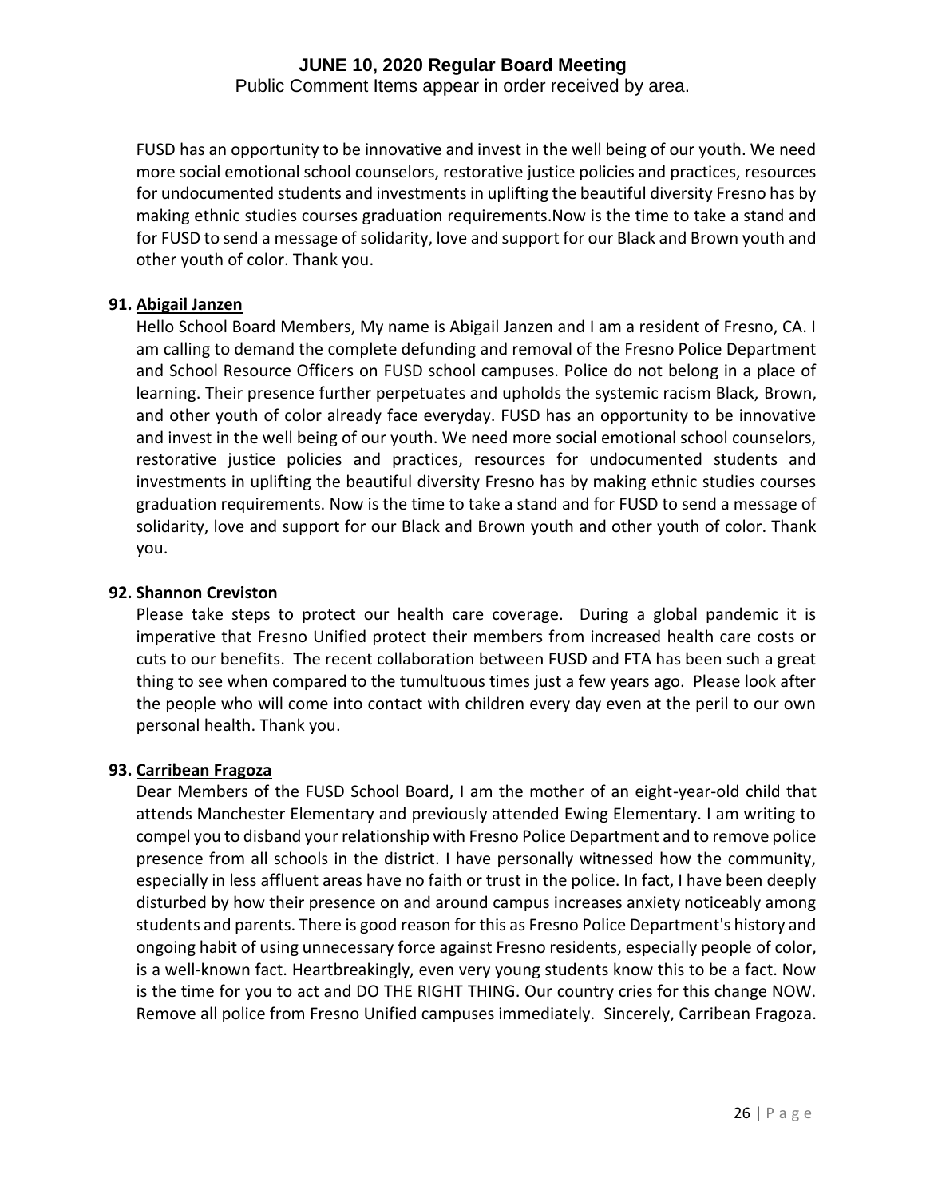FUSD has an opportunity to be innovative and invest in the well being of our youth. We need more social emotional school counselors, restorative justice policies and practices, resources for undocumented students and investments in uplifting the beautiful diversity Fresno has by making ethnic studies courses graduation requirements.Now is the time to take a stand and for FUSD to send a message of solidarity, love and support for our Black and Brown youth and other youth of color. Thank you.

**91. Abigail Janzen**

Hello School Board Members, My name is Abigail Janzen and I am a resident of Fresno, CA. I am calling to demand the complete defunding and removal of the Fresno Police Department and School Resource Officers on FUSD school campuses. Police do not belong in a place of learning. Their presence further perpetuates and upholds the systemic racism Black, Brown, and other youth of color already face everyday. FUSD has an opportunity to be innovative and invest in the well being of our youth. We need more social emotional school counselors, restorative justice policies and practices, resources for undocumented students and investments in uplifting the beautiful diversity Fresno has by making ethnic studies courses graduation requirements. Now is the time to take a stand and for FUSD to send a message of solidarity, love and support for our Black and Brown youth and other youth of color. Thank you.

**92. Shannon Creviston**

Please take steps to protect our health care coverage. During a global pandemic it is imperative that Fresno Unified protect their members from increased health care costs or cuts to our benefits. The recent collaboration between FUSD and FTA has been such a great thing to see when compared to the tumultuous times just a few years ago. Please look after the people who will come into contact with children every day even at the peril to our own personal health. Thank you.

**93. Carribean Fragoza**

Dear Members of the FUSD School Board, I am the mother of an eight-year-old child that attends Manchester Elementary and previously attended Ewing Elementary. I am writing to compel you to disband your relationship with Fresno Police Department and to remove police presence from all schools in the district. I have personally witnessed how the community, especially in less affluent areas have no faith or trust in the police. In fact, I have been deeply disturbed by how their presence on and around campus increases anxiety noticeably among students and parents. There is good reason for this as Fresno Police Department's history and ongoing habit of using unnecessary force against Fresno residents, especially people of color, is a well-known fact. Heartbreakingly, even very young students know this to be a fact. Now is the time for you to act and DO THE RIGHT THING. Our country cries for this change NOW. Remove all police from Fresno Unified campuses immediately. Sincerely, Carribean Fragoza.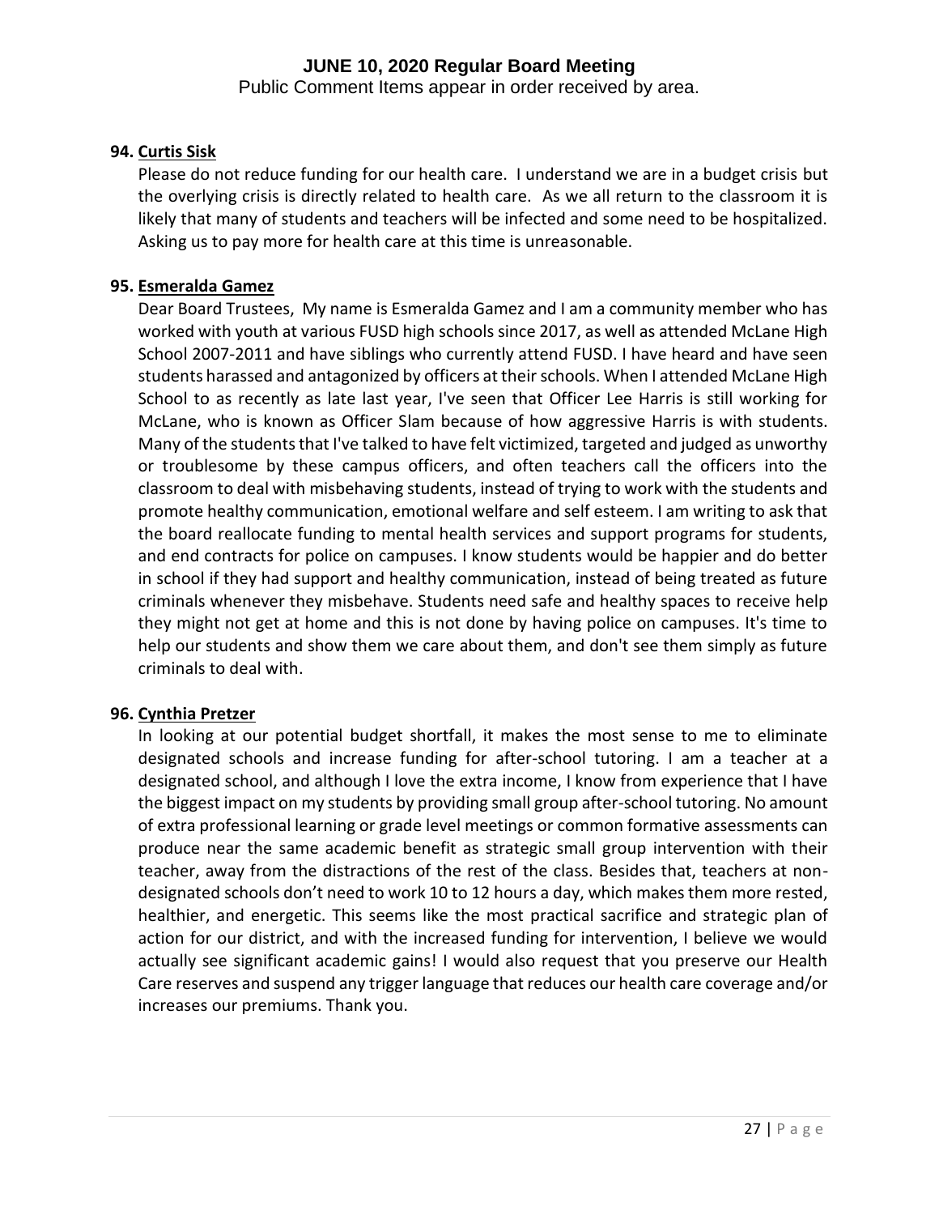**94. Curtis Sisk**

Please do not reduce funding for our health care. I understand we are in a budget crisis but the overlying crisis is directly related to health care. As we all return to the classroom it is likely that many of students and teachers will be infected and some need to be hospitalized. Asking us to pay more for health care at this time is unreasonable.

**95. Esmeralda Gamez**

Dear Board Trustees, My name is Esmeralda Gamez and I am a community member who has worked with youth at various FUSD high schools since 2017, as well as attended McLane High School 2007-2011 and have siblings who currently attend FUSD. I have heard and have seen students harassed and antagonized by officers at their schools. When I attended McLane High School to as recently as late last year, I've seen that Officer Lee Harris is still working for McLane, who is known as Officer Slam because of how aggressive Harris is with students. Many of the students that I've talked to have felt victimized, targeted and judged as unworthy or troublesome by these campus officers, and often teachers call the officers into the classroom to deal with misbehaving students, instead of trying to work with the students and promote healthy communication, emotional welfare and self esteem. I am writing to ask that the board reallocate funding to mental health services and support programs for students, and end contracts for police on campuses. I know students would be happier and do better in school if they had support and healthy communication, instead of being treated as future criminals whenever they misbehave. Students need safe and healthy spaces to receive help they might not get at home and this is not done by having police on campuses. It's time to help our students and show them we care about them, and don't see them simply as future criminals to deal with.

**96. Cynthia Pretzer**

In looking at our potential budget shortfall, it makes the most sense to me to eliminate designated schools and increase funding for after-school tutoring. I am a teacher at a designated school, and although I love the extra income, I know from experience that I have the biggest impact on my students by providing small group after-school tutoring. No amount of extra professional learning or grade level meetings or common formative assessments can produce near the same academic benefit as strategic small group intervention with their teacher, away from the distractions of the rest of the class. Besides that, teachers at non-designated schools don't need to work 10 to 12 hours a day, which makes them more rested, healthier, and energetic. This seems like the most practical sacrifice and strategic plan of action for our district, and with the increased funding for intervention, I believe we would actually see significant academic gains! I would also request that you preserve our Health Care reserves and suspend any trigger language that reduces our health care coverage and/or increases our premiums. Thank you.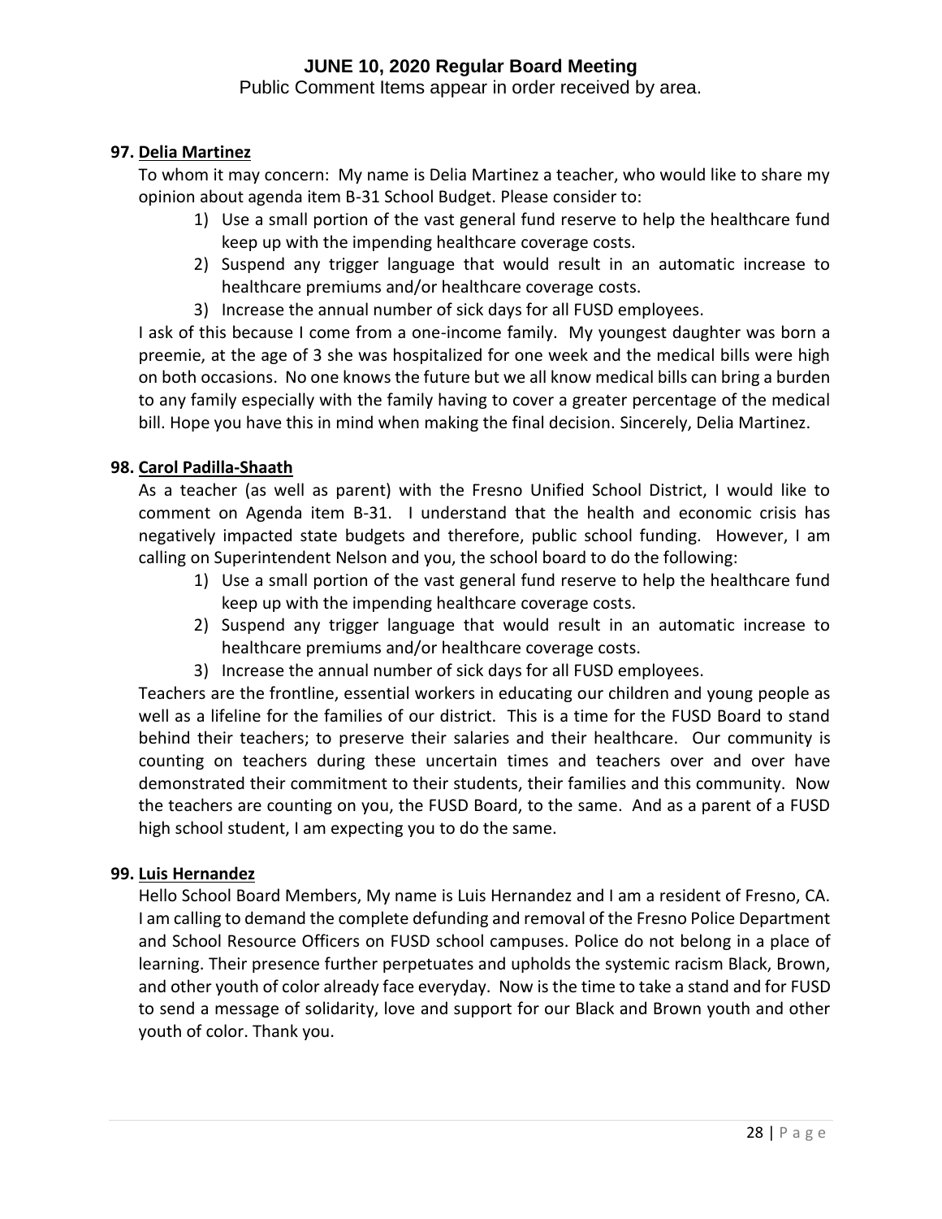**97. Delia Martinez**

To whom it may concern: My name is Delia Martinez a teacher, who would like to share my opinion about agenda item B-31 School Budget. Please consider to:

1) Use a small portion of the vast general fund reserve to help the healthcare fund keep up with the impending healthcare coverage costs.
2) Suspend any trigger language that would result in an automatic increase to healthcare premiums and/or healthcare coverage costs.
3) Increase the annual number of sick days for all FUSD employees.

I ask of this because I come from a one-income family. My youngest daughter was born a preemie, at the age of 3 she was hospitalized for one week and the medical bills were high on both occasions. No one knows the future but we all know medical bills can bring a burden to any family especially with the family having to cover a greater percentage of the medical bill. Hope you have this in mind when making the final decision. Sincerely, Delia Martinez.

**98. Carol Padilla-Shaath**

As a teacher (as well as parent) with the Fresno Unified School District, I would like to comment on Agenda item B-31. I understand that the health and economic crisis has negatively impacted state budgets and therefore, public school funding. However, I am calling on Superintendent Nelson and you, the school board to do the following:

1) Use a small portion of the vast general fund reserve to help the healthcare fund keep up with the impending healthcare coverage costs.
2) Suspend any trigger language that would result in an automatic increase to healthcare premiums and/or healthcare coverage costs.
3) Increase the annual number of sick days for all FUSD employees.

Teachers are the frontline, essential workers in educating our children and young people as well as a lifeline for the families of our district. This is a time for the FUSD Board to stand behind their teachers; to preserve their salaries and their healthcare. Our community is counting on teachers during these uncertain times and teachers over and over have demonstrated their commitment to their students, their families and this community. Now the teachers are counting on you, the FUSD Board, to the same. And as a parent of a FUSD high school student, I am expecting you to do the same.

**99. Luis Hernandez**

Hello School Board Members, My name is Luis Hernandez and I am a resident of Fresno, CA. I am calling to demand the complete defunding and removal of the Fresno Police Department and School Resource Officers on FUSD school campuses. Police do not belong in a place of learning. Their presence further perpetuates and upholds the systemic racism Black, Brown, and other youth of color already face everyday. Now is the time to take a stand and for FUSD to send a message of solidarity, love and support for our Black and Brown youth and other youth of color. Thank you.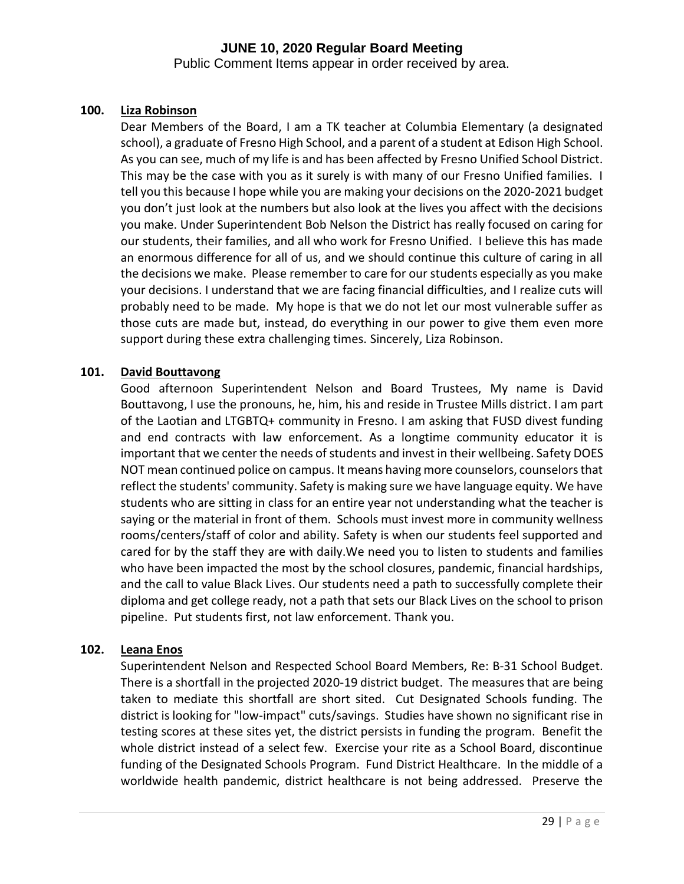**100. Liza Robinson**

Dear Members of the Board, I am a TK teacher at Columbia Elementary (a designated school), a graduate of Fresno High School, and a parent of a student at Edison High School. As you can see, much of my life is and has been affected by Fresno Unified School District. This may be the case with you as it surely is with many of our Fresno Unified families. I tell you this because I hope while you are making your decisions on the 2020-2021 budget you don't just look at the numbers but also look at the lives you affect with the decisions you make. Under Superintendent Bob Nelson the District has really focused on caring for our students, their families, and all who work for Fresno Unified. I believe this has made an enormous difference for all of us, and we should continue this culture of caring in all the decisions we make. Please remember to care for our students especially as you make your decisions. I understand that we are facing financial difficulties, and I realize cuts will probably need to be made. My hope is that we do not let our most vulnerable suffer as those cuts are made but, instead, do everything in our power to give them even more support during these extra challenging times. Sincerely, Liza Robinson.

**101. David Bouttavong**

Good afternoon Superintendent Nelson and Board Trustees, My name is David Bouttavong, I use the pronouns, he, him, his and reside in Trustee Mills district. I am part of the Laotian and LTGBTQ+ community in Fresno. I am asking that FUSD divest funding and end contracts with law enforcement. As a longtime community educator it is important that we center the needs of students and invest in their wellbeing. Safety DOES NOT mean continued police on campus. It means having more counselors, counselors that reflect the students' community. Safety is making sure we have language equity. We have students who are sitting in class for an entire year not understanding what the teacher is saying or the material in front of them. Schools must invest more in community wellness rooms/centers/staff of color and ability. Safety is when our students feel supported and cared for by the staff they are with daily.We need you to listen to students and families who have been impacted the most by the school closures, pandemic, financial hardships, and the call to value Black Lives. Our students need a path to successfully complete their diploma and get college ready, not a path that sets our Black Lives on the school to prison pipeline. Put students first, not law enforcement. Thank you.

**102. Leana Enos**

Superintendent Nelson and Respected School Board Members, Re: B-31 School Budget. There is a shortfall in the projected 2020-19 district budget. The measures that are being taken to mediate this shortfall are short sited. Cut Designated Schools funding. The district is looking for "low-impact" cuts/savings. Studies have shown no significant rise in testing scores at these sites yet, the district persists in funding the program. Benefit the whole district instead of a select few. Exercise your rite as a School Board, discontinue funding of the Designated Schools Program. Fund District Healthcare. In the middle of a worldwide health pandemic, district healthcare is not being addressed. Preserve the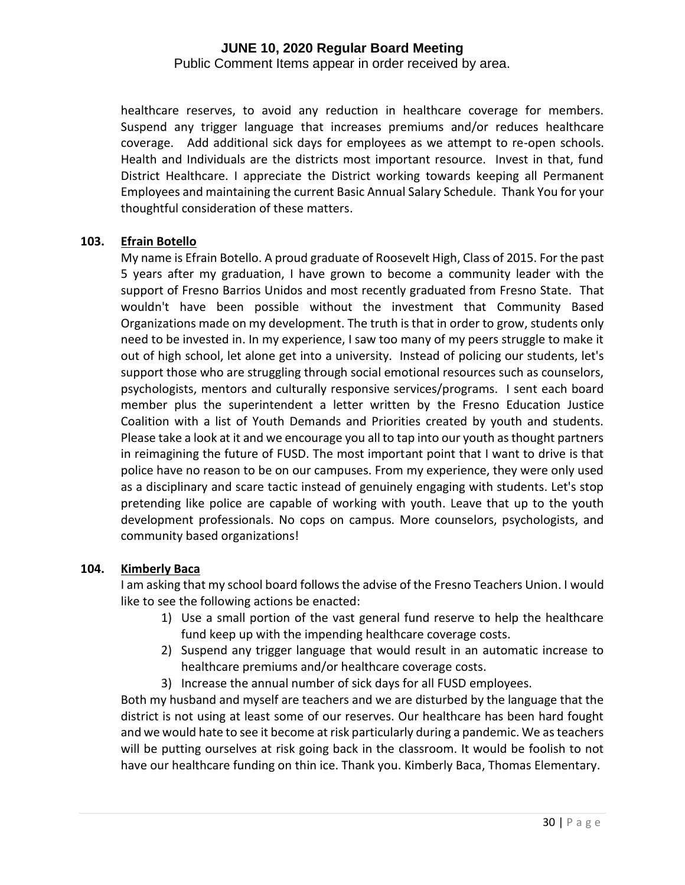healthcare reserves, to avoid any reduction in healthcare coverage for members. Suspend any trigger language that increases premiums and/or reduces healthcare coverage. Add additional sick days for employees as we attempt to re-open schools. Health and Individuals are the districts most important resource. Invest in that, fund District Healthcare. I appreciate the District working towards keeping all Permanent Employees and maintaining the current Basic Annual Salary Schedule. Thank You for your thoughtful consideration of these matters.

**103. Efrain Botello**

My name is Efrain Botello. A proud graduate of Roosevelt High, Class of 2015. For the past 5 years after my graduation, I have grown to become a community leader with the support of Fresno Barrios Unidos and most recently graduated from Fresno State. That wouldn't have been possible without the investment that Community Based Organizations made on my development. The truth is that in order to grow, students only need to be invested in. In my experience, I saw too many of my peers struggle to make it out of high school, let alone get into a university. Instead of policing our students, let's support those who are struggling through social emotional resources such as counselors, psychologists, mentors and culturally responsive services/programs. I sent each board member plus the superintendent a letter written by the Fresno Education Justice Coalition with a list of Youth Demands and Priorities created by youth and students. Please take a look at it and we encourage you all to tap into our youth as thought partners in reimagining the future of FUSD. The most important point that I want to drive is that police have no reason to be on our campuses. From my experience, they were only used as a disciplinary and scare tactic instead of genuinely engaging with students. Let's stop pretending like police are capable of working with youth. Leave that up to the youth development professionals. No cops on campus. More counselors, psychologists, and community based organizations!

**104. Kimberly Baca**

I am asking that my school board follows the advise of the Fresno Teachers Union. I would like to see the following actions be enacted:

1) Use a small portion of the vast general fund reserve to help the healthcare fund keep up with the impending healthcare coverage costs.
2) Suspend any trigger language that would result in an automatic increase to healthcare premiums and/or healthcare coverage costs.
3) Increase the annual number of sick days for all FUSD employees.

Both my husband and myself are teachers and we are disturbed by the language that the district is not using at least some of our reserves. Our healthcare has been hard fought and we would hate to see it become at risk particularly during a pandemic. We as teachers will be putting ourselves at risk going back in the classroom. It would be foolish to not have our healthcare funding on thin ice. Thank you. Kimberly Baca, Thomas Elementary.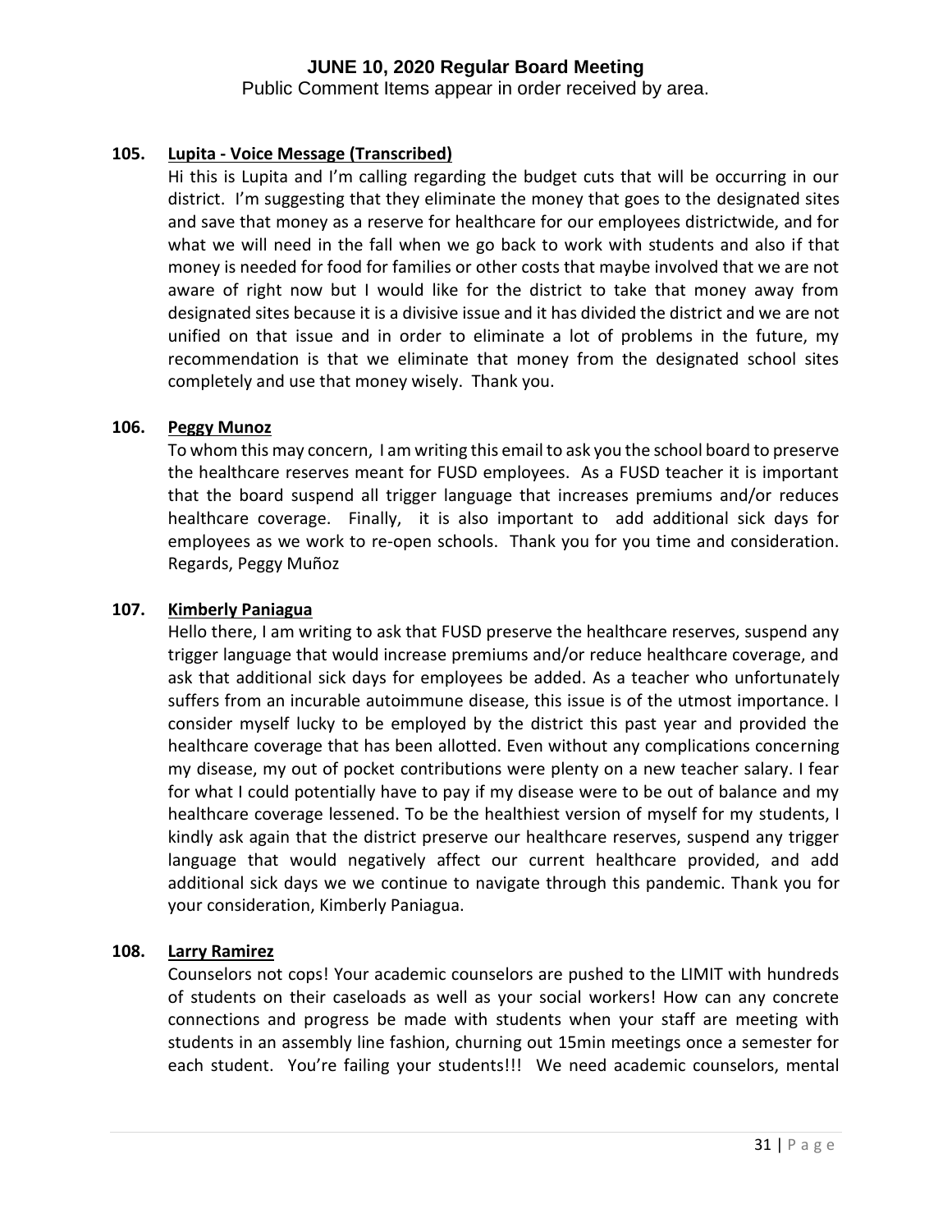# JUNE 10, 2020 Regular Board Meeting

Public Comment Items appear in order received by area.

**105. Lupita - Voice Message (Transcribed)**

Hi this is Lupita and I'm calling regarding the budget cuts that will be occurring in our district. I'm suggesting that they eliminate the money that goes to the designated sites and save that money as a reserve for healthcare for our employees districtwide, and for what we will need in the fall when we go back to work with students and also if that money is needed for food for families or other costs that maybe involved that we are not aware of right now but I would like for the district to take that money away from designated sites because it is a divisive issue and it has divided the district and we are not unified on that issue and in order to eliminate a lot of problems in the future, my recommendation is that we eliminate that money from the designated school sites completely and use that money wisely. Thank you.

**106. Peggy Munoz**

To whom this may concern, I am writing this email to ask you the school board to preserve the healthcare reserves meant for FUSD employees. As a FUSD teacher it is important that the board suspend all trigger language that increases premiums and/or reduces healthcare coverage. Finally, it is also important to add additional sick days for employees as we work to re-open schools. Thank you for you time and consideration. Regards, Peggy Muñoz

**107. Kimberly Paniagua**

Hello there, I am writing to ask that FUSD preserve the healthcare reserves, suspend any trigger language that would increase premiums and/or reduce healthcare coverage, and ask that additional sick days for employees be added. As a teacher who unfortunately suffers from an incurable autoimmune disease, this issue is of the utmost importance. I consider myself lucky to be employed by the district this past year and provided the healthcare coverage that has been allotted. Even without any complications concerning my disease, my out of pocket contributions were plenty on a new teacher salary. I fear for what I could potentially have to pay if my disease were to be out of balance and my healthcare coverage lessened. To be the healthiest version of myself for my students, I kindly ask again that the district preserve our healthcare reserves, suspend any trigger language that would negatively affect our current healthcare provided, and add additional sick days we we continue to navigate through this pandemic. Thank you for your consideration, Kimberly Paniagua.

**108. Larry Ramirez**

Counselors not cops! Your academic counselors are pushed to the LIMIT with hundreds of students on their caseloads as well as your social workers! How can any concrete connections and progress be made with students when your staff are meeting with students in an assembly line fashion, churning out 15min meetings once a semester for each student. You're failing your students!!! We need academic counselors, mental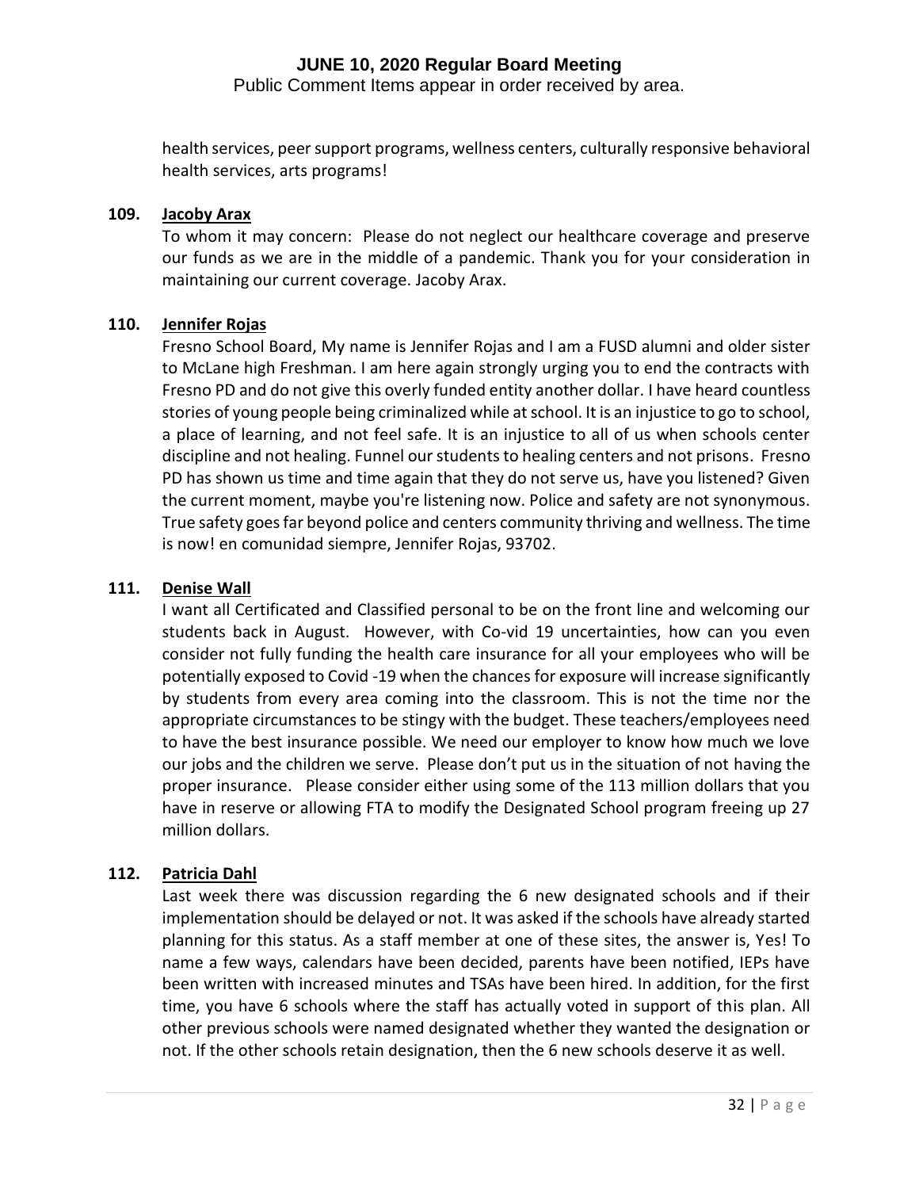health services, peer support programs, wellness centers, culturally responsive behavioral health services, arts programs!

**109. Jacoby Arax**

To whom it may concern: Please do not neglect our healthcare coverage and preserve our funds as we are in the middle of a pandemic. Thank you for your consideration in maintaining our current coverage. Jacoby Arax.

**110. Jennifer Rojas**

Fresno School Board, My name is Jennifer Rojas and I am a FUSD alumni and older sister to McLane high Freshman. I am here again strongly urging you to end the contracts with Fresno PD and do not give this overly funded entity another dollar. I have heard countless stories of young people being criminalized while at school. It is an injustice to go to school, a place of learning, and not feel safe. It is an injustice to all of us when schools center discipline and not healing. Funnel our students to healing centers and not prisons. Fresno PD has shown us time and time again that they do not serve us, have you listened? Given the current moment, maybe you're listening now. Police and safety are not synonymous. True safety goes far beyond police and centers community thriving and wellness. The time is now! en comunidad siempre, Jennifer Rojas, 93702.

**111. Denise Wall**

I want all Certificated and Classified personal to be on the front line and welcoming our students back in August. However, with Co-vid 19 uncertainties, how can you even consider not fully funding the health care insurance for all your employees who will be potentially exposed to Covid -19 when the chances for exposure will increase significantly by students from every area coming into the classroom. This is not the time nor the appropriate circumstances to be stingy with the budget. These teachers/employees need to have the best insurance possible. We need our employer to know how much we love our jobs and the children we serve. Please don't put us in the situation of not having the proper insurance. Please consider either using some of the 113 million dollars that you have in reserve or allowing FTA to modify the Designated School program freeing up 27 million dollars.

**112. Patricia Dahl**

Last week there was discussion regarding the 6 new designated schools and if their implementation should be delayed or not. It was asked if the schools have already started planning for this status. As a staff member at one of these sites, the answer is, Yes! To name a few ways, calendars have been decided, parents have been notified, IEPs have been written with increased minutes and TSAs have been hired. In addition, for the first time, you have 6 schools where the staff has actually voted in support of this plan. All other previous schools were named designated whether they wanted the designation or not. If the other schools retain designation, then the 6 new schools deserve it as well.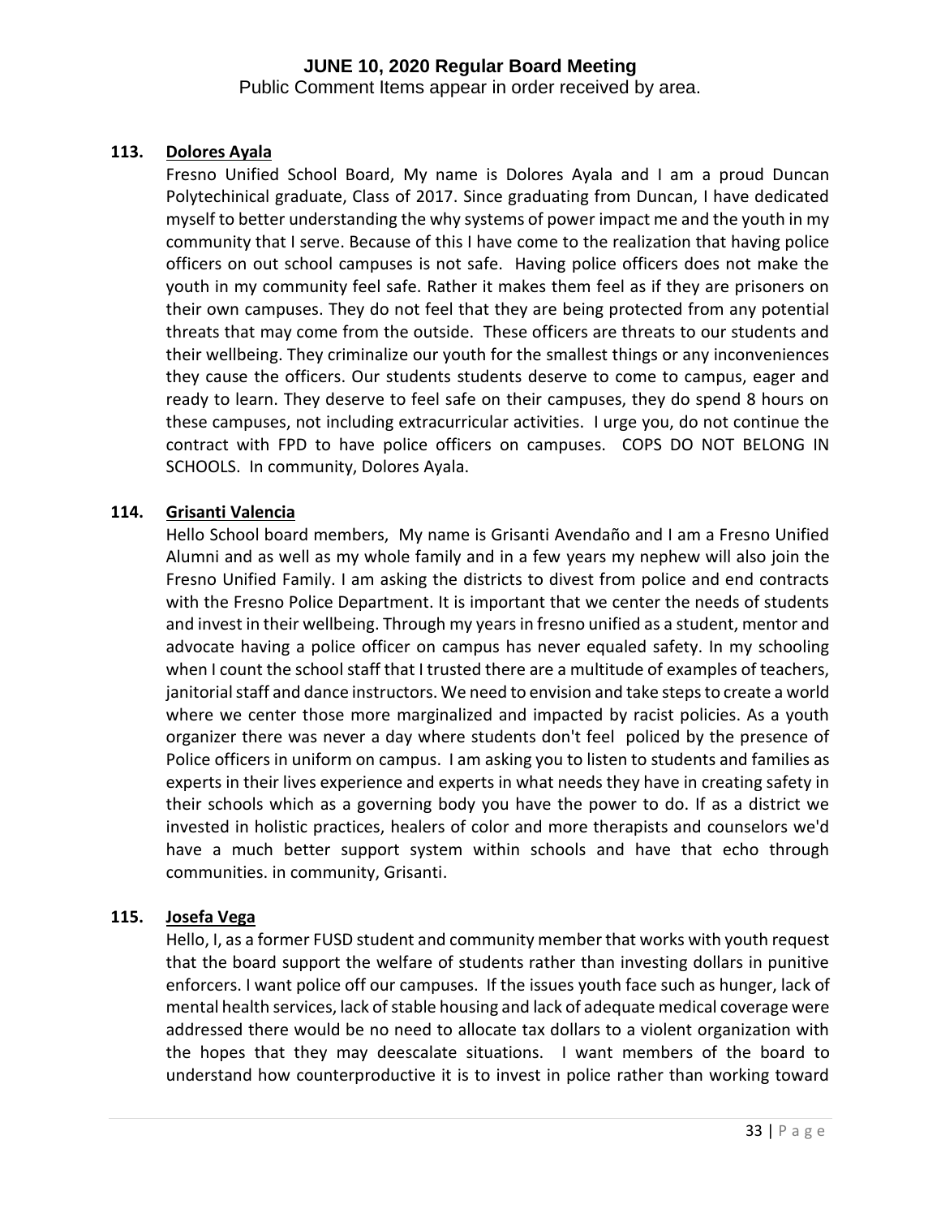**113. Dolores Ayala**

Fresno Unified School Board, My name is Dolores Ayala and I am a proud Duncan Polytechinical graduate, Class of 2017. Since graduating from Duncan, I have dedicated myself to better understanding the why systems of power impact me and the youth in my community that I serve. Because of this I have come to the realization that having police officers on out school campuses is not safe. Having police officers does not make the youth in my community feel safe. Rather it makes them feel as if they are prisoners on their own campuses. They do not feel that they are being protected from any potential threats that may come from the outside. These officers are threats to our students and their wellbeing. They criminalize our youth for the smallest things or any inconveniences they cause the officers. Our students students deserve to come to campus, eager and ready to learn. They deserve to feel safe on their campuses, they do spend 8 hours on these campuses, not including extracurricular activities. I urge you, do not continue the contract with FPD to have police officers on campuses. COPS DO NOT BELONG IN SCHOOLS. In community, Dolores Ayala.

**114. Grisanti Valencia**

Hello School board members, My name is Grisanti Avendaño and I am a Fresno Unified Alumni and as well as my whole family and in a few years my nephew will also join the Fresno Unified Family. I am asking the districts to divest from police and end contracts with the Fresno Police Department. It is important that we center the needs of students and invest in their wellbeing. Through my years in fresno unified as a student, mentor and advocate having a police officer on campus has never equaled safety. In my schooling when I count the school staff that I trusted there are a multitude of examples of teachers, janitorial staff and dance instructors. We need to envision and take steps to create a world where we center those more marginalized and impacted by racist policies. As a youth organizer there was never a day where students don't feel policed by the presence of Police officers in uniform on campus. I am asking you to listen to students and families as experts in their lives experience and experts in what needs they have in creating safety in their schools which as a governing body you have the power to do. If as a district we invested in holistic practices, healers of color and more therapists and counselors we'd have a much better support system within schools and have that echo through communities. in community, Grisanti.

**115. Josefa Vega**

Hello, I, as a former FUSD student and community member that works with youth request that the board support the welfare of students rather than investing dollars in punitive enforcers. I want police off our campuses. If the issues youth face such as hunger, lack of mental health services, lack of stable housing and lack of adequate medical coverage were addressed there would be no need to allocate tax dollars to a violent organization with the hopes that they may deescalate situations. I want members of the board to understand how counterproductive it is to invest in police rather than working toward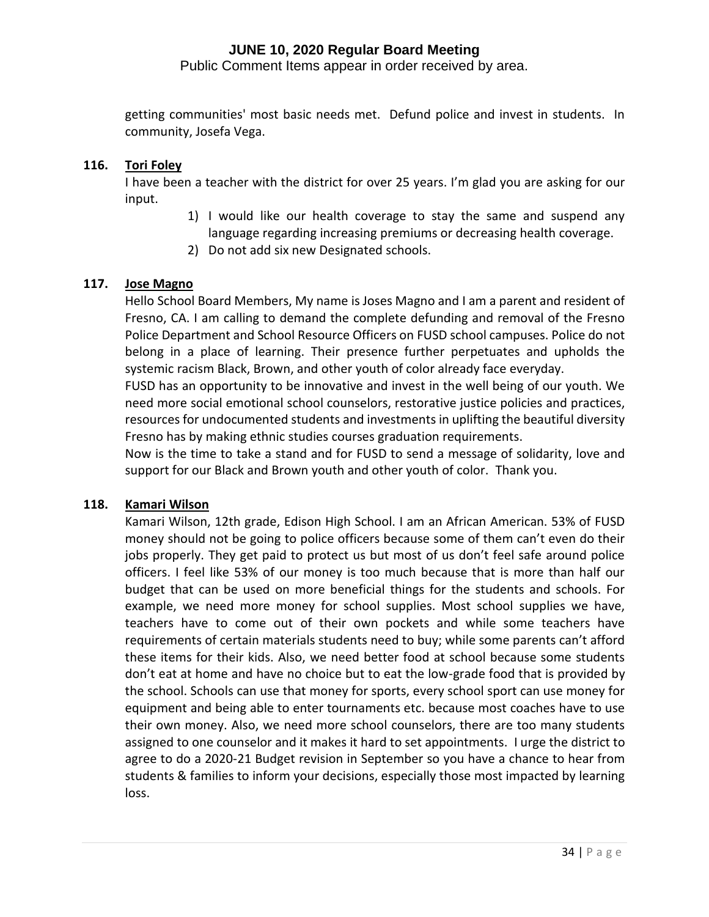getting communities' most basic needs met. Defund police and invest in students. In community, Josefa Vega.

**116. Tori Foley**

I have been a teacher with the district for over 25 years. I'm glad you are asking for our input.

1) I would like our health coverage to stay the same and suspend any language regarding increasing premiums or decreasing health coverage.
2) Do not add six new Designated schools.

**117. Jose Magno**

Hello School Board Members, My name is Joses Magno and I am a parent and resident of Fresno, CA. I am calling to demand the complete defunding and removal of the Fresno Police Department and School Resource Officers on FUSD school campuses. Police do not belong in a place of learning. Their presence further perpetuates and upholds the systemic racism Black, Brown, and other youth of color already face everyday.

FUSD has an opportunity to be innovative and invest in the well being of our youth. We need more social emotional school counselors, restorative justice policies and practices, resources for undocumented students and investments in uplifting the beautiful diversity Fresno has by making ethnic studies courses graduation requirements.

Now is the time to take a stand and for FUSD to send a message of solidarity, love and support for our Black and Brown youth and other youth of color. Thank you.

**118. Kamari Wilson**

Kamari Wilson, 12th grade, Edison High School. I am an African American. 53% of FUSD money should not be going to police officers because some of them can't even do their jobs properly. They get paid to protect us but most of us don't feel safe around police officers. I feel like 53% of our money is too much because that is more than half our budget that can be used on more beneficial things for the students and schools. For example, we need more money for school supplies. Most school supplies we have, teachers have to come out of their own pockets and while some teachers have requirements of certain materials students need to buy; while some parents can't afford these items for their kids. Also, we need better food at school because some students don't eat at home and have no choice but to eat the low-grade food that is provided by the school. Schools can use that money for sports, every school sport can use money for equipment and being able to enter tournaments etc. because most coaches have to use their own money. Also, we need more school counselors, there are too many students assigned to one counselor and it makes it hard to set appointments. I urge the district to agree to do a 2020-21 Budget revision in September so you have a chance to hear from students & families to inform your decisions, especially those most impacted by learning loss.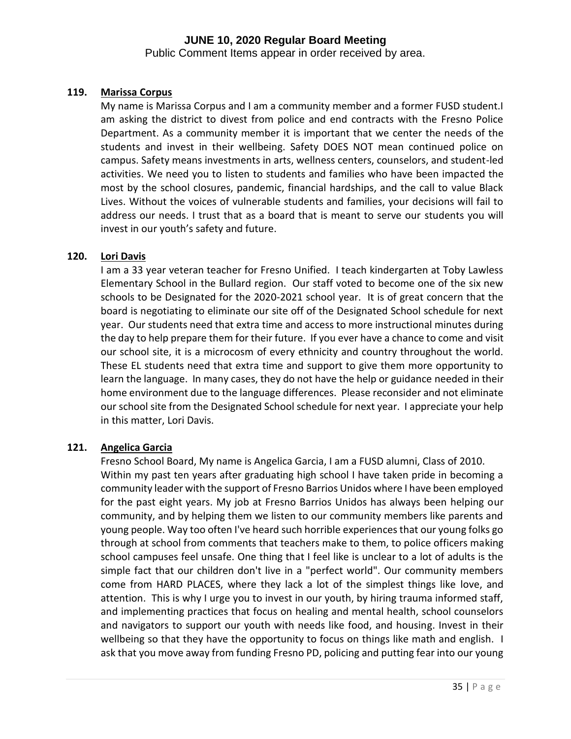**119. Marissa Corpus**

My name is Marissa Corpus and I am a community member and a former FUSD student.I am asking the district to divest from police and end contracts with the Fresno Police Department. As a community member it is important that we center the needs of the students and invest in their wellbeing. Safety DOES NOT mean continued police on campus. Safety means investments in arts, wellness centers, counselors, and student-led activities. We need you to listen to students and families who have been impacted the most by the school closures, pandemic, financial hardships, and the call to value Black Lives. Without the voices of vulnerable students and families, your decisions will fail to address our needs. I trust that as a board that is meant to serve our students you will invest in our youth's safety and future.

**120. Lori Davis**

I am a 33 year veteran teacher for Fresno Unified. I teach kindergarten at Toby Lawless Elementary School in the Bullard region. Our staff voted to become one of the six new schools to be Designated for the 2020-2021 school year. It is of great concern that the board is negotiating to eliminate our site off of the Designated School schedule for next year. Our students need that extra time and access to more instructional minutes during the day to help prepare them for their future. If you ever have a chance to come and visit our school site, it is a microcosm of every ethnicity and country throughout the world. These EL students need that extra time and support to give them more opportunity to learn the language. In many cases, they do not have the help or guidance needed in their home environment due to the language differences. Please reconsider and not eliminate our school site from the Designated School schedule for next year. I appreciate your help in this matter, Lori Davis.

**121. Angelica Garcia**

Fresno School Board, My name is Angelica Garcia, I am a FUSD alumni, Class of 2010.
Within my past ten years after graduating high school I have taken pride in becoming a community leader with the support of Fresno Barrios Unidos where I have been employed for the past eight years. My job at Fresno Barrios Unidos has always been helping our community, and by helping them we listen to our community members like parents and young people. Way too often I've heard such horrible experiences that our young folks go through at school from comments that teachers make to them, to police officers making school campuses feel unsafe. One thing that I feel like is unclear to a lot of adults is the simple fact that our children don't live in a "perfect world". Our community members come from HARD PLACES, where they lack a lot of the simplest things like love, and attention. This is why I urge you to invest in our youth, by hiring trauma informed staff, and implementing practices that focus on healing and mental health, school counselors and navigators to support our youth with needs like food, and housing. Invest in their wellbeing so that they have the opportunity to focus on things like math and english. I ask that you move away from funding Fresno PD, policing and putting fear into our young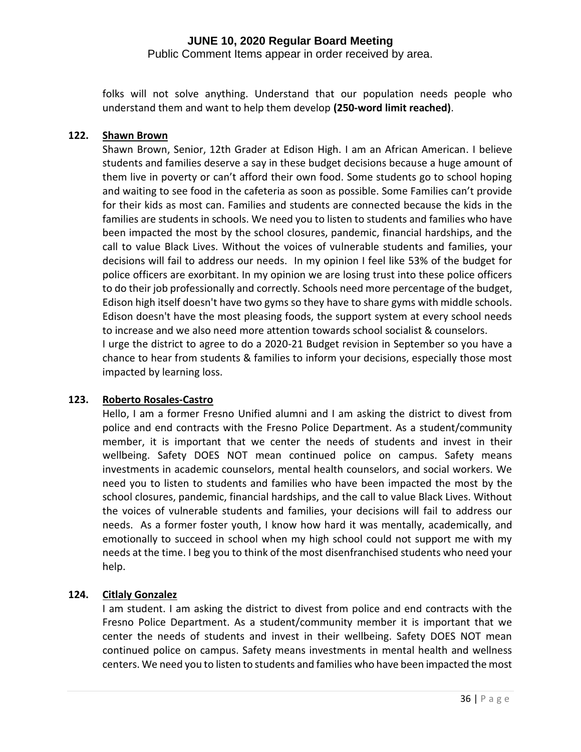folks will not solve anything. Understand that our population needs people who understand them and want to help them develop **(250-word limit reached)**.

**122. Shawn Brown**

Shawn Brown, Senior, 12th Grader at Edison High. I am an African American. I believe students and families deserve a say in these budget decisions because a huge amount of them live in poverty or can't afford their own food. Some students go to school hoping and waiting to see food in the cafeteria as soon as possible. Some Families can't provide for their kids as most can. Families and students are connected because the kids in the families are students in schools. We need you to listen to students and families who have been impacted the most by the school closures, pandemic, financial hardships, and the call to value Black Lives. Without the voices of vulnerable students and families, your decisions will fail to address our needs. In my opinion I feel like 53% of the budget for police officers are exorbitant. In my opinion we are losing trust into these police officers to do their job professionally and correctly. Schools need more percentage of the budget, Edison high itself doesn't have two gyms so they have to share gyms with middle schools. Edison doesn't have the most pleasing foods, the support system at every school needs to increase and we also need more attention towards school socialist & counselors.

I urge the district to agree to do a 2020-21 Budget revision in September so you have a chance to hear from students & families to inform your decisions, especially those most impacted by learning loss.

**123. Roberto Rosales-Castro**

Hello, I am a former Fresno Unified alumni and I am asking the district to divest from police and end contracts with the Fresno Police Department. As a student/community member, it is important that we center the needs of students and invest in their wellbeing. Safety DOES NOT mean continued police on campus. Safety means investments in academic counselors, mental health counselors, and social workers. We need you to listen to students and families who have been impacted the most by the school closures, pandemic, financial hardships, and the call to value Black Lives. Without the voices of vulnerable students and families, your decisions will fail to address our needs. As a former foster youth, I know how hard it was mentally, academically, and emotionally to succeed in school when my high school could not support me with my needs at the time. I beg you to think of the most disenfranchised students who need your help.

**124. Citlaly Gonzalez**

I am student. I am asking the district to divest from police and end contracts with the Fresno Police Department. As a student/community member it is important that we center the needs of students and invest in their wellbeing. Safety DOES NOT mean continued police on campus. Safety means investments in mental health and wellness centers. We need you to listen to students and families who have been impacted the most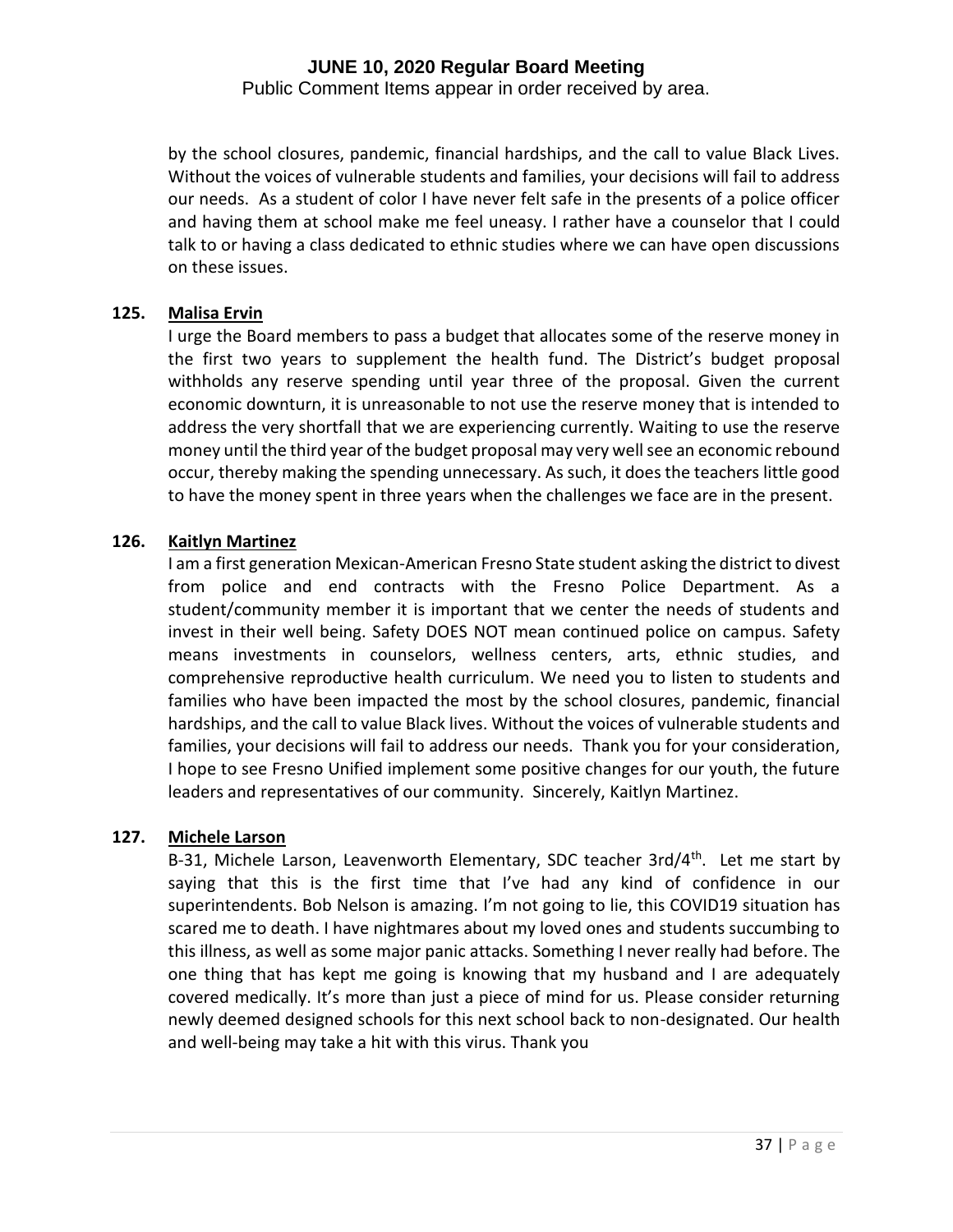by the school closures, pandemic, financial hardships, and the call to value Black Lives. Without the voices of vulnerable students and families, your decisions will fail to address our needs. As a student of color I have never felt safe in the presents of a police officer and having them at school make me feel uneasy. I rather have a counselor that I could talk to or having a class dedicated to ethnic studies where we can have open discussions on these issues.

**125. Malisa Ervin**

I urge the Board members to pass a budget that allocates some of the reserve money in the first two years to supplement the health fund. The District's budget proposal withholds any reserve spending until year three of the proposal. Given the current economic downturn, it is unreasonable to not use the reserve money that is intended to address the very shortfall that we are experiencing currently. Waiting to use the reserve money until the third year of the budget proposal may very well see an economic rebound occur, thereby making the spending unnecessary. As such, it does the teachers little good to have the money spent in three years when the challenges we face are in the present.

**126. Kaitlyn Martinez**

I am a first generation Mexican-American Fresno State student asking the district to divest from police and end contracts with the Fresno Police Department. As a student/community member it is important that we center the needs of students and invest in their well being. Safety DOES NOT mean continued police on campus. Safety means investments in counselors, wellness centers, arts, ethnic studies, and comprehensive reproductive health curriculum. We need you to listen to students and families who have been impacted the most by the school closures, pandemic, financial hardships, and the call to value Black lives. Without the voices of vulnerable students and families, your decisions will fail to address our needs. Thank you for your consideration, I hope to see Fresno Unified implement some positive changes for our youth, the future leaders and representatives of our community. Sincerely, Kaitlyn Martinez.

**127. Michele Larson**

B-31, Michele Larson, Leavenworth Elementary, SDC teacher 3rd/4th. Let me start by saying that this is the first time that I've had any kind of confidence in our superintendents. Bob Nelson is amazing. I'm not going to lie, this COVID19 situation has scared me to death. I have nightmares about my loved ones and students succumbing to this illness, as well as some major panic attacks. Something I never really had before. The one thing that has kept me going is knowing that my husband and I are adequately covered medically. It's more than just a piece of mind for us. Please consider returning newly deemed designed schools for this next school back to non-designated. Our health and well-being may take a hit with this virus. Thank you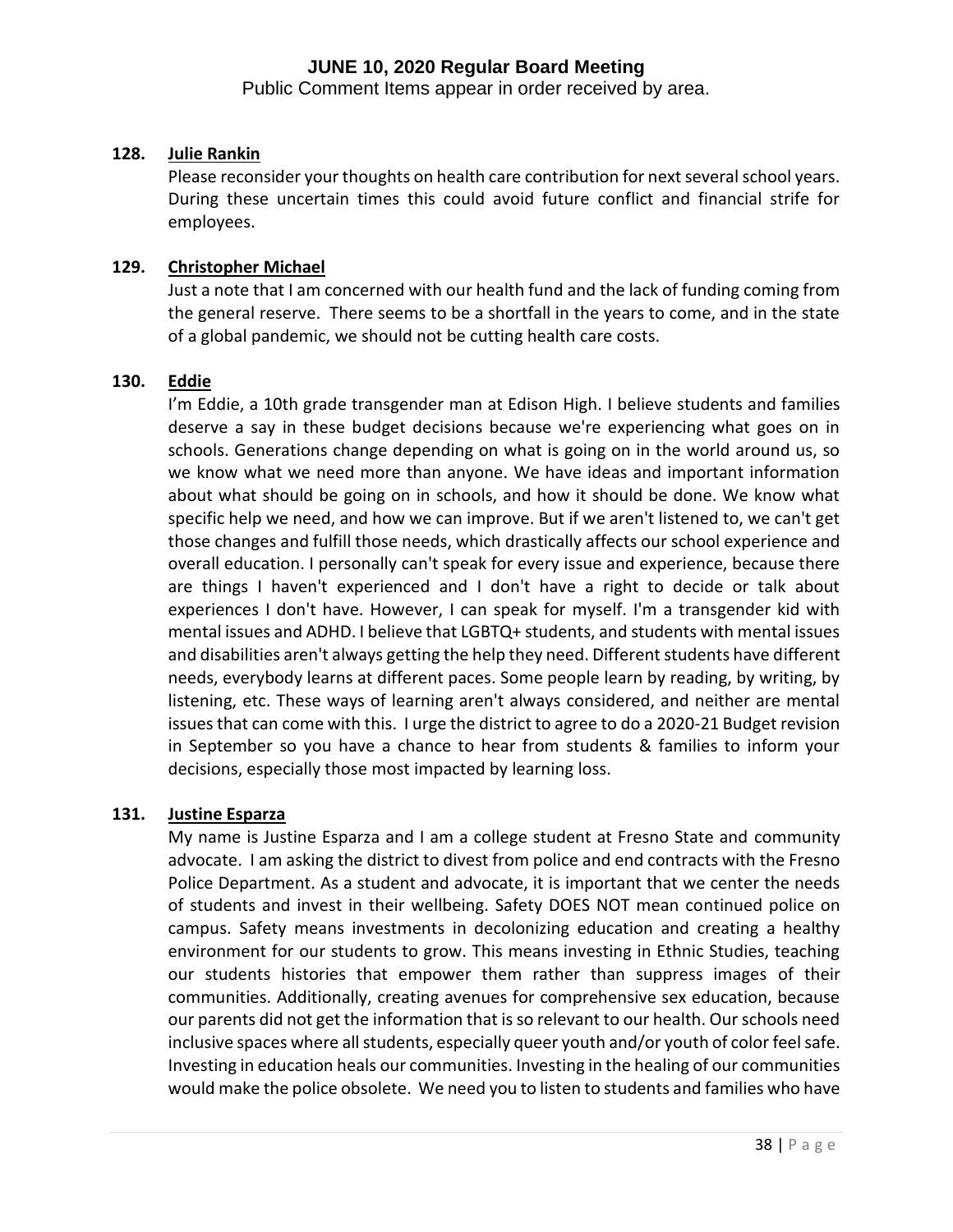**128. Julie Rankin**

Please reconsider your thoughts on health care contribution for next several school years. During these uncertain times this could avoid future conflict and financial strife for employees.

**129. Christopher Michael**

Just a note that I am concerned with our health fund and the lack of funding coming from the general reserve. There seems to be a shortfall in the years to come, and in the state of a global pandemic, we should not be cutting health care costs.

**130. Eddie**

I'm Eddie, a 10th grade transgender man at Edison High. I believe students and families deserve a say in these budget decisions because we're experiencing what goes on in schools. Generations change depending on what is going on in the world around us, so we know what we need more than anyone. We have ideas and important information about what should be going on in schools, and how it should be done. We know what specific help we need, and how we can improve. But if we aren't listened to, we can't get those changes and fulfill those needs, which drastically affects our school experience and overall education. I personally can't speak for every issue and experience, because there are things I haven't experienced and I don't have a right to decide or talk about experiences I don't have. However, I can speak for myself. I'm a transgender kid with mental issues and ADHD. I believe that LGBTQ+ students, and students with mental issues and disabilities aren't always getting the help they need. Different students have different needs, everybody learns at different paces. Some people learn by reading, by writing, by listening, etc. These ways of learning aren't always considered, and neither are mental issues that can come with this. I urge the district to agree to do a 2020-21 Budget revision in September so you have a chance to hear from students & families to inform your decisions, especially those most impacted by learning loss.

**131. Justine Esparza**

My name is Justine Esparza and I am a college student at Fresno State and community advocate. I am asking the district to divest from police and end contracts with the Fresno Police Department. As a student and advocate, it is important that we center the needs of students and invest in their wellbeing. Safety DOES NOT mean continued police on campus. Safety means investments in decolonizing education and creating a healthy environment for our students to grow. This means investing in Ethnic Studies, teaching our students histories that empower them rather than suppress images of their communities. Additionally, creating avenues for comprehensive sex education, because our parents did not get the information that is so relevant to our health. Our schools need inclusive spaces where all students, especially queer youth and/or youth of color feel safe. Investing in education heals our communities. Investing in the healing of our communities would make the police obsolete. We need you to listen to students and families who have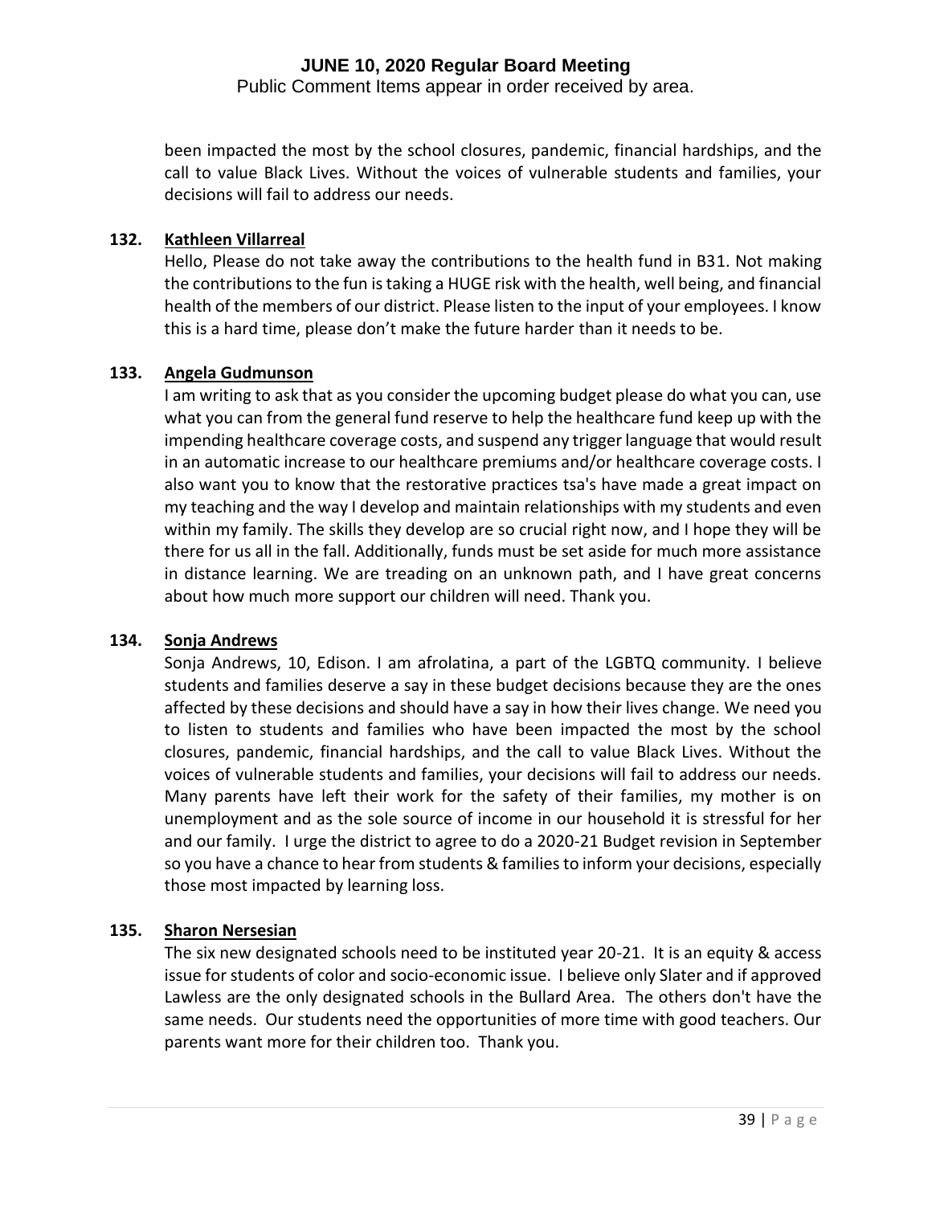been impacted the most by the school closures, pandemic, financial hardships, and the call to value Black Lives. Without the voices of vulnerable students and families, your decisions will fail to address our needs.

**132. Kathleen Villarreal**

Hello, Please do not take away the contributions to the health fund in B31. Not making the contributions to the fun is taking a HUGE risk with the health, well being, and financial health of the members of our district. Please listen to the input of your employees. I know this is a hard time, please don't make the future harder than it needs to be.

**133. Angela Gudmunson**

I am writing to ask that as you consider the upcoming budget please do what you can, use what you can from the general fund reserve to help the healthcare fund keep up with the impending healthcare coverage costs, and suspend any trigger language that would result in an automatic increase to our healthcare premiums and/or healthcare coverage costs. I also want you to know that the restorative practices tsa's have made a great impact on my teaching and the way I develop and maintain relationships with my students and even within my family. The skills they develop are so crucial right now, and I hope they will be there for us all in the fall. Additionally, funds must be set aside for much more assistance in distance learning. We are treading on an unknown path, and I have great concerns about how much more support our children will need. Thank you.

**134. Sonja Andrews**

Sonja Andrews, 10, Edison. I am afrolatina, a part of the LGBTQ community. I believe students and families deserve a say in these budget decisions because they are the ones affected by these decisions and should have a say in how their lives change. We need you to listen to students and families who have been impacted the most by the school closures, pandemic, financial hardships, and the call to value Black Lives. Without the voices of vulnerable students and families, your decisions will fail to address our needs. Many parents have left their work for the safety of their families, my mother is on unemployment and as the sole source of income in our household it is stressful for her and our family. I urge the district to agree to do a 2020-21 Budget revision in September so you have a chance to hear from students & families to inform your decisions, especially those most impacted by learning loss.

**135. Sharon Nersesian**

The six new designated schools need to be instituted year 20-21. It is an equity & access issue for students of color and socio-economic issue. I believe only Slater and if approved Lawless are the only designated schools in the Bullard Area. The others don't have the same needs. Our students need the opportunities of more time with good teachers. Our parents want more for their children too. Thank you.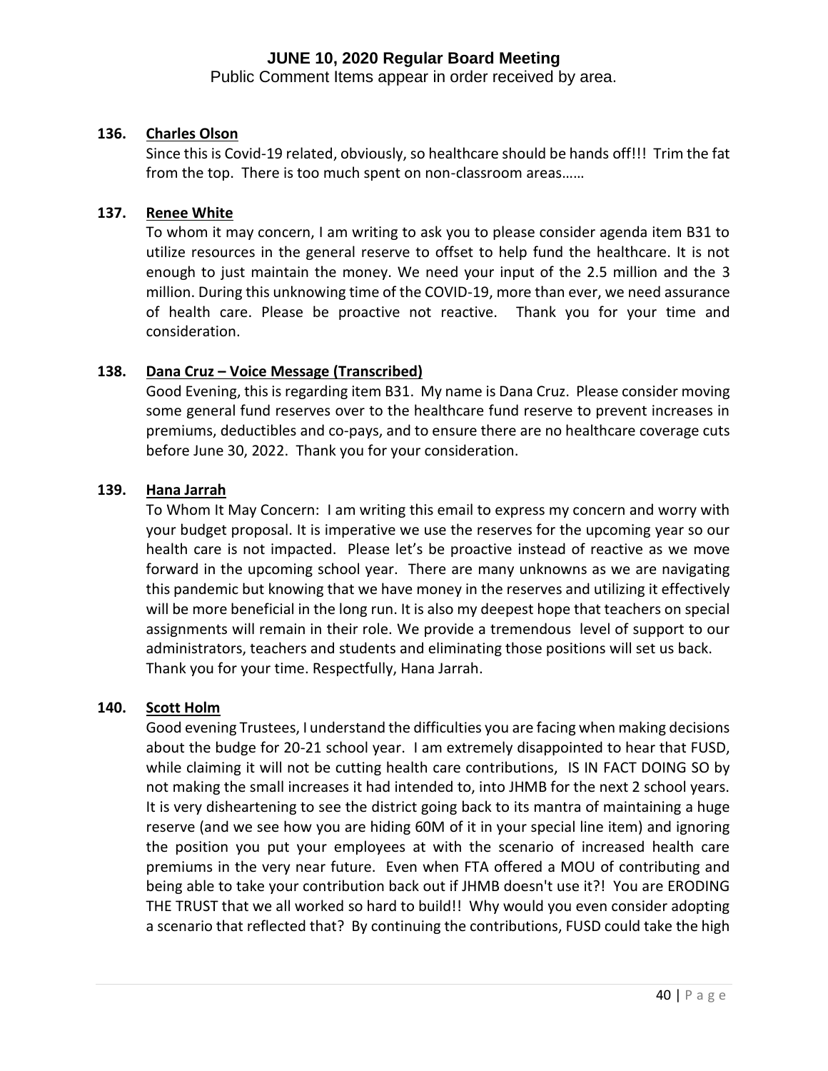# JUNE 10, 2020 Regular Board Meeting

Public Comment Items appear in order received by area.

**136. Charles Olson**

Since this is Covid-19 related, obviously, so healthcare should be hands off!!! Trim the fat from the top. There is too much spent on non-classroom areas……

**137. Renee White**

To whom it may concern, I am writing to ask you to please consider agenda item B31 to utilize resources in the general reserve to offset to help fund the healthcare. It is not enough to just maintain the money. We need your input of the 2.5 million and the 3 million. During this unknowing time of the COVID-19, more than ever, we need assurance of health care. Please be proactive not reactive. Thank you for your time and consideration.

**138. Dana Cruz – Voice Message (Transcribed)**

Good Evening, this is regarding item B31. My name is Dana Cruz. Please consider moving some general fund reserves over to the healthcare fund reserve to prevent increases in premiums, deductibles and co-pays, and to ensure there are no healthcare coverage cuts before June 30, 2022. Thank you for your consideration.

**139. Hana Jarrah**

To Whom It May Concern: I am writing this email to express my concern and worry with your budget proposal. It is imperative we use the reserves for the upcoming year so our health care is not impacted. Please let's be proactive instead of reactive as we move forward in the upcoming school year. There are many unknowns as we are navigating this pandemic but knowing that we have money in the reserves and utilizing it effectively will be more beneficial in the long run. It is also my deepest hope that teachers on special assignments will remain in their role. We provide a tremendous level of support to our administrators, teachers and students and eliminating those positions will set us back. Thank you for your time. Respectfully, Hana Jarrah.

**140. Scott Holm**

Good evening Trustees, I understand the difficulties you are facing when making decisions about the budge for 20-21 school year. I am extremely disappointed to hear that FUSD, while claiming it will not be cutting health care contributions, IS IN FACT DOING SO by not making the small increases it had intended to, into JHMB for the next 2 school years. It is very disheartening to see the district going back to its mantra of maintaining a huge reserve (and we see how you are hiding 60M of it in your special line item) and ignoring the position you put your employees at with the scenario of increased health care premiums in the very near future. Even when FTA offered a MOU of contributing and being able to take your contribution back out if JHMB doesn't use it?! You are ERODING THE TRUST that we all worked so hard to build!! Why would you even consider adopting a scenario that reflected that? By continuing the contributions, FUSD could take the high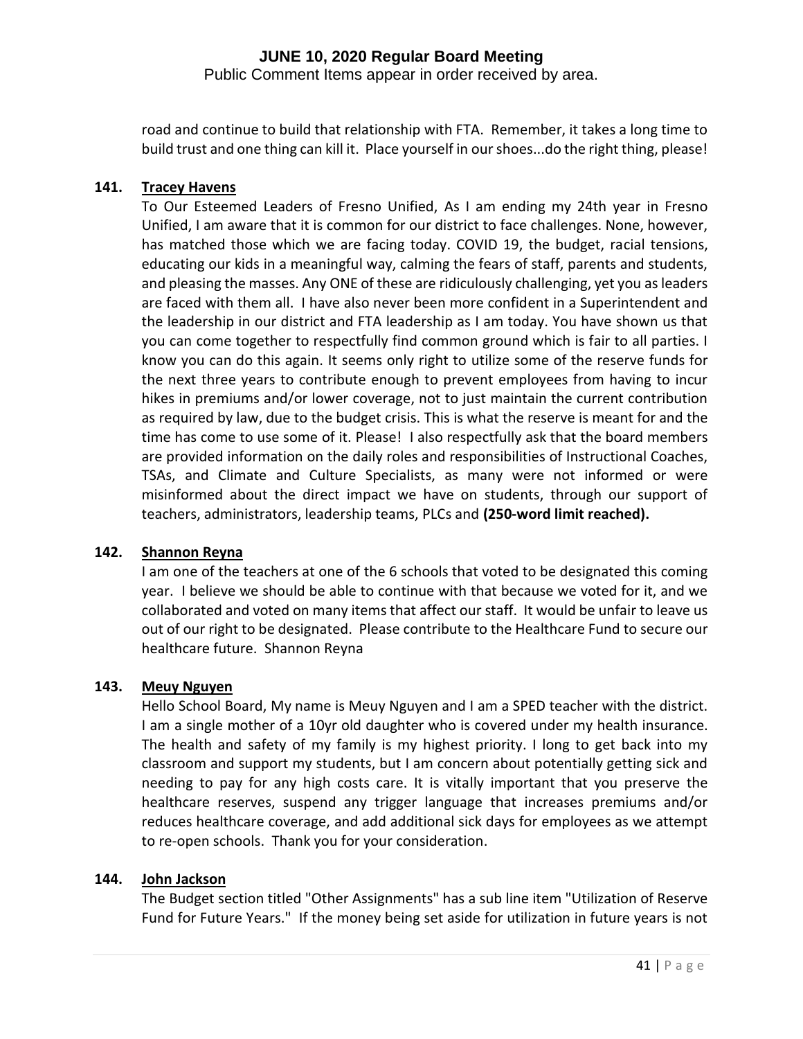road and continue to build that relationship with FTA. Remember, it takes a long time to build trust and one thing can kill it. Place yourself in our shoes...do the right thing, please!

**141. Tracey Havens**

To Our Esteemed Leaders of Fresno Unified, As I am ending my 24th year in Fresno Unified, I am aware that it is common for our district to face challenges. None, however, has matched those which we are facing today. COVID 19, the budget, racial tensions, educating our kids in a meaningful way, calming the fears of staff, parents and students, and pleasing the masses. Any ONE of these are ridiculously challenging, yet you as leaders are faced with them all. I have also never been more confident in a Superintendent and the leadership in our district and FTA leadership as I am today. You have shown us that you can come together to respectfully find common ground which is fair to all parties. I know you can do this again. It seems only right to utilize some of the reserve funds for the next three years to contribute enough to prevent employees from having to incur hikes in premiums and/or lower coverage, not to just maintain the current contribution as required by law, due to the budget crisis. This is what the reserve is meant for and the time has come to use some of it. Please! I also respectfully ask that the board members are provided information on the daily roles and responsibilities of Instructional Coaches, TSAs, and Climate and Culture Specialists, as many were not informed or were misinformed about the direct impact we have on students, through our support of teachers, administrators, leadership teams, PLCs and **(250-word limit reached).**

**142. Shannon Reyna**

I am one of the teachers at one of the 6 schools that voted to be designated this coming year. I believe we should be able to continue with that because we voted for it, and we collaborated and voted on many items that affect our staff. It would be unfair to leave us out of our right to be designated. Please contribute to the Healthcare Fund to secure our healthcare future. Shannon Reyna

**143. Meuy Nguyen**

Hello School Board, My name is Meuy Nguyen and I am a SPED teacher with the district. I am a single mother of a 10yr old daughter who is covered under my health insurance. The health and safety of my family is my highest priority. I long to get back into my classroom and support my students, but I am concern about potentially getting sick and needing to pay for any high costs care. It is vitally important that you preserve the healthcare reserves, suspend any trigger language that increases premiums and/or reduces healthcare coverage, and add additional sick days for employees as we attempt to re-open schools. Thank you for your consideration.

**144. John Jackson**

The Budget section titled "Other Assignments" has a sub line item "Utilization of Reserve Fund for Future Years." If the money being set aside for utilization in future years is not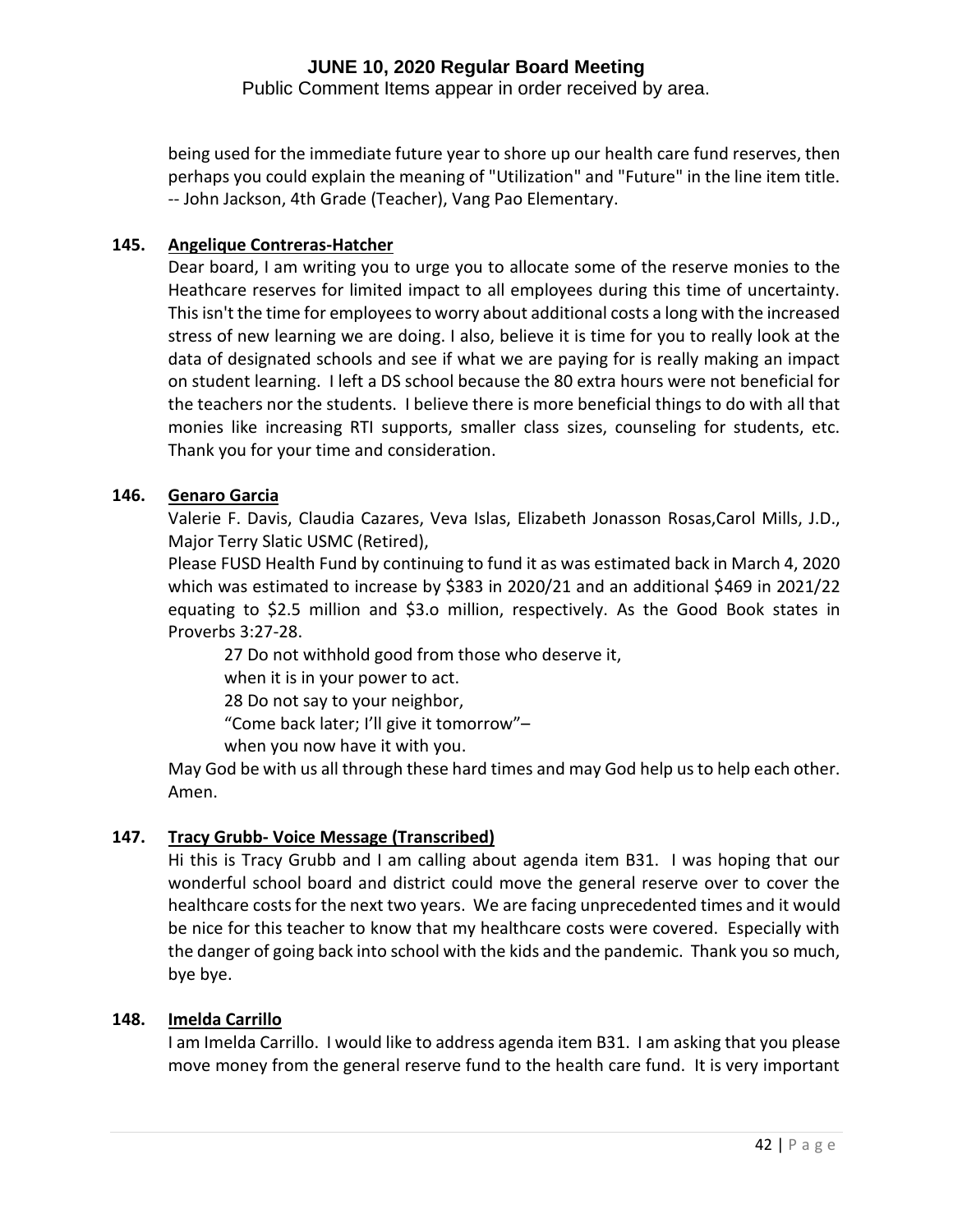being used for the immediate future year to shore up our health care fund reserves, then perhaps you could explain the meaning of "Utilization" and "Future" in the line item title. -- John Jackson, 4th Grade (Teacher), Vang Pao Elementary.

**145. Angelique Contreras-Hatcher**

Dear board, I am writing you to urge you to allocate some of the reserve monies to the Heathcare reserves for limited impact to all employees during this time of uncertainty. This isn't the time for employees to worry about additional costs a long with the increased stress of new learning we are doing. I also, believe it is time for you to really look at the data of designated schools and see if what we are paying for is really making an impact on student learning. I left a DS school because the 80 extra hours were not beneficial for the teachers nor the students. I believe there is more beneficial things to do with all that monies like increasing RTI supports, smaller class sizes, counseling for students, etc. Thank you for your time and consideration.

**146. Genaro Garcia**

Valerie F. Davis, Claudia Cazares, Veva Islas, Elizabeth Jonasson Rosas,Carol Mills, J.D., Major Terry Slatic USMC (Retired),

Please FUSD Health Fund by continuing to fund it as was estimated back in March 4, 2020 which was estimated to increase by $383 in 2020/21 and an additional $469 in 2021/22 equating to $2.5 million and $3.o million, respectively. As the Good Book states in Proverbs 3:27-28.

> 27 Do not withhold good from those who deserve it,
> when it is in your power to act.
> 28 Do not say to your neighbor,
> “Come back later; I’ll give it tomorrow”–
> when you now have it with you.

May God be with us all through these hard times and may God help us to help each other. Amen.

**147. Tracy Grubb- Voice Message (Transcribed)**

Hi this is Tracy Grubb and I am calling about agenda item B31. I was hoping that our wonderful school board and district could move the general reserve over to cover the healthcare costs for the next two years. We are facing unprecedented times and it would be nice for this teacher to know that my healthcare costs were covered. Especially with the danger of going back into school with the kids and the pandemic. Thank you so much, bye bye.

**148. Imelda Carrillo**

I am Imelda Carrillo. I would like to address agenda item B31. I am asking that you please move money from the general reserve fund to the health care fund. It is very important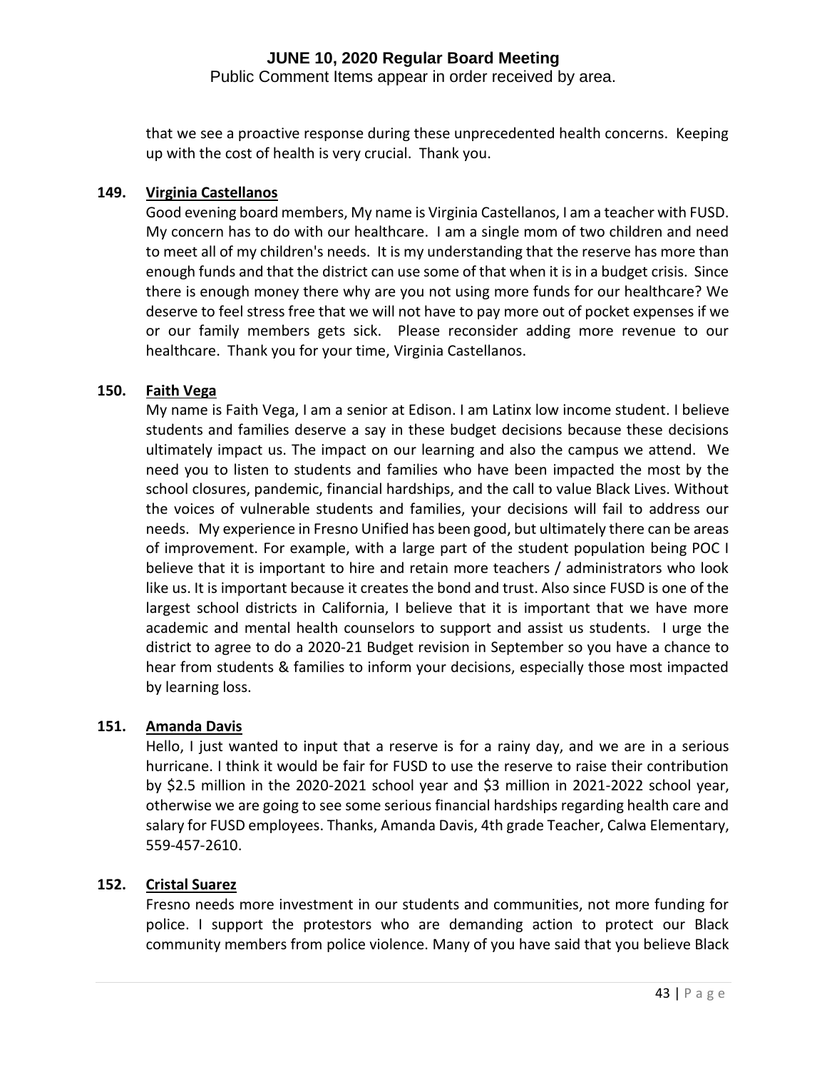that we see a proactive response during these unprecedented health concerns. Keeping up with the cost of health is very crucial. Thank you.

**149. Virginia Castellanos**

Good evening board members, My name is Virginia Castellanos, I am a teacher with FUSD. My concern has to do with our healthcare. I am a single mom of two children and need to meet all of my children's needs. It is my understanding that the reserve has more than enough funds and that the district can use some of that when it is in a budget crisis. Since there is enough money there why are you not using more funds for our healthcare? We deserve to feel stress free that we will not have to pay more out of pocket expenses if we or our family members gets sick. Please reconsider adding more revenue to our healthcare. Thank you for your time, Virginia Castellanos.

**150. Faith Vega**

My name is Faith Vega, I am a senior at Edison. I am Latinx low income student. I believe students and families deserve a say in these budget decisions because these decisions ultimately impact us. The impact on our learning and also the campus we attend. We need you to listen to students and families who have been impacted the most by the school closures, pandemic, financial hardships, and the call to value Black Lives. Without the voices of vulnerable students and families, your decisions will fail to address our needs. My experience in Fresno Unified has been good, but ultimately there can be areas of improvement. For example, with a large part of the student population being POC I believe that it is important to hire and retain more teachers / administrators who look like us. It is important because it creates the bond and trust. Also since FUSD is one of the largest school districts in California, I believe that it is important that we have more academic and mental health counselors to support and assist us students. I urge the district to agree to do a 2020-21 Budget revision in September so you have a chance to hear from students & families to inform your decisions, especially those most impacted by learning loss.

**151. Amanda Davis**

Hello, I just wanted to input that a reserve is for a rainy day, and we are in a serious hurricane. I think it would be fair for FUSD to use the reserve to raise their contribution by $2.5 million in the 2020-2021 school year and $3 million in 2021-2022 school year, otherwise we are going to see some serious financial hardships regarding health care and salary for FUSD employees. Thanks, Amanda Davis, 4th grade Teacher, Calwa Elementary, 559-457-2610.

**152. Cristal Suarez**

Fresno needs more investment in our students and communities, not more funding for police. I support the protestors who are demanding action to protect our Black community members from police violence. Many of you have said that you believe Black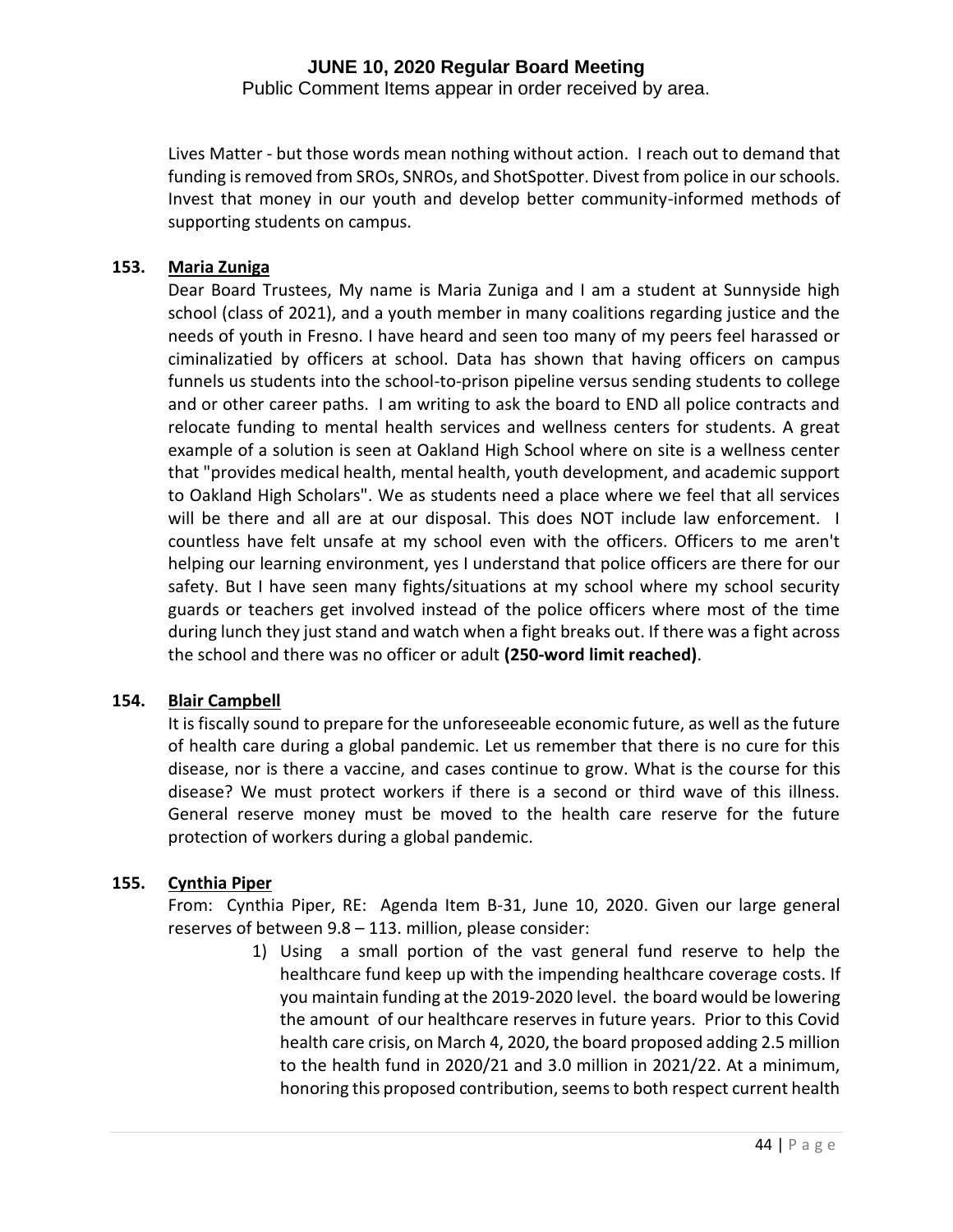Lives Matter - but those words mean nothing without action. I reach out to demand that funding is removed from SROs, SNROs, and ShotSpotter. Divest from police in our schools. Invest that money in our youth and develop better community-informed methods of supporting students on campus.

**153. Maria Zuniga**

Dear Board Trustees, My name is Maria Zuniga and I am a student at Sunnyside high school (class of 2021), and a youth member in many coalitions regarding justice and the needs of youth in Fresno. I have heard and seen too many of my peers feel harassed or ciminalizatied by officers at school. Data has shown that having officers on campus funnels us students into the school-to-prison pipeline versus sending students to college and or other career paths. I am writing to ask the board to END all police contracts and relocate funding to mental health services and wellness centers for students. A great example of a solution is seen at Oakland High School where on site is a wellness center that "provides medical health, mental health, youth development, and academic support to Oakland High Scholars". We as students need a place where we feel that all services will be there and all are at our disposal. This does NOT include law enforcement. I countless have felt unsafe at my school even with the officers. Officers to me aren't helping our learning environment, yes I understand that police officers are there for our safety. But I have seen many fights/situations at my school where my school security guards or teachers get involved instead of the police officers where most of the time during lunch they just stand and watch when a fight breaks out. If there was a fight across the school and there was no officer or adult **(250-word limit reached)**.

**154. Blair Campbell**

It is fiscally sound to prepare for the unforeseeable economic future, as well as the future of health care during a global pandemic. Let us remember that there is no cure for this disease, nor is there a vaccine, and cases continue to grow. What is the course for this disease? We must protect workers if there is a second or third wave of this illness. General reserve money must be moved to the health care reserve for the future protection of workers during a global pandemic.

**155. Cynthia Piper**

From: Cynthia Piper, RE: Agenda Item B-31, June 10, 2020. Given our large general reserves of between 9.8 – 113. million, please consider:

1) Using a small portion of the vast general fund reserve to help the healthcare fund keep up with the impending healthcare coverage costs. If you maintain funding at the 2019-2020 level. the board would be lowering the amount of our healthcare reserves in future years. Prior to this Covid health care crisis, on March 4, 2020, the board proposed adding 2.5 million to the health fund in 2020/21 and 3.0 million in 2021/22. At a minimum, honoring this proposed contribution, seems to both respect current health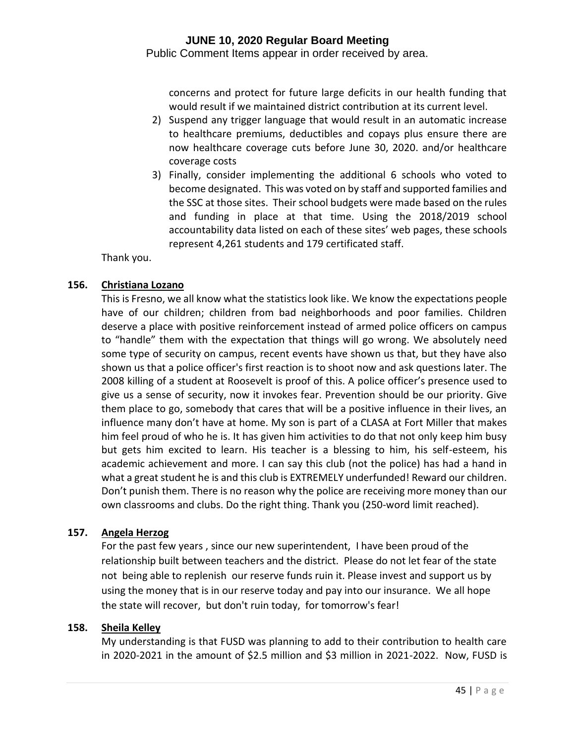concerns and protect for future large deficits in our health funding that would result if we maintained district contribution at its current level.

2) Suspend any trigger language that would result in an automatic increase to healthcare premiums, deductibles and copays plus ensure there are now healthcare coverage cuts before June 30, 2020. and/or healthcare coverage costs
3) Finally, consider implementing the additional 6 schools who voted to become designated. This was voted on by staff and supported families and the SSC at those sites. Their school budgets were made based on the rules and funding in place at that time. Using the 2018/2019 school accountability data listed on each of these sites' web pages, these schools represent 4,261 students and 179 certificated staff.

Thank you.

**156. Christiana Lozano**

This is Fresno, we all know what the statistics look like. We know the expectations people have of our children; children from bad neighborhoods and poor families. Children deserve a place with positive reinforcement instead of armed police officers on campus to "handle" them with the expectation that things will go wrong. We absolutely need some type of security on campus, recent events have shown us that, but they have also shown us that a police officer's first reaction is to shoot now and ask questions later. The 2008 killing of a student at Roosevelt is proof of this. A police officer's presence used to give us a sense of security, now it invokes fear. Prevention should be our priority. Give them place to go, somebody that cares that will be a positive influence in their lives, an influence many don't have at home. My son is part of a CLASA at Fort Miller that makes him feel proud of who he is. It has given him activities to do that not only keep him busy but gets him excited to learn. His teacher is a blessing to him, his self-esteem, his academic achievement and more. I can say this club (not the police) has had a hand in what a great student he is and this club is EXTREMELY underfunded! Reward our children. Don't punish them. There is no reason why the police are receiving more money than our own classrooms and clubs. Do the right thing. Thank you (250-word limit reached).

**157. Angela Herzog**

For the past few years , since our new superintendent, I have been proud of the relationship built between teachers and the district. Please do not let fear of the state not being able to replenish our reserve funds ruin it. Please invest and support us by using the money that is in our reserve today and pay into our insurance. We all hope the state will recover, but don't ruin today, for tomorrow's fear!

**158. Sheila Kelley**

My understanding is that FUSD was planning to add to their contribution to health care in 2020-2021 in the amount of $2.5 million and $3 million in 2021-2022. Now, FUSD is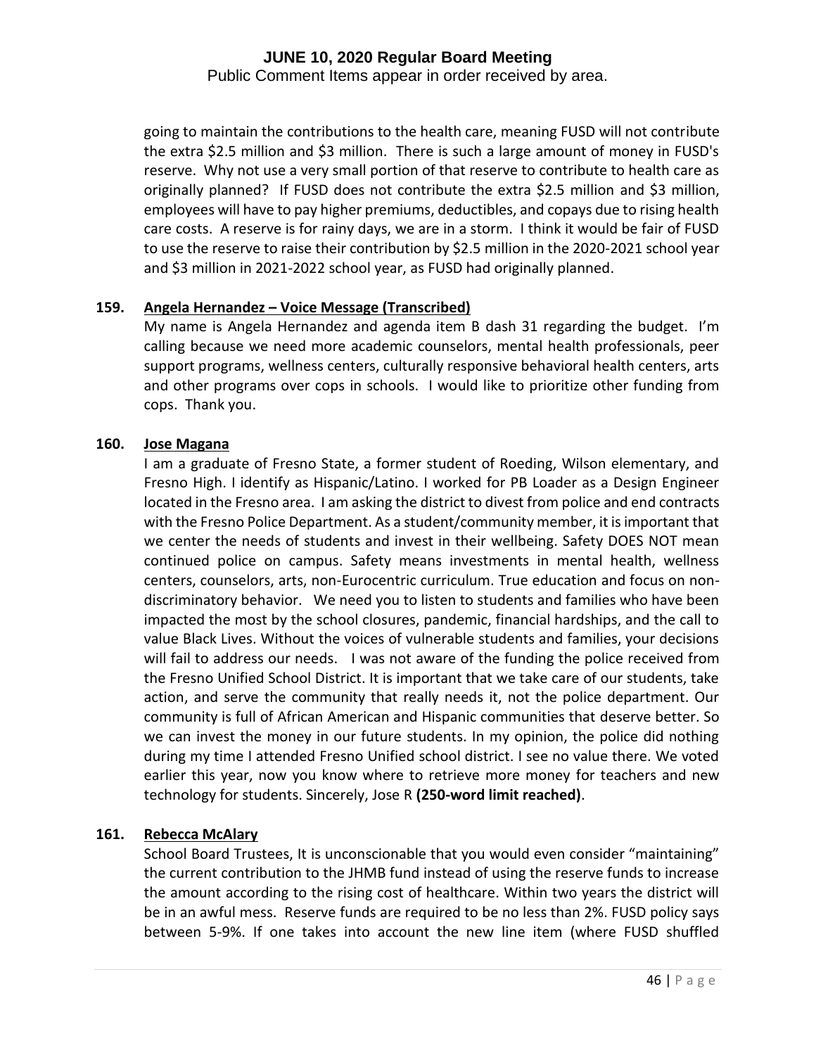going to maintain the contributions to the health care, meaning FUSD will not contribute the extra \$2.5 million and \$3 million. There is such a large amount of money in FUSD's reserve. Why not use a very small portion of that reserve to contribute to health care as originally planned? If FUSD does not contribute the extra \$2.5 million and \$3 million, employees will have to pay higher premiums, deductibles, and copays due to rising health care costs. A reserve is for rainy days, we are in a storm. I think it would be fair of FUSD to use the reserve to raise their contribution by \$2.5 million in the 2020-2021 school year and \$3 million in 2021-2022 school year, as FUSD had originally planned.

**159. <u>Angela Hernandez – Voice Message (Transcribed)</u>**

My name is Angela Hernandez and agenda item B dash 31 regarding the budget. I'm calling because we need more academic counselors, mental health professionals, peer support programs, wellness centers, culturally responsive behavioral health centers, arts and other programs over cops in schools. I would like to prioritize other funding from cops. Thank you.

**160. <u>Jose Magana</u>**

I am a graduate of Fresno State, a former student of Roeding, Wilson elementary, and Fresno High. I identify as Hispanic/Latino. I worked for PB Loader as a Design Engineer located in the Fresno area. I am asking the district to divest from police and end contracts with the Fresno Police Department. As a student/community member, it is important that we center the needs of students and invest in their wellbeing. Safety DOES NOT mean continued police on campus. Safety means investments in mental health, wellness centers, counselors, arts, non-Eurocentric curriculum. True education and focus on non-discriminatory behavior. We need you to listen to students and families who have been impacted the most by the school closures, pandemic, financial hardships, and the call to value Black Lives. Without the voices of vulnerable students and families, your decisions will fail to address our needs. I was not aware of the funding the police received from the Fresno Unified School District. It is important that we take care of our students, take action, and serve the community that really needs it, not the police department. Our community is full of African American and Hispanic communities that deserve better. So we can invest the money in our future students. In my opinion, the police did nothing during my time I attended Fresno Unified school district. I see no value there. We voted earlier this year, now you know where to retrieve more money for teachers and new technology for students. Sincerely, Jose R **(250-word limit reached)**.

**161. <u>Rebecca McAlary</u>**

School Board Trustees, It is unconscionable that you would even consider "maintaining" the current contribution to the JHMB fund instead of using the reserve funds to increase the amount according to the rising cost of healthcare. Within two years the district will be in an awful mess. Reserve funds are required to be no less than 2%. FUSD policy says between 5-9%. If one takes into account the new line item (where FUSD shuffled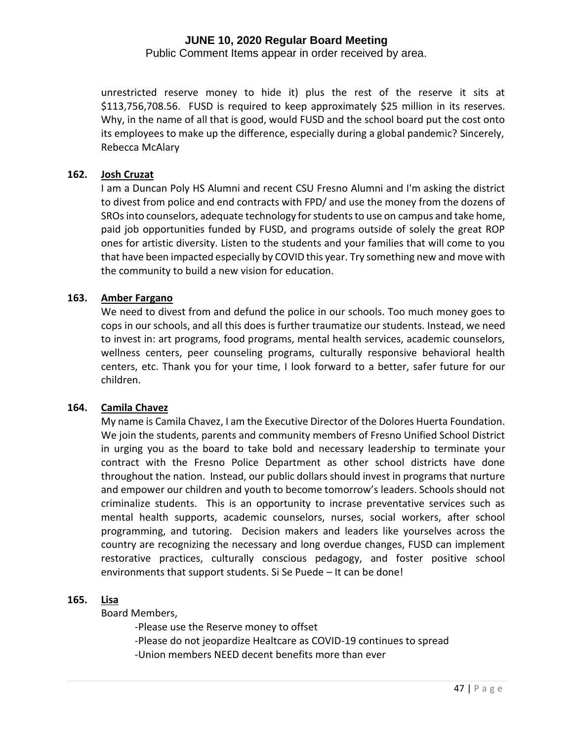unrestricted reserve money to hide it) plus the rest of the reserve it sits at $113,756,708.56. FUSD is required to keep approximately $25 million in its reserves. Why, in the name of all that is good, would FUSD and the school board put the cost onto its employees to make up the difference, especially during a global pandemic? Sincerely, Rebecca McAlary

**162. Josh Cruzat**

I am a Duncan Poly HS Alumni and recent CSU Fresno Alumni and I'm asking the district to divest from police and end contracts with FPD/ and use the money from the dozens of SROs into counselors, adequate technology for students to use on campus and take home, paid job opportunities funded by FUSD, and programs outside of solely the great ROP ones for artistic diversity. Listen to the students and your families that will come to you that have been impacted especially by COVID this year. Try something new and move with the community to build a new vision for education.

**163. Amber Fargano**

We need to divest from and defund the police in our schools. Too much money goes to cops in our schools, and all this does is further traumatize our students. Instead, we need to invest in: art programs, food programs, mental health services, academic counselors, wellness centers, peer counseling programs, culturally responsive behavioral health centers, etc. Thank you for your time, I look forward to a better, safer future for our children.

**164. Camila Chavez**

My name is Camila Chavez, I am the Executive Director of the Dolores Huerta Foundation. We join the students, parents and community members of Fresno Unified School District in urging you as the board to take bold and necessary leadership to terminate your contract with the Fresno Police Department as other school districts have done throughout the nation. Instead, our public dollars should invest in programs that nurture and empower our children and youth to become tomorrow's leaders. Schools should not criminalize students. This is an opportunity to incrase preventative services such as mental health supports, academic counselors, nurses, social workers, after school programming, and tutoring. Decision makers and leaders like yourselves across the country are recognizing the necessary and long overdue changes, FUSD can implement restorative practices, culturally conscious pedagogy, and foster positive school environments that support students. Si Se Puede – It can be done!

**165. Lisa**

Board Members,

-Please use the Reserve money to offset

-Please do not jeopardize Healtcare as COVID-19 continues to spread

-Union members NEED decent benefits more than ever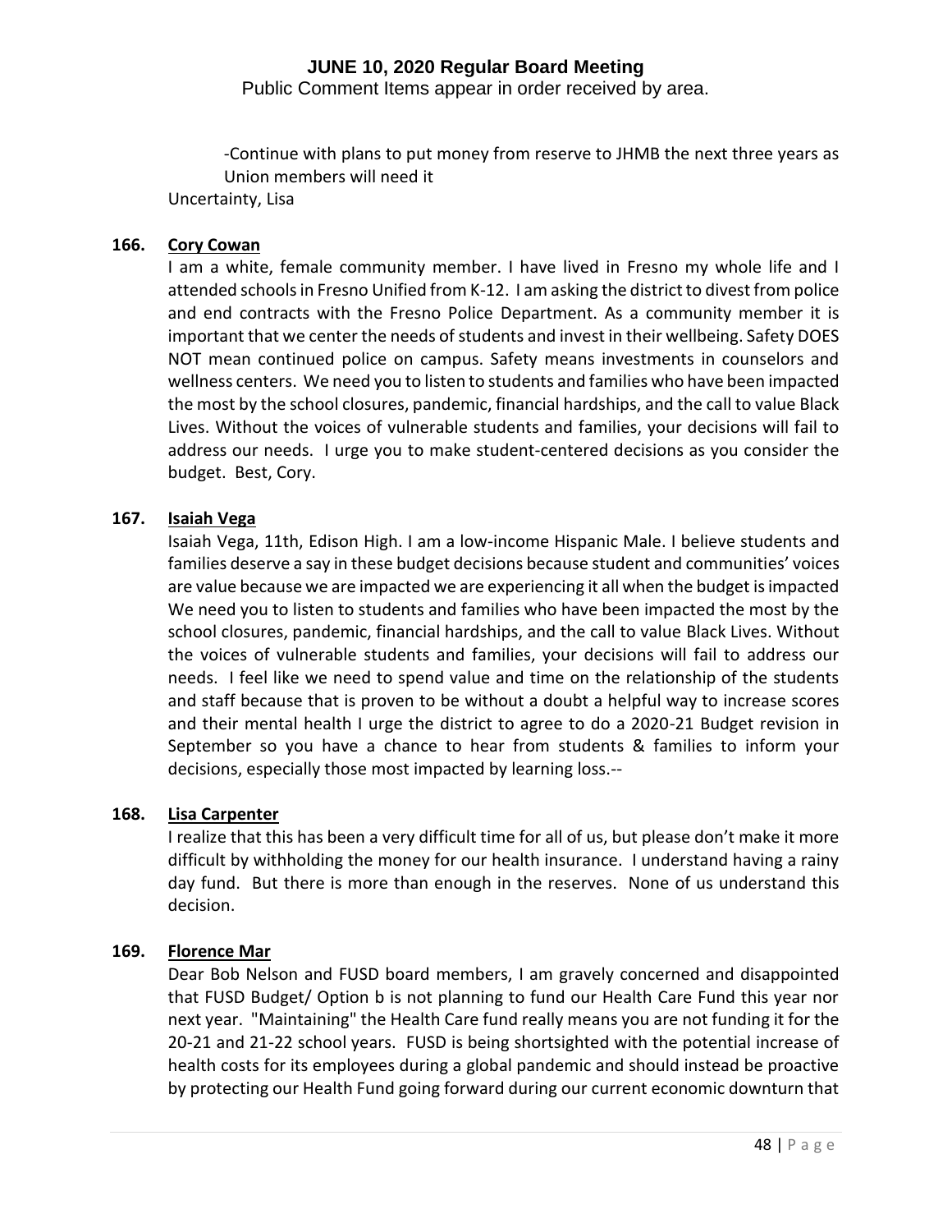-Continue with plans to put money from reserve to JHMB the next three years as Union members will need it

Uncertainty, Lisa

**166. Cory Cowan**

I am a white, female community member. I have lived in Fresno my whole life and I attended schools in Fresno Unified from K-12. I am asking the district to divest from police and end contracts with the Fresno Police Department. As a community member it is important that we center the needs of students and invest in their wellbeing. Safety DOES NOT mean continued police on campus. Safety means investments in counselors and wellness centers. We need you to listen to students and families who have been impacted the most by the school closures, pandemic, financial hardships, and the call to value Black Lives. Without the voices of vulnerable students and families, your decisions will fail to address our needs. I urge you to make student-centered decisions as you consider the budget. Best, Cory.

**167. Isaiah Vega**

Isaiah Vega, 11th, Edison High. I am a low-income Hispanic Male. I believe students and families deserve a say in these budget decisions because student and communities' voices are value because we are impacted we are experiencing it all when the budget is impacted We need you to listen to students and families who have been impacted the most by the school closures, pandemic, financial hardships, and the call to value Black Lives. Without the voices of vulnerable students and families, your decisions will fail to address our needs. I feel like we need to spend value and time on the relationship of the students and staff because that is proven to be without a doubt a helpful way to increase scores and their mental health I urge the district to agree to do a 2020-21 Budget revision in September so you have a chance to hear from students & families to inform your decisions, especially those most impacted by learning loss.--

**168. Lisa Carpenter**

I realize that this has been a very difficult time for all of us, but please don't make it more difficult by withholding the money for our health insurance. I understand having a rainy day fund. But there is more than enough in the reserves. None of us understand this decision.

**169. Florence Mar**

Dear Bob Nelson and FUSD board members, I am gravely concerned and disappointed that FUSD Budget/ Option b is not planning to fund our Health Care Fund this year nor next year. "Maintaining" the Health Care fund really means you are not funding it for the 20-21 and 21-22 school years. FUSD is being shortsighted with the potential increase of health costs for its employees during a global pandemic and should instead be proactive by protecting our Health Fund going forward during our current economic downturn that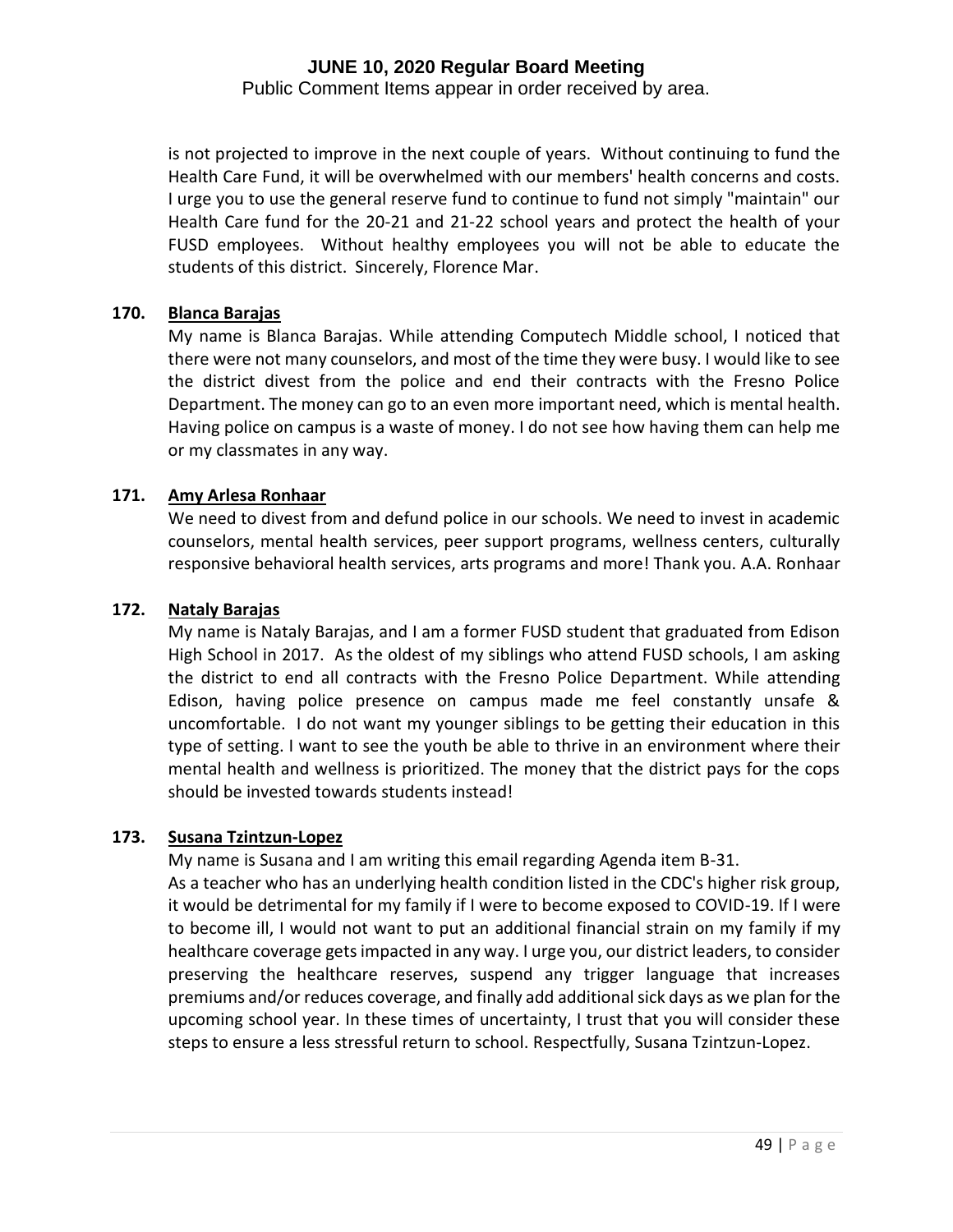is not projected to improve in the next couple of years. Without continuing to fund the Health Care Fund, it will be overwhelmed with our members' health concerns and costs. I urge you to use the general reserve fund to continue to fund not simply "maintain" our Health Care fund for the 20-21 and 21-22 school years and protect the health of your FUSD employees. Without healthy employees you will not be able to educate the students of this district. Sincerely, Florence Mar.

**170. Blanca Barajas**

My name is Blanca Barajas. While attending Computech Middle school, I noticed that there were not many counselors, and most of the time they were busy. I would like to see the district divest from the police and end their contracts with the Fresno Police Department. The money can go to an even more important need, which is mental health. Having police on campus is a waste of money. I do not see how having them can help me or my classmates in any way.

**171. Amy Arlesa Ronhaar**

We need to divest from and defund police in our schools. We need to invest in academic counselors, mental health services, peer support programs, wellness centers, culturally responsive behavioral health services, arts programs and more! Thank you. A.A. Ronhaar

**172. Nataly Barajas**

My name is Nataly Barajas, and I am a former FUSD student that graduated from Edison High School in 2017. As the oldest of my siblings who attend FUSD schools, I am asking the district to end all contracts with the Fresno Police Department. While attending Edison, having police presence on campus made me feel constantly unsafe & uncomfortable. I do not want my younger siblings to be getting their education in this type of setting. I want to see the youth be able to thrive in an environment where their mental health and wellness is prioritized. The money that the district pays for the cops should be invested towards students instead!

**173. Susana Tzintzun-Lopez**

My name is Susana and I am writing this email regarding Agenda item B-31.
As a teacher who has an underlying health condition listed in the CDC's higher risk group, it would be detrimental for my family if I were to become exposed to COVID-19. If I were to become ill, I would not want to put an additional financial strain on my family if my healthcare coverage gets impacted in any way. I urge you, our district leaders, to consider preserving the healthcare reserves, suspend any trigger language that increases premiums and/or reduces coverage, and finally add additional sick days as we plan for the upcoming school year. In these times of uncertainty, I trust that you will consider these steps to ensure a less stressful return to school. Respectfully, Susana Tzintzun-Lopez.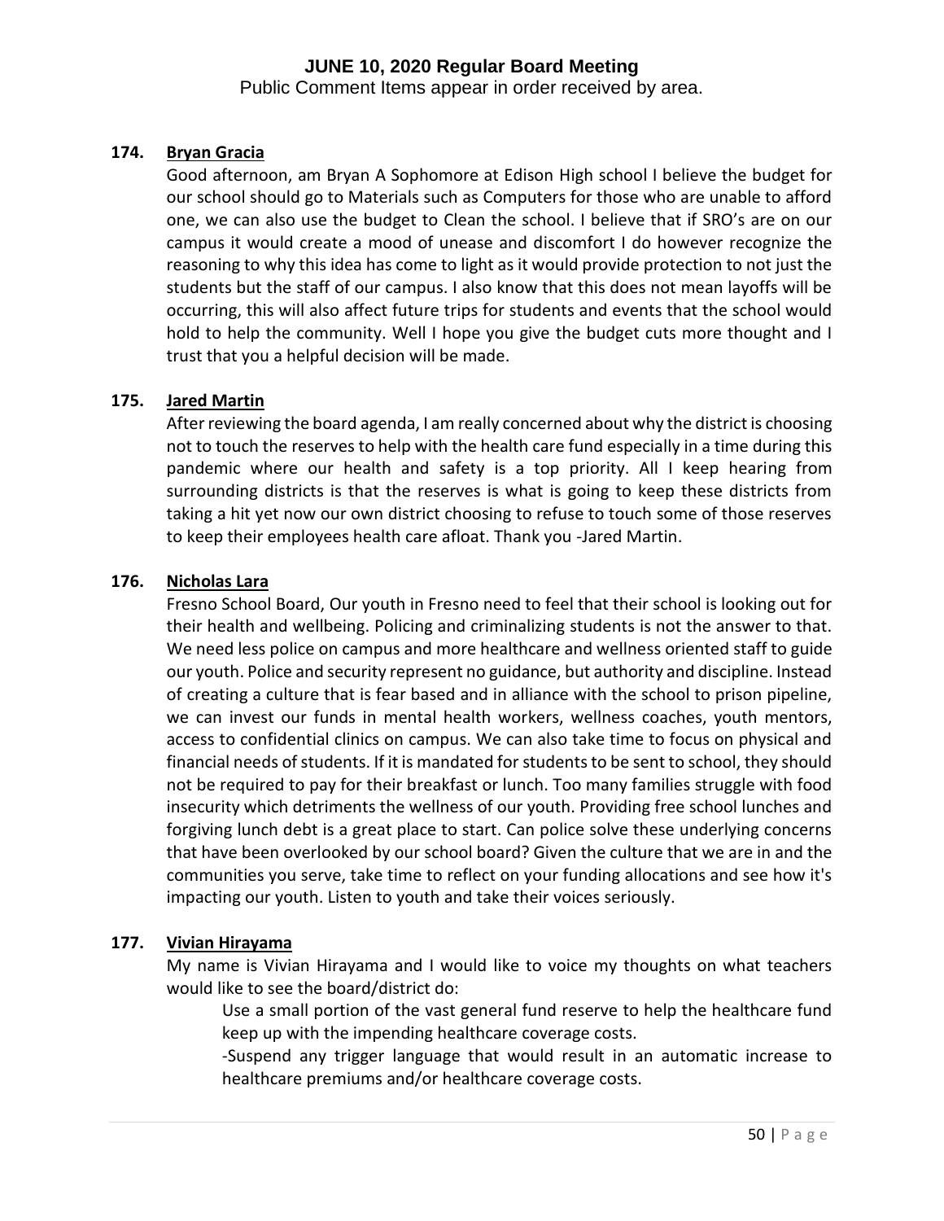**174. Bryan Gracia**

Good afternoon, am Bryan A Sophomore at Edison High school I believe the budget for our school should go to Materials such as Computers for those who are unable to afford one, we can also use the budget to Clean the school. I believe that if SRO's are on our campus it would create a mood of unease and discomfort I do however recognize the reasoning to why this idea has come to light as it would provide protection to not just the students but the staff of our campus. I also know that this does not mean layoffs will be occurring, this will also affect future trips for students and events that the school would hold to help the community. Well I hope you give the budget cuts more thought and I trust that you a helpful decision will be made.

**175. Jared Martin**

After reviewing the board agenda, I am really concerned about why the district is choosing not to touch the reserves to help with the health care fund especially in a time during this pandemic where our health and safety is a top priority. All I keep hearing from surrounding districts is that the reserves is what is going to keep these districts from taking a hit yet now our own district choosing to refuse to touch some of those reserves to keep their employees health care afloat. Thank you -Jared Martin.

**176. Nicholas Lara**

Fresno School Board, Our youth in Fresno need to feel that their school is looking out for their health and wellbeing. Policing and criminalizing students is not the answer to that. We need less police on campus and more healthcare and wellness oriented staff to guide our youth. Police and security represent no guidance, but authority and discipline. Instead of creating a culture that is fear based and in alliance with the school to prison pipeline, we can invest our funds in mental health workers, wellness coaches, youth mentors, access to confidential clinics on campus. We can also take time to focus on physical and financial needs of students. If it is mandated for students to be sent to school, they should not be required to pay for their breakfast or lunch. Too many families struggle with food insecurity which detriments the wellness of our youth. Providing free school lunches and forgiving lunch debt is a great place to start. Can police solve these underlying concerns that have been overlooked by our school board? Given the culture that we are in and the communities you serve, take time to reflect on your funding allocations and see how it's impacting our youth. Listen to youth and take their voices seriously.

**177. Vivian Hirayama**

My name is Vivian Hirayama and I would like to voice my thoughts on what teachers would like to see the board/district do:

Use a small portion of the vast general fund reserve to help the healthcare fund keep up with the impending healthcare coverage costs.

-Suspend any trigger language that would result in an automatic increase to healthcare premiums and/or healthcare coverage costs.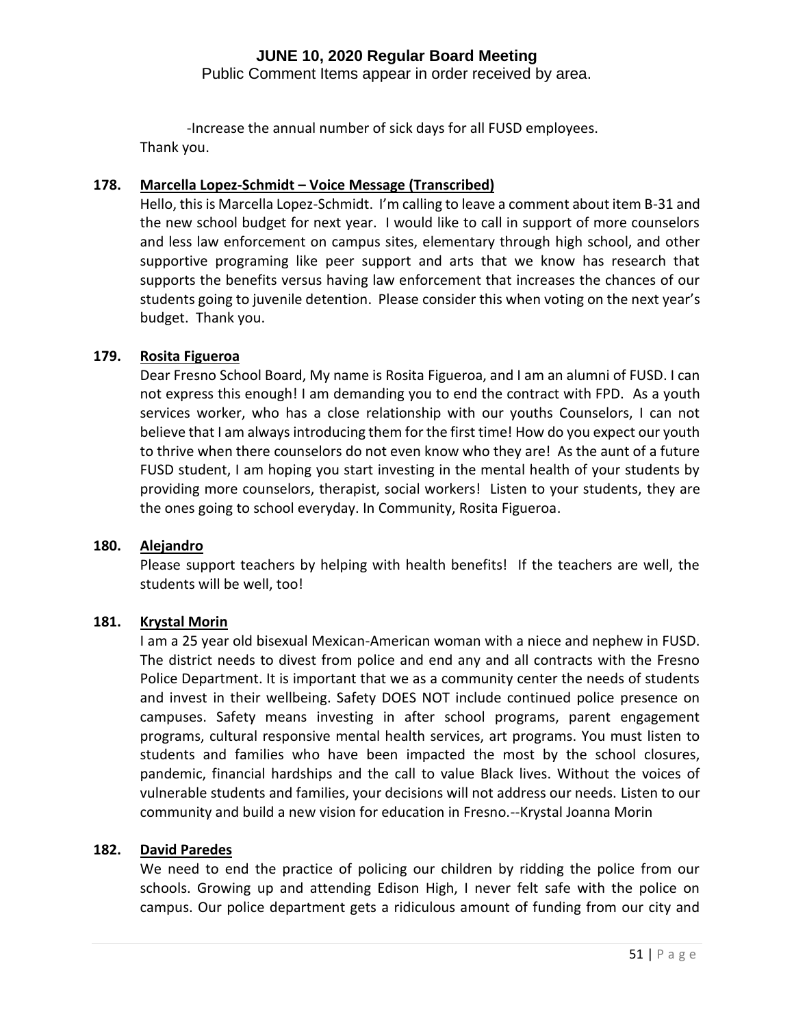-Increase the annual number of sick days for all FUSD employees.

Thank you.

**178. Marcella Lopez-Schmidt – Voice Message (Transcribed)**

Hello, this is Marcella Lopez-Schmidt. I'm calling to leave a comment about item B-31 and the new school budget for next year. I would like to call in support of more counselors and less law enforcement on campus sites, elementary through high school, and other supportive programing like peer support and arts that we know has research that supports the benefits versus having law enforcement that increases the chances of our students going to juvenile detention. Please consider this when voting on the next year's budget. Thank you.

**179. Rosita Figueroa**

Dear Fresno School Board, My name is Rosita Figueroa, and I am an alumni of FUSD. I can not express this enough! I am demanding you to end the contract with FPD. As a youth services worker, who has a close relationship with our youths Counselors, I can not believe that I am always introducing them for the first time! How do you expect our youth to thrive when there counselors do not even know who they are! As the aunt of a future FUSD student, I am hoping you start investing in the mental health of your students by providing more counselors, therapist, social workers! Listen to your students, they are the ones going to school everyday. In Community, Rosita Figueroa.

**180. Alejandro**

Please support teachers by helping with health benefits! If the teachers are well, the students will be well, too!

**181. Krystal Morin**

I am a 25 year old bisexual Mexican-American woman with a niece and nephew in FUSD. The district needs to divest from police and end any and all contracts with the Fresno Police Department. It is important that we as a community center the needs of students and invest in their wellbeing. Safety DOES NOT include continued police presence on campuses. Safety means investing in after school programs, parent engagement programs, cultural responsive mental health services, art programs. You must listen to students and families who have been impacted the most by the school closures, pandemic, financial hardships and the call to value Black lives. Without the voices of vulnerable students and families, your decisions will not address our needs. Listen to our community and build a new vision for education in Fresno.--Krystal Joanna Morin

**182. David Paredes**

We need to end the practice of policing our children by ridding the police from our schools. Growing up and attending Edison High, I never felt safe with the police on campus. Our police department gets a ridiculous amount of funding from our city and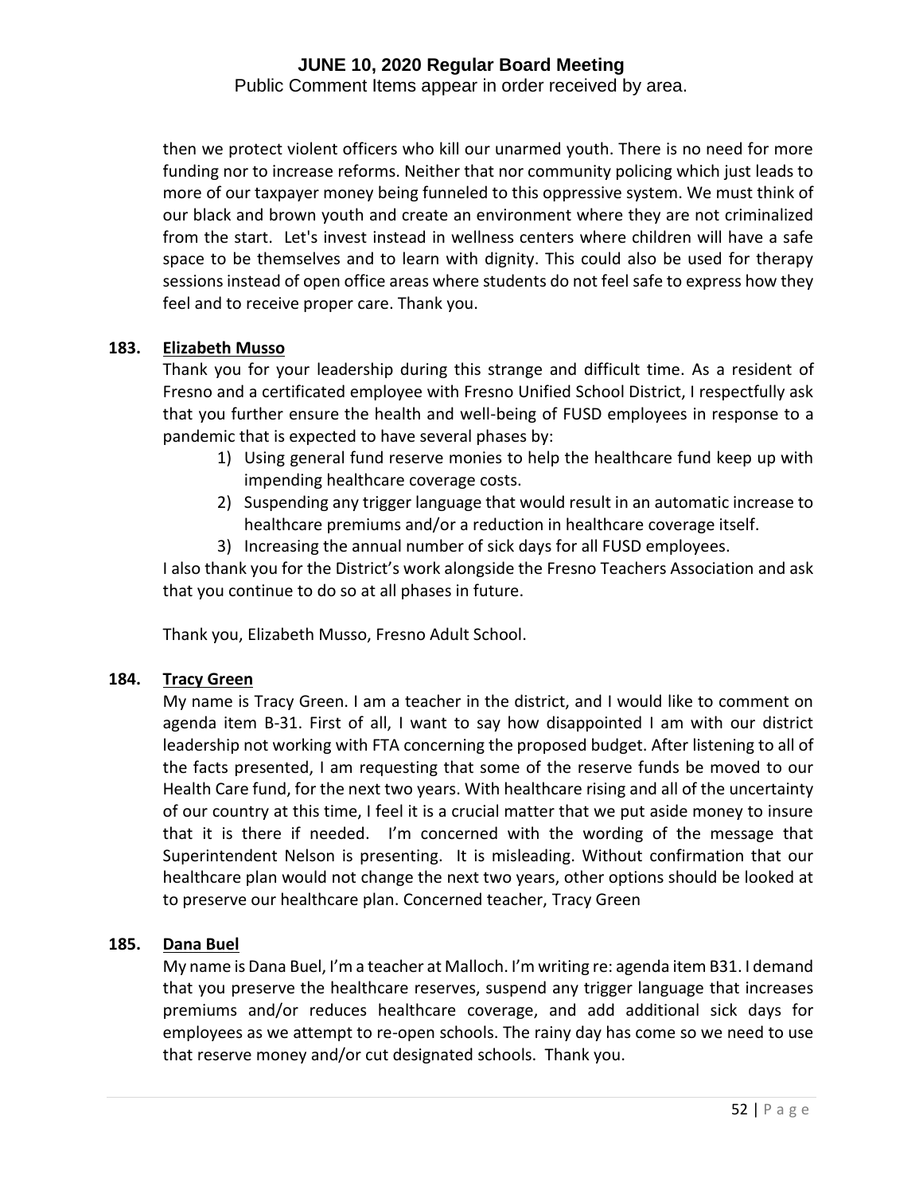then we protect violent officers who kill our unarmed youth. There is no need for more funding nor to increase reforms. Neither that nor community policing which just leads to more of our taxpayer money being funneled to this oppressive system. We must think of our black and brown youth and create an environment where they are not criminalized from the start. Let's invest instead in wellness centers where children will have a safe space to be themselves and to learn with dignity. This could also be used for therapy sessions instead of open office areas where students do not feel safe to express how they feel and to receive proper care. Thank you.

**183. Elizabeth Musso**

Thank you for your leadership during this strange and difficult time. As a resident of Fresno and a certificated employee with Fresno Unified School District, I respectfully ask that you further ensure the health and well-being of FUSD employees in response to a pandemic that is expected to have several phases by:

1) Using general fund reserve monies to help the healthcare fund keep up with impending healthcare coverage costs.
2) Suspending any trigger language that would result in an automatic increase to healthcare premiums and/or a reduction in healthcare coverage itself.
3) Increasing the annual number of sick days for all FUSD employees.

I also thank you for the District's work alongside the Fresno Teachers Association and ask that you continue to do so at all phases in future.

Thank you, Elizabeth Musso, Fresno Adult School.

**184. Tracy Green**

My name is Tracy Green. I am a teacher in the district, and I would like to comment on agenda item B-31. First of all, I want to say how disappointed I am with our district leadership not working with FTA concerning the proposed budget. After listening to all of the facts presented, I am requesting that some of the reserve funds be moved to our Health Care fund, for the next two years. With healthcare rising and all of the uncertainty of our country at this time, I feel it is a crucial matter that we put aside money to insure that it is there if needed. I'm concerned with the wording of the message that Superintendent Nelson is presenting. It is misleading. Without confirmation that our healthcare plan would not change the next two years, other options should be looked at to preserve our healthcare plan. Concerned teacher, Tracy Green

**185. Dana Buel**

My name is Dana Buel, I'm a teacher at Malloch. I'm writing re: agenda item B31. I demand that you preserve the healthcare reserves, suspend any trigger language that increases premiums and/or reduces healthcare coverage, and add additional sick days for employees as we attempt to re-open schools. The rainy day has come so we need to use that reserve money and/or cut designated schools. Thank you.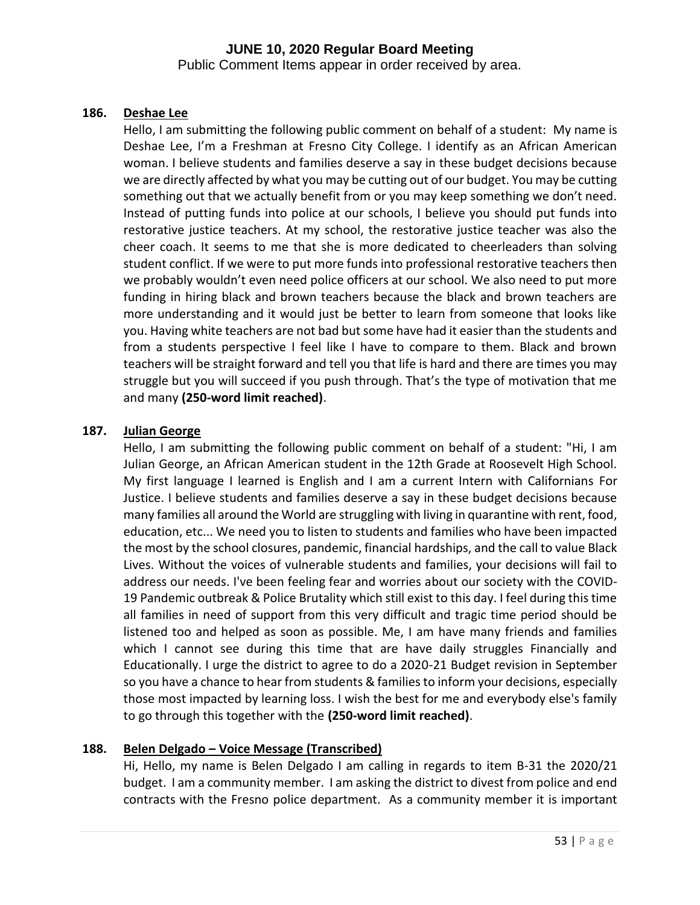**186. Deshae Lee**

Hello, I am submitting the following public comment on behalf of a student: My name is Deshae Lee, I'm a Freshman at Fresno City College. I identify as an African American woman. I believe students and families deserve a say in these budget decisions because we are directly affected by what you may be cutting out of our budget. You may be cutting something out that we actually benefit from or you may keep something we don't need. Instead of putting funds into police at our schools, I believe you should put funds into restorative justice teachers. At my school, the restorative justice teacher was also the cheer coach. It seems to me that she is more dedicated to cheerleaders than solving student conflict. If we were to put more funds into professional restorative teachers then we probably wouldn't even need police officers at our school. We also need to put more funding in hiring black and brown teachers because the black and brown teachers are more understanding and it would just be better to learn from someone that looks like you. Having white teachers are not bad but some have had it easier than the students and from a students perspective I feel like I have to compare to them. Black and brown teachers will be straight forward and tell you that life is hard and there are times you may struggle but you will succeed if you push through. That's the type of motivation that me and many **(250-word limit reached)**.

**187. Julian George**

Hello, I am submitting the following public comment on behalf of a student: "Hi, I am Julian George, an African American student in the 12th Grade at Roosevelt High School. My first language I learned is English and I am a current Intern with Californians For Justice. I believe students and families deserve a say in these budget decisions because many families all around the World are struggling with living in quarantine with rent, food, education, etc... We need you to listen to students and families who have been impacted the most by the school closures, pandemic, financial hardships, and the call to value Black Lives. Without the voices of vulnerable students and families, your decisions will fail to address our needs. I've been feeling fear and worries about our society with the COVID-19 Pandemic outbreak & Police Brutality which still exist to this day. I feel during this time all families in need of support from this very difficult and tragic time period should be listened too and helped as soon as possible. Me, I am have many friends and families which I cannot see during this time that are have daily struggles Financially and Educationally. I urge the district to agree to do a 2020-21 Budget revision in September so you have a chance to hear from students & families to inform your decisions, especially those most impacted by learning loss. I wish the best for me and everybody else's family to go through this together with the **(250-word limit reached)**.

**188. Belen Delgado – Voice Message (Transcribed)**

Hi, Hello, my name is Belen Delgado I am calling in regards to item B-31 the 2020/21 budget. I am a community member. I am asking the district to divest from police and end contracts with the Fresno police department. As a community member it is important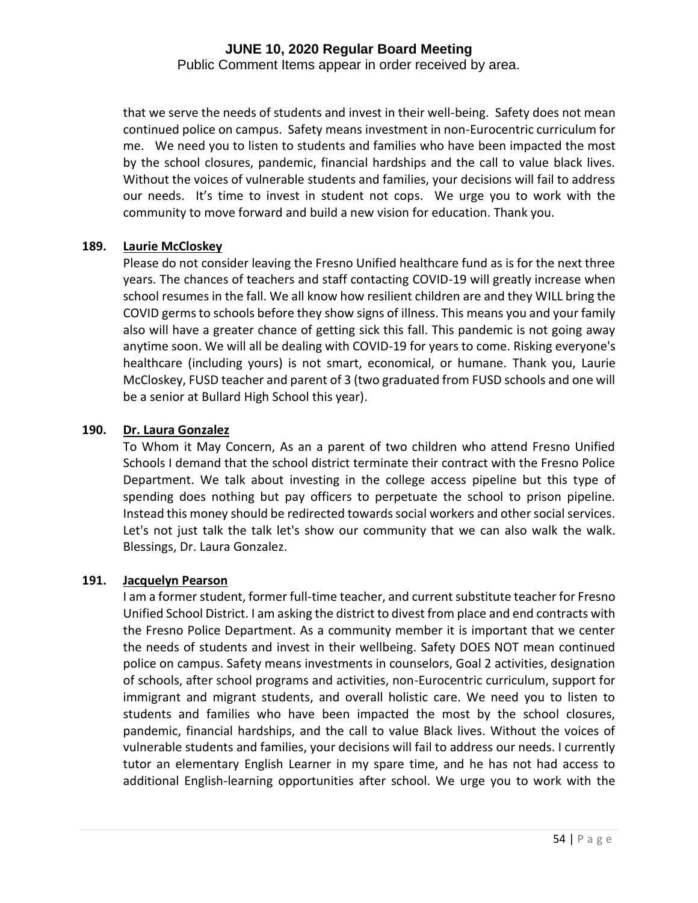that we serve the needs of students and invest in their well-being. Safety does not mean continued police on campus. Safety means investment in non-Eurocentric curriculum for me. We need you to listen to students and families who have been impacted the most by the school closures, pandemic, financial hardships and the call to value black lives. Without the voices of vulnerable students and families, your decisions will fail to address our needs. It's time to invest in student not cops. We urge you to work with the community to move forward and build a new vision for education. Thank you.

**189. Laurie McCloskey**

Please do not consider leaving the Fresno Unified healthcare fund as is for the next three years. The chances of teachers and staff contacting COVID-19 will greatly increase when school resumes in the fall. We all know how resilient children are and they WILL bring the COVID germs to schools before they show signs of illness. This means you and your family also will have a greater chance of getting sick this fall. This pandemic is not going away anytime soon. We will all be dealing with COVID-19 for years to come. Risking everyone's healthcare (including yours) is not smart, economical, or humane. Thank you, Laurie McCloskey, FUSD teacher and parent of 3 (two graduated from FUSD schools and one will be a senior at Bullard High School this year).

**190. Dr. Laura Gonzalez**

To Whom it May Concern, As an a parent of two children who attend Fresno Unified Schools I demand that the school district terminate their contract with the Fresno Police Department. We talk about investing in the college access pipeline but this type of spending does nothing but pay officers to perpetuate the school to prison pipeline. Instead this money should be redirected towards social workers and other social services. Let's not just talk the talk let's show our community that we can also walk the walk. Blessings, Dr. Laura Gonzalez.

**191. Jacquelyn Pearson**

I am a former student, former full-time teacher, and current substitute teacher for Fresno Unified School District. I am asking the district to divest from place and end contracts with the Fresno Police Department. As a community member it is important that we center the needs of students and invest in their wellbeing. Safety DOES NOT mean continued police on campus. Safety means investments in counselors, Goal 2 activities, designation of schools, after school programs and activities, non-Eurocentric curriculum, support for immigrant and migrant students, and overall holistic care. We need you to listen to students and families who have been impacted the most by the school closures, pandemic, financial hardships, and the call to value Black lives. Without the voices of vulnerable students and families, your decisions will fail to address our needs. I currently tutor an elementary English Learner in my spare time, and he has not had access to additional English-learning opportunities after school. We urge you to work with the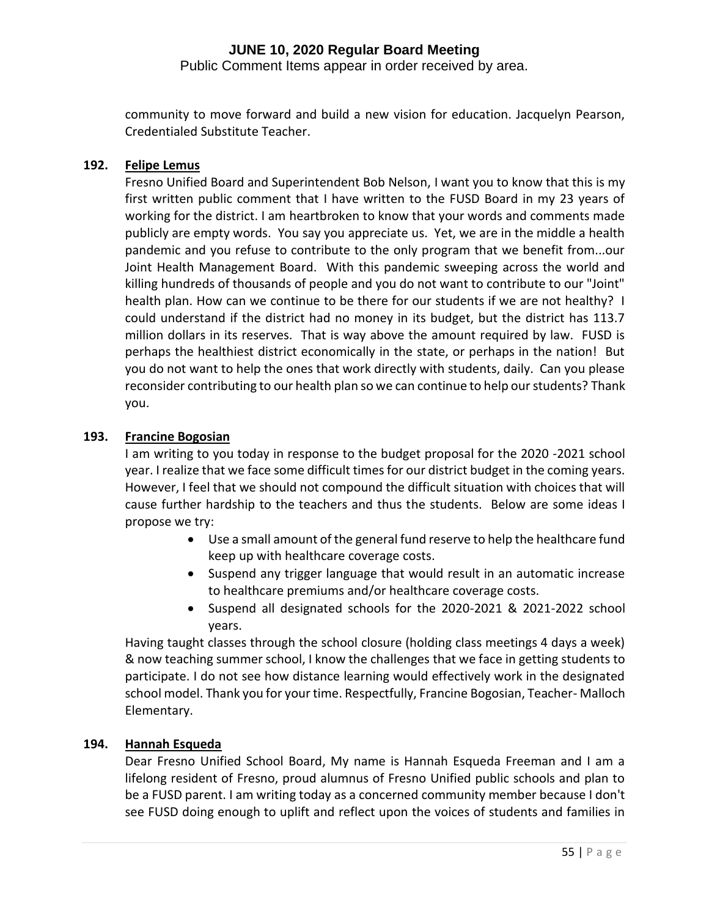community to move forward and build a new vision for education. Jacquelyn Pearson, Credentialed Substitute Teacher.

**192. Felipe Lemus**

Fresno Unified Board and Superintendent Bob Nelson, I want you to know that this is my first written public comment that I have written to the FUSD Board in my 23 years of working for the district. I am heartbroken to know that your words and comments made publicly are empty words. You say you appreciate us. Yet, we are in the middle a health pandemic and you refuse to contribute to the only program that we benefit from...our Joint Health Management Board. With this pandemic sweeping across the world and killing hundreds of thousands of people and you do not want to contribute to our "Joint" health plan. How can we continue to be there for our students if we are not healthy? I could understand if the district had no money in its budget, but the district has 113.7 million dollars in its reserves. That is way above the amount required by law. FUSD is perhaps the healthiest district economically in the state, or perhaps in the nation! But you do not want to help the ones that work directly with students, daily. Can you please reconsider contributing to our health plan so we can continue to help our students? Thank you.

**193. Francine Bogosian**

I am writing to you today in response to the budget proposal for the 2020 -2021 school year. I realize that we face some difficult times for our district budget in the coming years. However, I feel that we should not compound the difficult situation with choices that will cause further hardship to the teachers and thus the students. Below are some ideas I propose we try:

- Use a small amount of the general fund reserve to help the healthcare fund keep up with healthcare coverage costs.
- Suspend any trigger language that would result in an automatic increase to healthcare premiums and/or healthcare coverage costs.
- Suspend all designated schools for the 2020-2021 & 2021-2022 school years.

Having taught classes through the school closure (holding class meetings 4 days a week) & now teaching summer school, I know the challenges that we face in getting students to participate. I do not see how distance learning would effectively work in the designated school model. Thank you for your time. Respectfully, Francine Bogosian, Teacher- Malloch Elementary.

**194. Hannah Esqueda**

Dear Fresno Unified School Board, My name is Hannah Esqueda Freeman and I am a lifelong resident of Fresno, proud alumnus of Fresno Unified public schools and plan to be a FUSD parent. I am writing today as a concerned community member because I don't see FUSD doing enough to uplift and reflect upon the voices of students and families in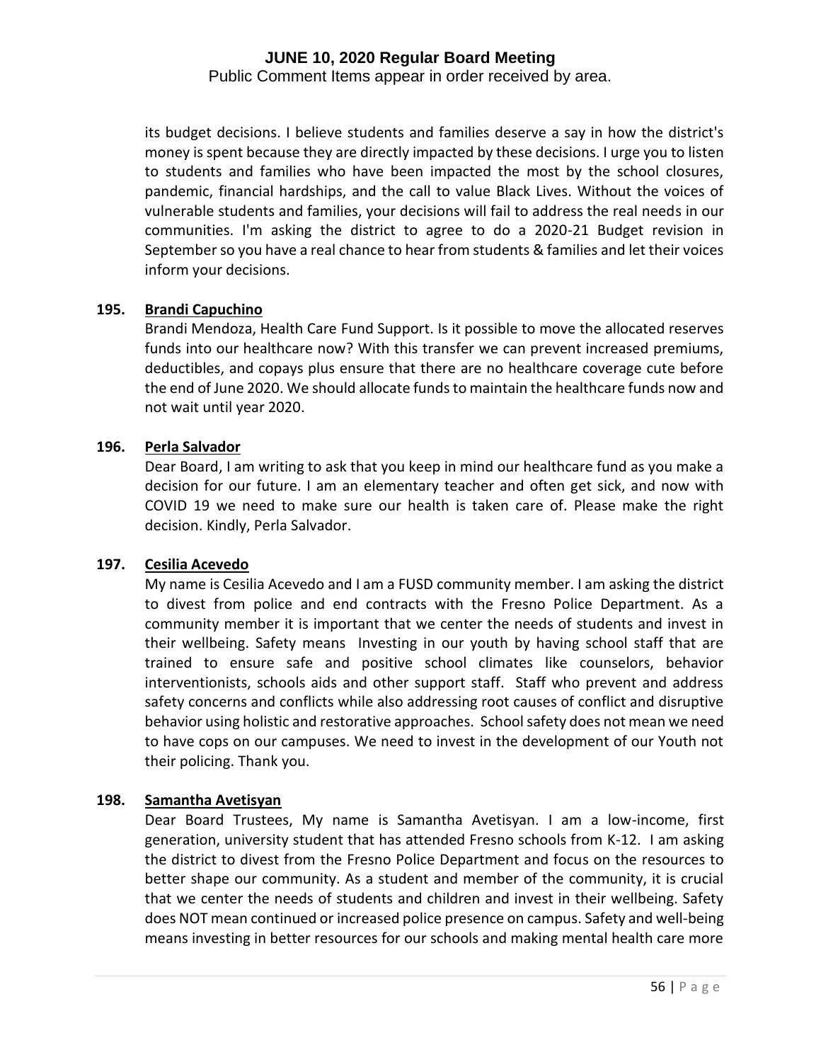its budget decisions. I believe students and families deserve a say in how the district's money is spent because they are directly impacted by these decisions. I urge you to listen to students and families who have been impacted the most by the school closures, pandemic, financial hardships, and the call to value Black Lives. Without the voices of vulnerable students and families, your decisions will fail to address the real needs in our communities. I'm asking the district to agree to do a 2020-21 Budget revision in September so you have a real chance to hear from students & families and let their voices inform your decisions.

**195. Brandi Capuchino**

Brandi Mendoza, Health Care Fund Support. Is it possible to move the allocated reserves funds into our healthcare now? With this transfer we can prevent increased premiums, deductibles, and copays plus ensure that there are no healthcare coverage cute before the end of June 2020. We should allocate funds to maintain the healthcare funds now and not wait until year 2020.

**196. Perla Salvador**

Dear Board, I am writing to ask that you keep in mind our healthcare fund as you make a decision for our future. I am an elementary teacher and often get sick, and now with COVID 19 we need to make sure our health is taken care of. Please make the right decision. Kindly, Perla Salvador.

**197. Cesilia Acevedo**

My name is Cesilia Acevedo and I am a FUSD community member. I am asking the district to divest from police and end contracts with the Fresno Police Department. As a community member it is important that we center the needs of students and invest in their wellbeing. Safety means Investing in our youth by having school staff that are trained to ensure safe and positive school climates like counselors, behavior interventionists, schools aids and other support staff. Staff who prevent and address safety concerns and conflicts while also addressing root causes of conflict and disruptive behavior using holistic and restorative approaches. School safety does not mean we need to have cops on our campuses. We need to invest in the development of our Youth not their policing. Thank you.

**198. Samantha Avetisyan**

Dear Board Trustees, My name is Samantha Avetisyan. I am a low-income, first generation, university student that has attended Fresno schools from K-12. I am asking the district to divest from the Fresno Police Department and focus on the resources to better shape our community. As a student and member of the community, it is crucial that we center the needs of students and children and invest in their wellbeing. Safety does NOT mean continued or increased police presence on campus. Safety and well-being means investing in better resources for our schools and making mental health care more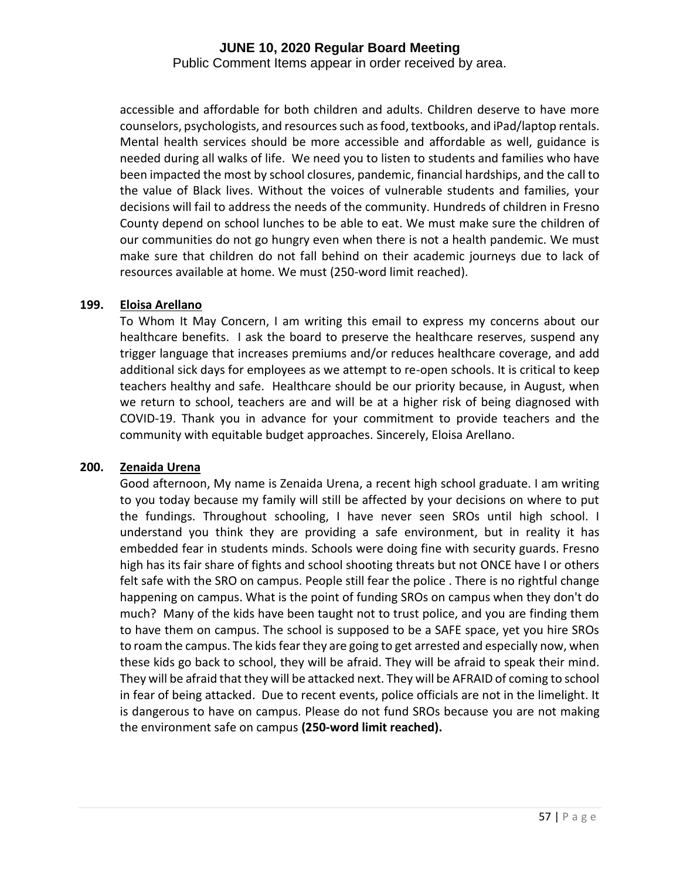accessible and affordable for both children and adults. Children deserve to have more counselors, psychologists, and resources such as food, textbooks, and iPad/laptop rentals. Mental health services should be more accessible and affordable as well, guidance is needed during all walks of life. We need you to listen to students and families who have been impacted the most by school closures, pandemic, financial hardships, and the call to the value of Black lives. Without the voices of vulnerable students and families, your decisions will fail to address the needs of the community. Hundreds of children in Fresno County depend on school lunches to be able to eat. We must make sure the children of our communities do not go hungry even when there is not a health pandemic. We must make sure that children do not fall behind on their academic journeys due to lack of resources available at home. We must (250-word limit reached).

**199. Eloisa Arellano**

To Whom It May Concern, I am writing this email to express my concerns about our healthcare benefits. I ask the board to preserve the healthcare reserves, suspend any trigger language that increases premiums and/or reduces healthcare coverage, and add additional sick days for employees as we attempt to re-open schools. It is critical to keep teachers healthy and safe. Healthcare should be our priority because, in August, when we return to school, teachers are and will be at a higher risk of being diagnosed with COVID-19. Thank you in advance for your commitment to provide teachers and the community with equitable budget approaches. Sincerely, Eloisa Arellano.

**200. Zenaida Urena**

Good afternoon, My name is Zenaida Urena, a recent high school graduate. I am writing to you today because my family will still be affected by your decisions on where to put the fundings. Throughout schooling, I have never seen SROs until high school. I understand you think they are providing a safe environment, but in reality it has embedded fear in students minds. Schools were doing fine with security guards. Fresno high has its fair share of fights and school shooting threats but not ONCE have I or others felt safe with the SRO on campus. People still fear the police . There is no rightful change happening on campus. What is the point of funding SROs on campus when they don't do much? Many of the kids have been taught not to trust police, and you are finding them to have them on campus. The school is supposed to be a SAFE space, yet you hire SROs to roam the campus. The kids fear they are going to get arrested and especially now, when these kids go back to school, they will be afraid. They will be afraid to speak their mind. They will be afraid that they will be attacked next. They will be AFRAID of coming to school in fear of being attacked. Due to recent events, police officials are not in the limelight. It is dangerous to have on campus. Please do not fund SROs because you are not making the environment safe on campus **(250-word limit reached).**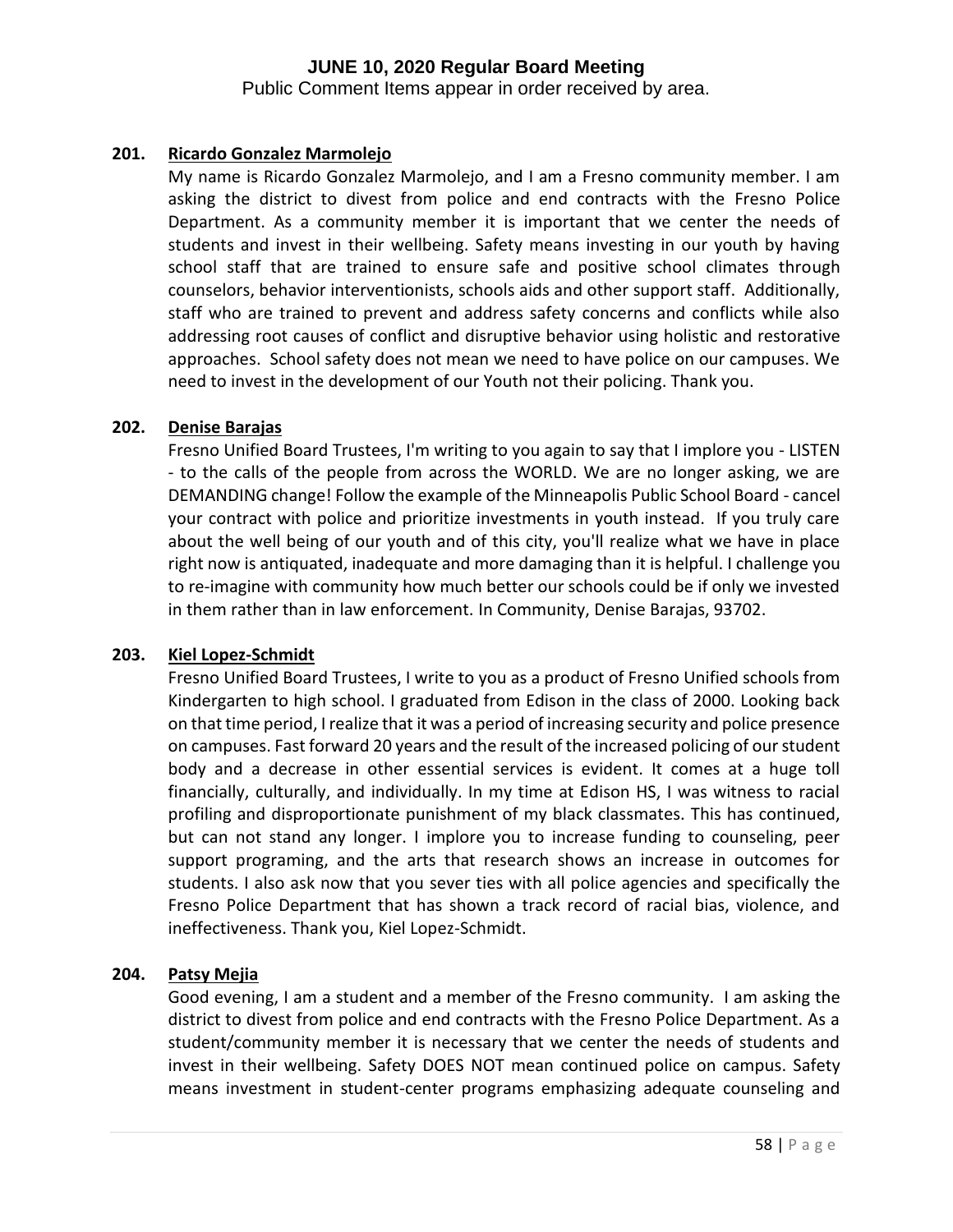# JUNE 10, 2020 Regular Board Meeting

Public Comment Items appear in order received by area.

**201. Ricardo Gonzalez Marmolejo**

My name is Ricardo Gonzalez Marmolejo, and I am a Fresno community member. I am asking the district to divest from police and end contracts with the Fresno Police Department. As a community member it is important that we center the needs of students and invest in their wellbeing. Safety means investing in our youth by having school staff that are trained to ensure safe and positive school climates through counselors, behavior interventionists, schools aids and other support staff. Additionally, staff who are trained to prevent and address safety concerns and conflicts while also addressing root causes of conflict and disruptive behavior using holistic and restorative approaches. School safety does not mean we need to have police on our campuses. We need to invest in the development of our Youth not their policing. Thank you.

**202. Denise Barajas**

Fresno Unified Board Trustees, I'm writing to you again to say that I implore you - LISTEN - to the calls of the people from across the WORLD. We are no longer asking, we are DEMANDING change! Follow the example of the Minneapolis Public School Board - cancel your contract with police and prioritize investments in youth instead. If you truly care about the well being of our youth and of this city, you'll realize what we have in place right now is antiquated, inadequate and more damaging than it is helpful. I challenge you to re-imagine with community how much better our schools could be if only we invested in them rather than in law enforcement. In Community, Denise Barajas, 93702.

**203. Kiel Lopez-Schmidt**

Fresno Unified Board Trustees, I write to you as a product of Fresno Unified schools from Kindergarten to high school. I graduated from Edison in the class of 2000. Looking back on that time period, I realize that it was a period of increasing security and police presence on campuses. Fast forward 20 years and the result of the increased policing of our student body and a decrease in other essential services is evident. It comes at a huge toll financially, culturally, and individually. In my time at Edison HS, I was witness to racial profiling and disproportionate punishment of my black classmates. This has continued, but can not stand any longer. I implore you to increase funding to counseling, peer support programing, and the arts that research shows an increase in outcomes for students. I also ask now that you sever ties with all police agencies and specifically the Fresno Police Department that has shown a track record of racial bias, violence, and ineffectiveness. Thank you, Kiel Lopez-Schmidt.

**204. Patsy Mejia**

Good evening, I am a student and a member of the Fresno community. I am asking the district to divest from police and end contracts with the Fresno Police Department. As a student/community member it is necessary that we center the needs of students and invest in their wellbeing. Safety DOES NOT mean continued police on campus. Safety means investment in student-center programs emphasizing adequate counseling and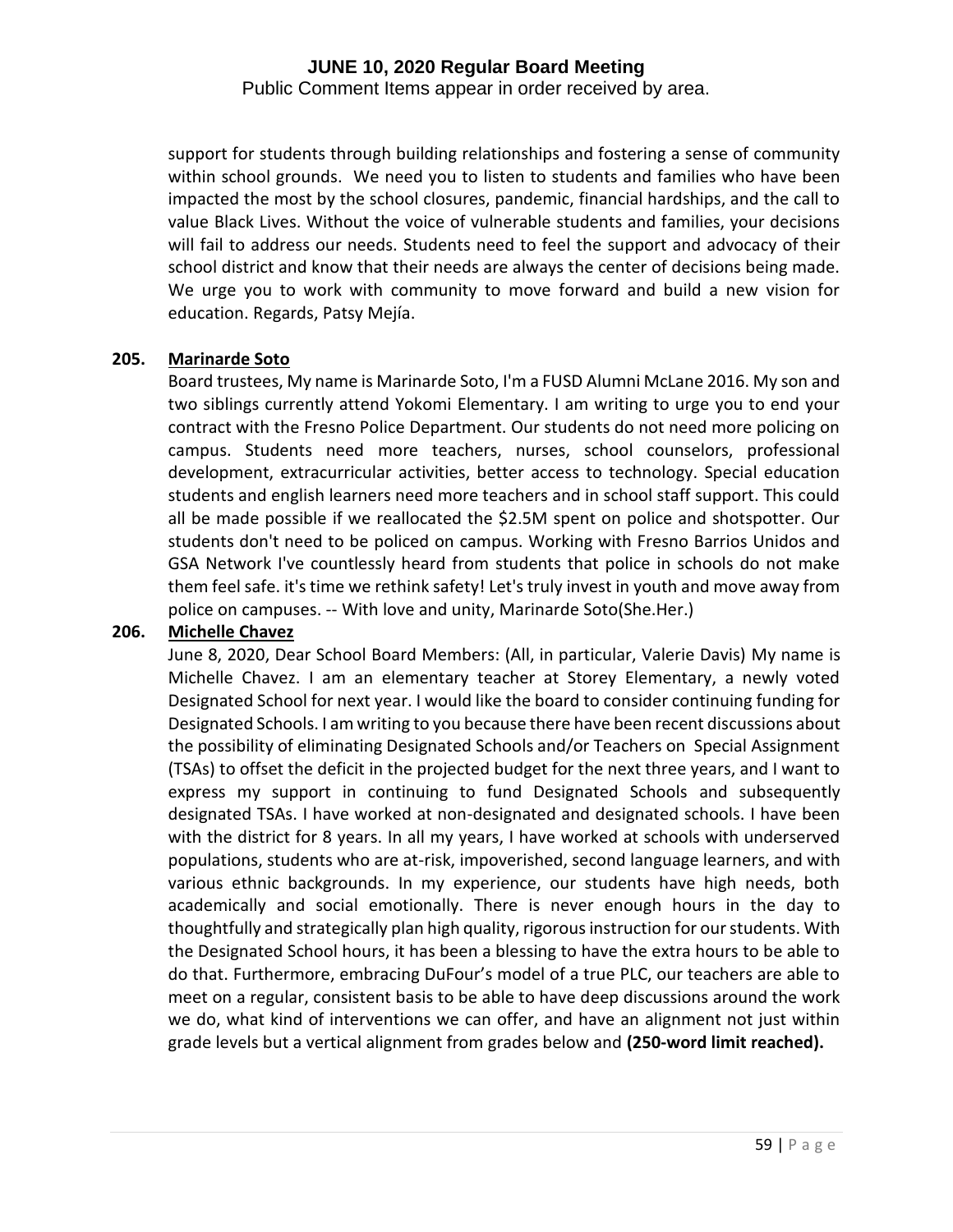support for students through building relationships and fostering a sense of community within school grounds. We need you to listen to students and families who have been impacted the most by the school closures, pandemic, financial hardships, and the call to value Black Lives. Without the voice of vulnerable students and families, your decisions will fail to address our needs. Students need to feel the support and advocacy of their school district and know that their needs are always the center of decisions being made. We urge you to work with community to move forward and build a new vision for education. Regards, Patsy Mejía.

**205. Marinarde Soto**

Board trustees, My name is Marinarde Soto, I'm a FUSD Alumni McLane 2016. My son and two siblings currently attend Yokomi Elementary. I am writing to urge you to end your contract with the Fresno Police Department. Our students do not need more policing on campus. Students need more teachers, nurses, school counselors, professional development, extracurricular activities, better access to technology. Special education students and english learners need more teachers and in school staff support. This could all be made possible if we reallocated the $2.5M spent on police and shotspotter. Our students don't need to be policed on campus. Working with Fresno Barrios Unidos and GSA Network I've countlessly heard from students that police in schools do not make them feel safe. it's time we rethink safety! Let's truly invest in youth and move away from police on campuses. -- With love and unity, Marinarde Soto(She.Her.)

**206. Michelle Chavez**

June 8, 2020, Dear School Board Members: (All, in particular, Valerie Davis) My name is Michelle Chavez. I am an elementary teacher at Storey Elementary, a newly voted Designated School for next year. I would like the board to consider continuing funding for Designated Schools. I am writing to you because there have been recent discussions about the possibility of eliminating Designated Schools and/or Teachers on Special Assignment (TSAs) to offset the deficit in the projected budget for the next three years, and I want to express my support in continuing to fund Designated Schools and subsequently designated TSAs. I have worked at non-designated and designated schools. I have been with the district for 8 years. In all my years, I have worked at schools with underserved populations, students who are at-risk, impoverished, second language learners, and with various ethnic backgrounds. In my experience, our students have high needs, both academically and social emotionally. There is never enough hours in the day to thoughtfully and strategically plan high quality, rigorous instruction for our students. With the Designated School hours, it has been a blessing to have the extra hours to be able to do that. Furthermore, embracing DuFour's model of a true PLC, our teachers are able to meet on a regular, consistent basis to be able to have deep discussions around the work we do, what kind of interventions we can offer, and have an alignment not just within grade levels but a vertical alignment from grades below and **(250-word limit reached).**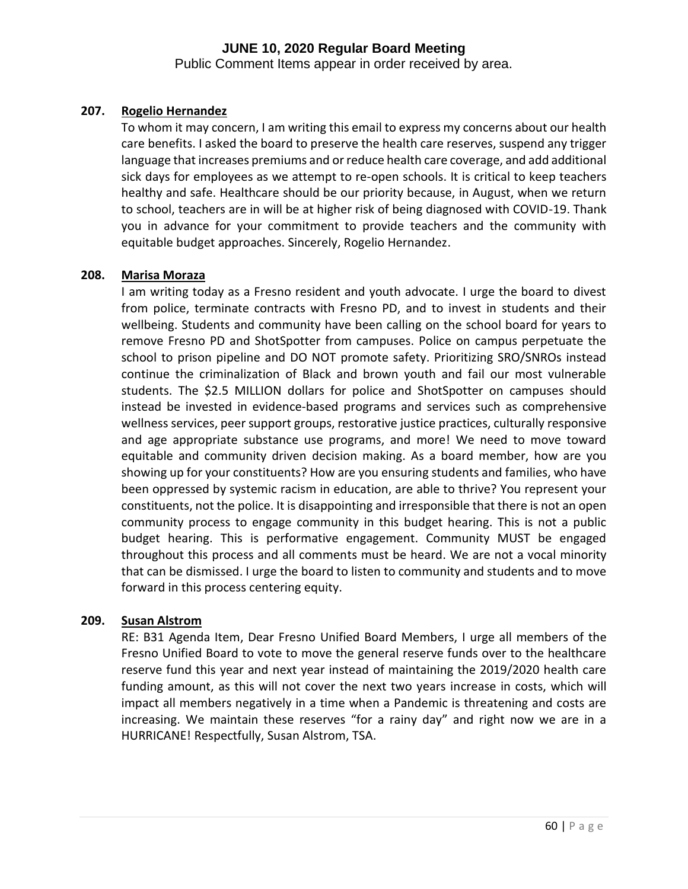**207. Rogelio Hernandez**

To whom it may concern, I am writing this email to express my concerns about our health care benefits. I asked the board to preserve the health care reserves, suspend any trigger language that increases premiums and or reduce health care coverage, and add additional sick days for employees as we attempt to re-open schools. It is critical to keep teachers healthy and safe. Healthcare should be our priority because, in August, when we return to school, teachers are in will be at higher risk of being diagnosed with COVID-19. Thank you in advance for your commitment to provide teachers and the community with equitable budget approaches. Sincerely, Rogelio Hernandez.

**208. Marisa Moraza**

I am writing today as a Fresno resident and youth advocate. I urge the board to divest from police, terminate contracts with Fresno PD, and to invest in students and their wellbeing. Students and community have been calling on the school board for years to remove Fresno PD and ShotSpotter from campuses. Police on campus perpetuate the school to prison pipeline and DO NOT promote safety. Prioritizing SRO/SNROs instead continue the criminalization of Black and brown youth and fail our most vulnerable students. The $2.5 MILLION dollars for police and ShotSpotter on campuses should instead be invested in evidence-based programs and services such as comprehensive wellness services, peer support groups, restorative justice practices, culturally responsive and age appropriate substance use programs, and more! We need to move toward equitable and community driven decision making. As a board member, how are you showing up for your constituents? How are you ensuring students and families, who have been oppressed by systemic racism in education, are able to thrive? You represent your constituents, not the police. It is disappointing and irresponsible that there is not an open community process to engage community in this budget hearing. This is not a public budget hearing. This is performative engagement. Community MUST be engaged throughout this process and all comments must be heard. We are not a vocal minority that can be dismissed. I urge the board to listen to community and students and to move forward in this process centering equity.

**209. Susan Alstrom**

RE: B31 Agenda Item, Dear Fresno Unified Board Members, I urge all members of the Fresno Unified Board to vote to move the general reserve funds over to the healthcare reserve fund this year and next year instead of maintaining the 2019/2020 health care funding amount, as this will not cover the next two years increase in costs, which will impact all members negatively in a time when a Pandemic is threatening and costs are increasing. We maintain these reserves "for a rainy day" and right now we are in a HURRICANE! Respectfully, Susan Alstrom, TSA.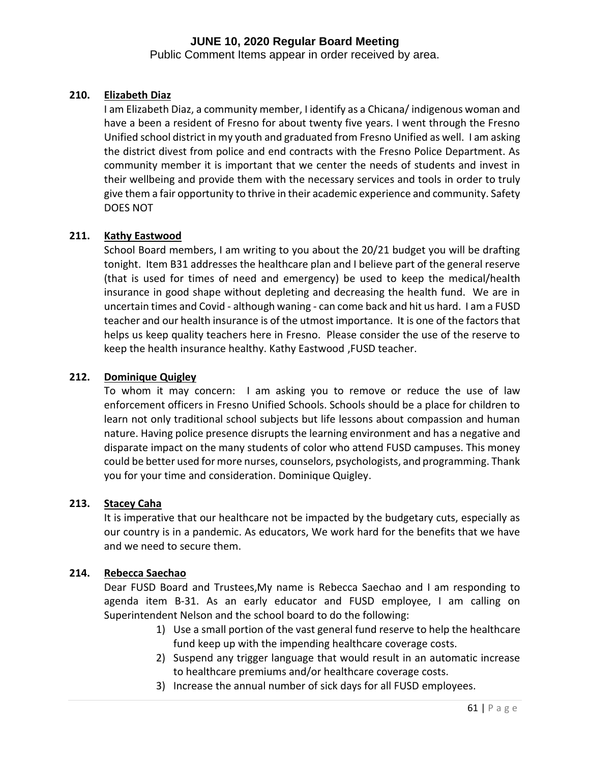# JUNE 10, 2020 Regular Board Meeting

Public Comment Items appear in order received by area.

**210. <u>Elizabeth Diaz</u>**

I am Elizabeth Diaz, a community member, I identify as a Chicana/ indigenous woman and have a been a resident of Fresno for about twenty five years. I went through the Fresno Unified school district in my youth and graduated from Fresno Unified as well. I am asking the district divest from police and end contracts with the Fresno Police Department. As community member it is important that we center the needs of students and invest in their wellbeing and provide them with the necessary services and tools in order to truly give them a fair opportunity to thrive in their academic experience and community. Safety DOES NOT

**211. <u>Kathy Eastwood</u>**

School Board members, I am writing to you about the 20/21 budget you will be drafting tonight. Item B31 addresses the healthcare plan and I believe part of the general reserve (that is used for times of need and emergency) be used to keep the medical/health insurance in good shape without depleting and decreasing the health fund. We are in uncertain times and Covid - although waning - can come back and hit us hard. I am a FUSD teacher and our health insurance is of the utmost importance. It is one of the factors that helps us keep quality teachers here in Fresno. Please consider the use of the reserve to keep the health insurance healthy. Kathy Eastwood ,FUSD teacher.

**212. <u>Dominique Quigley</u>**

To whom it may concern: I am asking you to remove or reduce the use of law enforcement officers in Fresno Unified Schools. Schools should be a place for children to learn not only traditional school subjects but life lessons about compassion and human nature. Having police presence disrupts the learning environment and has a negative and disparate impact on the many students of color who attend FUSD campuses. This money could be better used for more nurses, counselors, psychologists, and programming. Thank you for your time and consideration. Dominique Quigley.

**213. <u>Stacey Caha</u>**

It is imperative that our healthcare not be impacted by the budgetary cuts, especially as our country is in a pandemic. As educators, We work hard for the benefits that we have and we need to secure them.

**214. <u>Rebecca Saechao</u>**

Dear FUSD Board and Trustees,My name is Rebecca Saechao and I am responding to agenda item B-31. As an early educator and FUSD employee, I am calling on Superintendent Nelson and the school board to do the following:

1) Use a small portion of the vast general fund reserve to help the healthcare fund keep up with the impending healthcare coverage costs.
2) Suspend any trigger language that would result in an automatic increase to healthcare premiums and/or healthcare coverage costs.
3) Increase the annual number of sick days for all FUSD employees.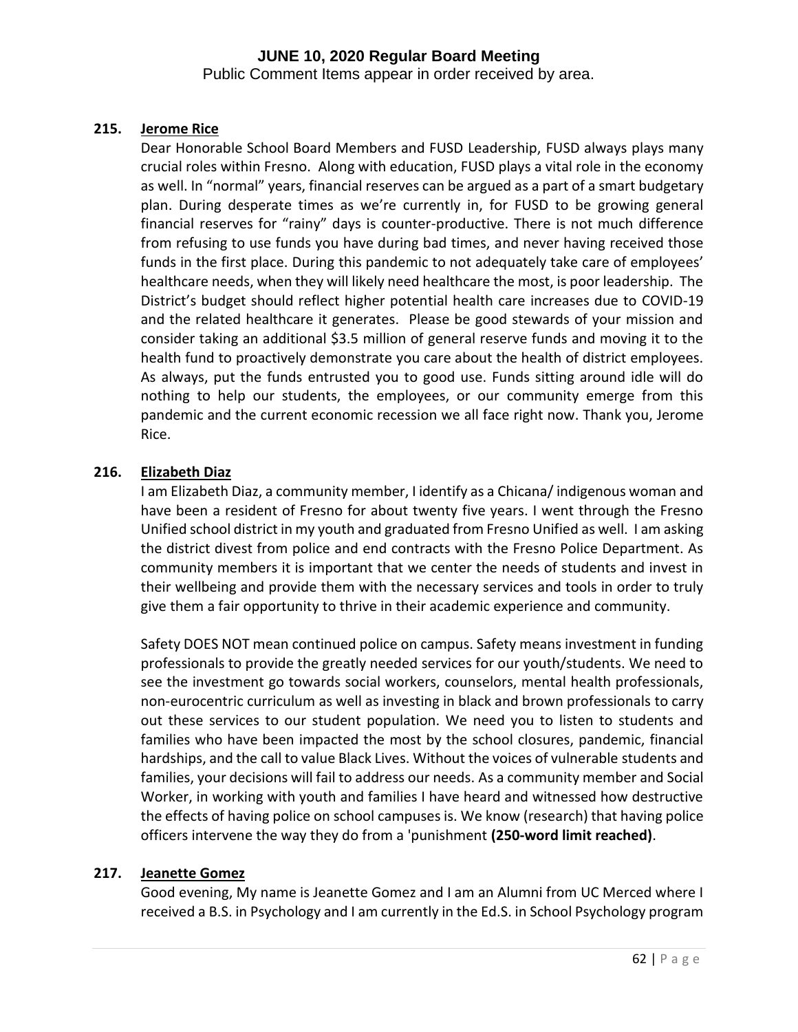**215. Jerome Rice**

Dear Honorable School Board Members and FUSD Leadership, FUSD always plays many crucial roles within Fresno. Along with education, FUSD plays a vital role in the economy as well. In "normal" years, financial reserves can be argued as a part of a smart budgetary plan. During desperate times as we're currently in, for FUSD to be growing general financial reserves for "rainy" days is counter-productive. There is not much difference from refusing to use funds you have during bad times, and never having received those funds in the first place. During this pandemic to not adequately take care of employees' healthcare needs, when they will likely need healthcare the most, is poor leadership. The District's budget should reflect higher potential health care increases due to COVID-19 and the related healthcare it generates. Please be good stewards of your mission and consider taking an additional $3.5 million of general reserve funds and moving it to the health fund to proactively demonstrate you care about the health of district employees. As always, put the funds entrusted you to good use. Funds sitting around idle will do nothing to help our students, the employees, or our community emerge from this pandemic and the current economic recession we all face right now. Thank you, Jerome Rice.

**216. Elizabeth Diaz**

I am Elizabeth Diaz, a community member, I identify as a Chicana/ indigenous woman and have been a resident of Fresno for about twenty five years. I went through the Fresno Unified school district in my youth and graduated from Fresno Unified as well. I am asking the district divest from police and end contracts with the Fresno Police Department. As community members it is important that we center the needs of students and invest in their wellbeing and provide them with the necessary services and tools in order to truly give them a fair opportunity to thrive in their academic experience and community.

Safety DOES NOT mean continued police on campus. Safety means investment in funding professionals to provide the greatly needed services for our youth/students. We need to see the investment go towards social workers, counselors, mental health professionals, non-eurocentric curriculum as well as investing in black and brown professionals to carry out these services to our student population. We need you to listen to students and families who have been impacted the most by the school closures, pandemic, financial hardships, and the call to value Black Lives. Without the voices of vulnerable students and families, your decisions will fail to address our needs. As a community member and Social Worker, in working with youth and families I have heard and witnessed how destructive the effects of having police on school campuses is. We know (research) that having police officers intervene the way they do from a 'punishment **(250-word limit reached)**.

**217. Jeanette Gomez**

Good evening, My name is Jeanette Gomez and I am an Alumni from UC Merced where I received a B.S. in Psychology and I am currently in the Ed.S. in School Psychology program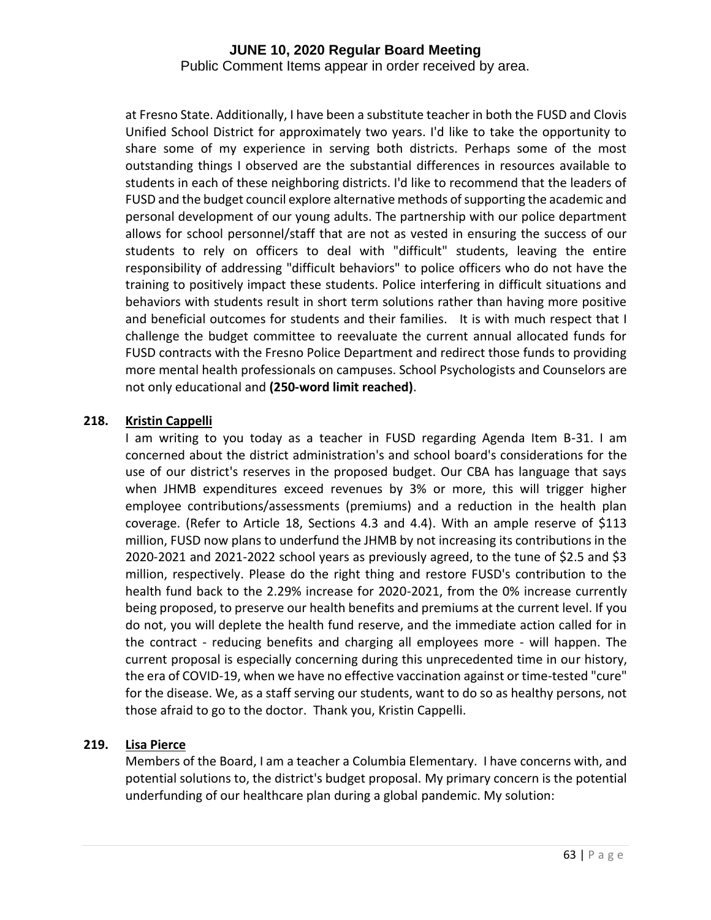at Fresno State. Additionally, I have been a substitute teacher in both the FUSD and Clovis Unified School District for approximately two years. I'd like to take the opportunity to share some of my experience in serving both districts. Perhaps some of the most outstanding things I observed are the substantial differences in resources available to students in each of these neighboring districts. I'd like to recommend that the leaders of FUSD and the budget council explore alternative methods of supporting the academic and personal development of our young adults. The partnership with our police department allows for school personnel/staff that are not as vested in ensuring the success of our students to rely on officers to deal with "difficult" students, leaving the entire responsibility of addressing "difficult behaviors" to police officers who do not have the training to positively impact these students. Police interfering in difficult situations and behaviors with students result in short term solutions rather than having more positive and beneficial outcomes for students and their families. It is with much respect that I challenge the budget committee to reevaluate the current annual allocated funds for FUSD contracts with the Fresno Police Department and redirect those funds to providing more mental health professionals on campuses. School Psychologists and Counselors are not only educational and **(250-word limit reached)**.

**218. <u>Kristin Cappelli</u>**

I am writing to you today as a teacher in FUSD regarding Agenda Item B-31. I am concerned about the district administration's and school board's considerations for the use of our district's reserves in the proposed budget. Our CBA has language that says when JHMB expenditures exceed revenues by 3% or more, this will trigger higher employee contributions/assessments (premiums) and a reduction in the health plan coverage. (Refer to Article 18, Sections 4.3 and 4.4). With an ample reserve of $113 million, FUSD now plans to underfund the JHMB by not increasing its contributions in the 2020-2021 and 2021-2022 school years as previously agreed, to the tune of $2.5 and $3 million, respectively. Please do the right thing and restore FUSD's contribution to the health fund back to the 2.29% increase for 2020-2021, from the 0% increase currently being proposed, to preserve our health benefits and premiums at the current level. If you do not, you will deplete the health fund reserve, and the immediate action called for in the contract - reducing benefits and charging all employees more - will happen. The current proposal is especially concerning during this unprecedented time in our history, the era of COVID-19, when we have no effective vaccination against or time-tested "cure" for the disease. We, as a staff serving our students, want to do so as healthy persons, not those afraid to go to the doctor. Thank you, Kristin Cappelli.

**219. <u>Lisa Pierce</u>**

Members of the Board, I am a teacher a Columbia Elementary. I have concerns with, and potential solutions to, the district's budget proposal. My primary concern is the potential underfunding of our healthcare plan during a global pandemic. My solution: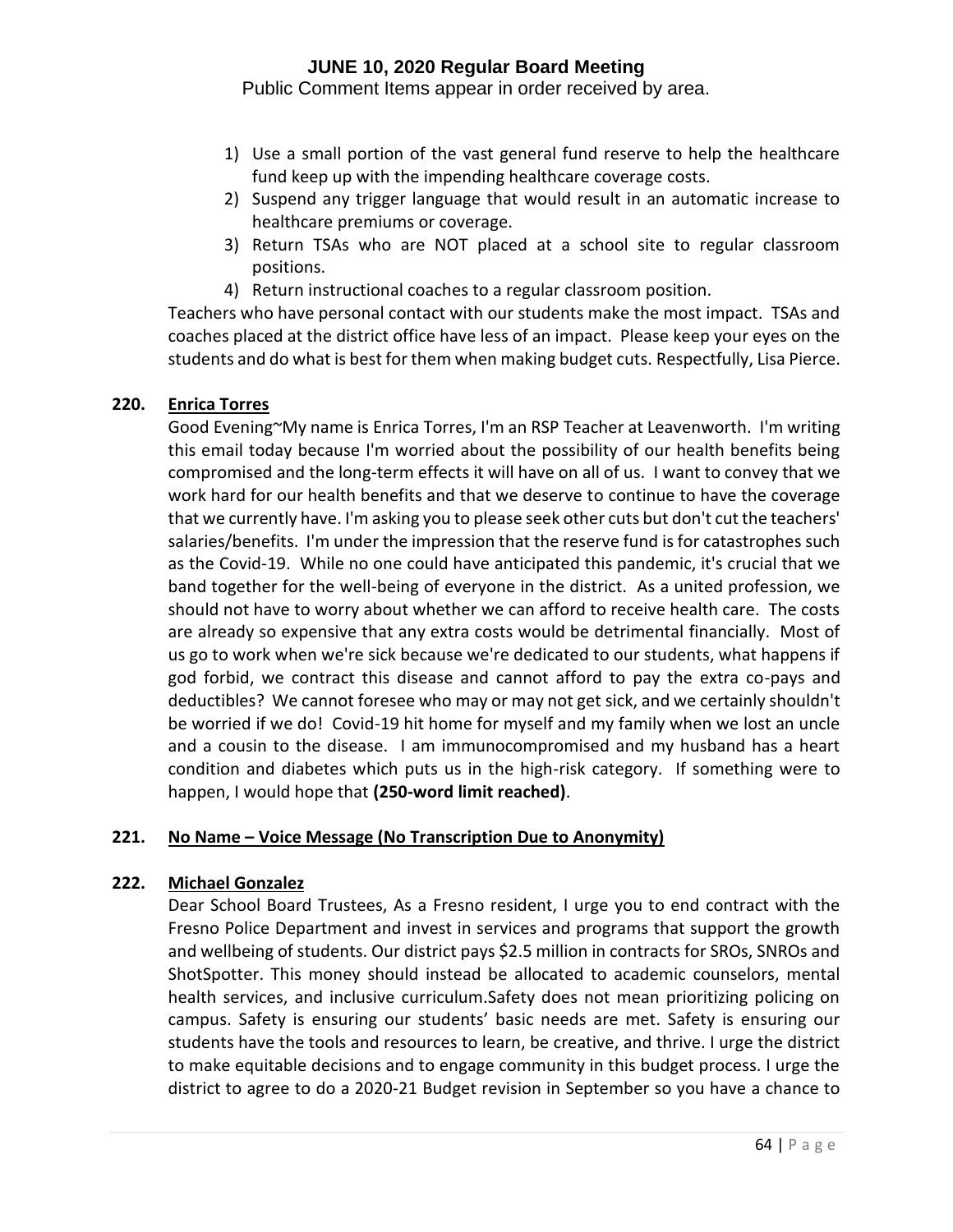1) Use a small portion of the vast general fund reserve to help the healthcare fund keep up with the impending healthcare coverage costs.
2) Suspend any trigger language that would result in an automatic increase to healthcare premiums or coverage.
3) Return TSAs who are NOT placed at a school site to regular classroom positions.
4) Return instructional coaches to a regular classroom position.

Teachers who have personal contact with our students make the most impact. TSAs and coaches placed at the district office have less of an impact. Please keep your eyes on the students and do what is best for them when making budget cuts. Respectfully, Lisa Pierce.

**220. <u>Enrica Torres</u>**

Good Evening~My name is Enrica Torres, I'm an RSP Teacher at Leavenworth. I'm writing this email today because I'm worried about the possibility of our health benefits being compromised and the long-term effects it will have on all of us. I want to convey that we work hard for our health benefits and that we deserve to continue to have the coverage that we currently have. I'm asking you to please seek other cuts but don't cut the teachers' salaries/benefits. I'm under the impression that the reserve fund is for catastrophes such as the Covid-19. While no one could have anticipated this pandemic, it's crucial that we band together for the well-being of everyone in the district. As a united profession, we should not have to worry about whether we can afford to receive health care. The costs are already so expensive that any extra costs would be detrimental financially. Most of us go to work when we're sick because we're dedicated to our students, what happens if god forbid, we contract this disease and cannot afford to pay the extra co-pays and deductibles? We cannot foresee who may or may not get sick, and we certainly shouldn't be worried if we do! Covid-19 hit home for myself and my family when we lost an uncle and a cousin to the disease. I am immunocompromised and my husband has a heart condition and diabetes which puts us in the high-risk category. If something were to happen, I would hope that **(250-word limit reached)**.

**221. <u>No Name – Voice Message (No Transcription Due to Anonymity)</u>**

**222. <u>Michael Gonzalez</u>**

Dear School Board Trustees, As a Fresno resident, I urge you to end contract with the Fresno Police Department and invest in services and programs that support the growth and wellbeing of students. Our district pays $2.5 million in contracts for SROs, SNROs and ShotSpotter. This money should instead be allocated to academic counselors, mental health services, and inclusive curriculum.Safety does not mean prioritizing policing on campus. Safety is ensuring our students' basic needs are met. Safety is ensuring our students have the tools and resources to learn, be creative, and thrive. I urge the district to make equitable decisions and to engage community in this budget process. I urge the district to agree to do a 2020-21 Budget revision in September so you have a chance to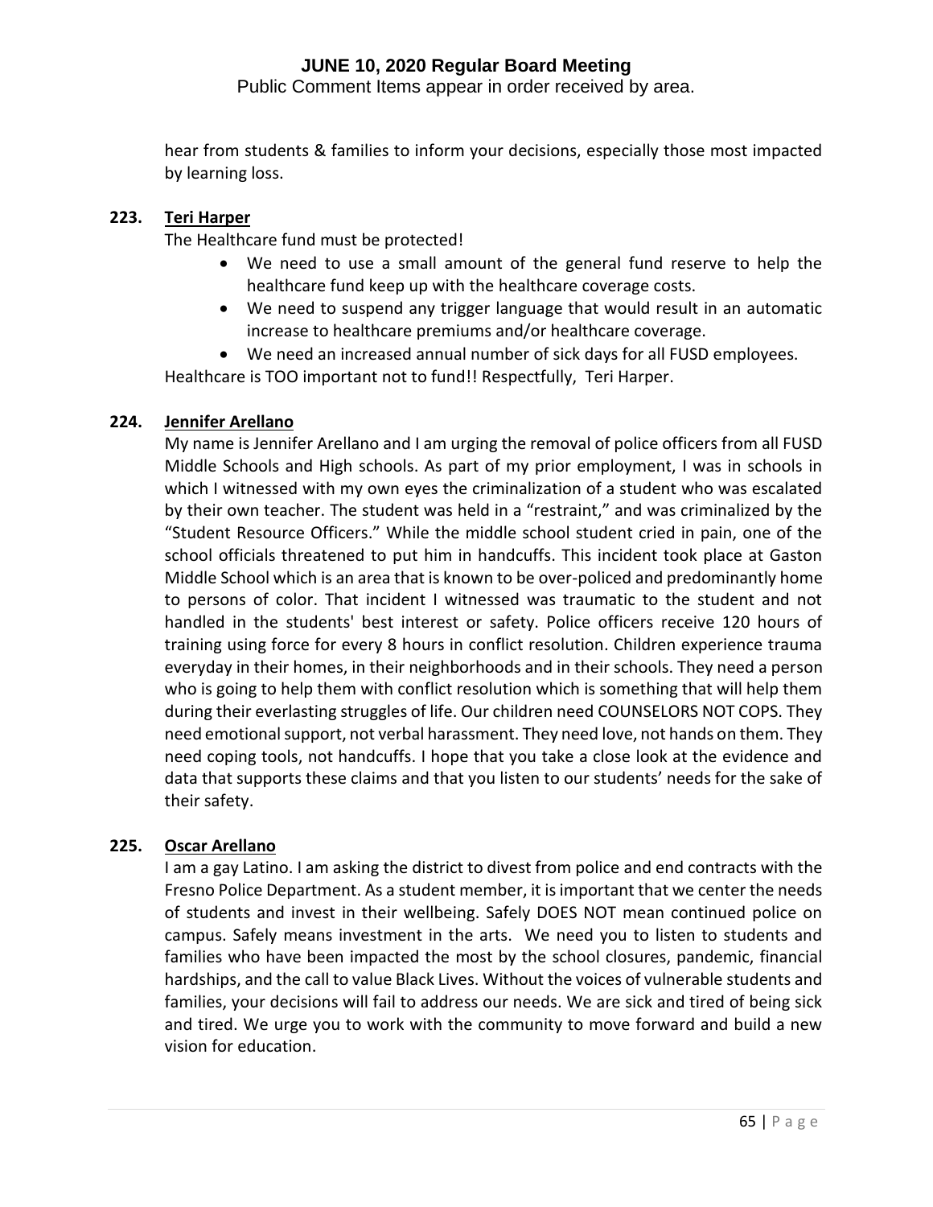hear from students & families to inform your decisions, especially those most impacted by learning loss.

**223. Teri Harper**

The Healthcare fund must be protected!

- We need to use a small amount of the general fund reserve to help the healthcare fund keep up with the healthcare coverage costs.
- We need to suspend any trigger language that would result in an automatic increase to healthcare premiums and/or healthcare coverage.
- We need an increased annual number of sick days for all FUSD employees.

Healthcare is TOO important not to fund!! Respectfully, Teri Harper.

**224. Jennifer Arellano**

My name is Jennifer Arellano and I am urging the removal of police officers from all FUSD Middle Schools and High schools. As part of my prior employment, I was in schools in which I witnessed with my own eyes the criminalization of a student who was escalated by their own teacher. The student was held in a "restraint," and was criminalized by the "Student Resource Officers." While the middle school student cried in pain, one of the school officials threatened to put him in handcuffs. This incident took place at Gaston Middle School which is an area that is known to be over-policed and predominantly home to persons of color. That incident I witnessed was traumatic to the student and not handled in the students' best interest or safety. Police officers receive 120 hours of training using force for every 8 hours in conflict resolution. Children experience trauma everyday in their homes, in their neighborhoods and in their schools. They need a person who is going to help them with conflict resolution which is something that will help them during their everlasting struggles of life. Our children need COUNSELORS NOT COPS. They need emotional support, not verbal harassment. They need love, not hands on them. They need coping tools, not handcuffs. I hope that you take a close look at the evidence and data that supports these claims and that you listen to our students' needs for the sake of their safety.

**225. Oscar Arellano**

I am a gay Latino. I am asking the district to divest from police and end contracts with the Fresno Police Department. As a student member, it is important that we center the needs of students and invest in their wellbeing. Safely DOES NOT mean continued police on campus. Safely means investment in the arts. We need you to listen to students and families who have been impacted the most by the school closures, pandemic, financial hardships, and the call to value Black Lives. Without the voices of vulnerable students and families, your decisions will fail to address our needs. We are sick and tired of being sick and tired. We urge you to work with the community to move forward and build a new vision for education.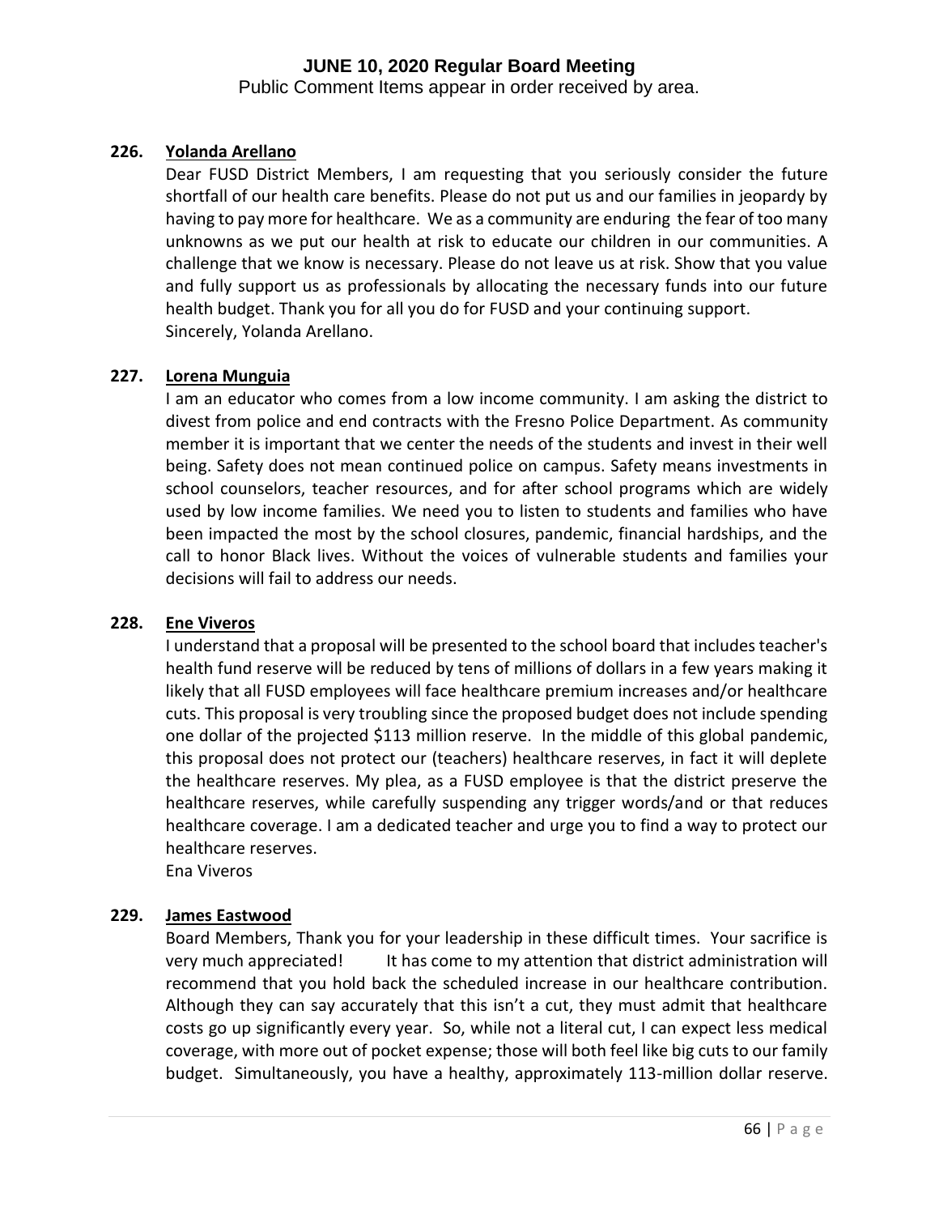**226. Yolanda Arellano**

Dear FUSD District Members, I am requesting that you seriously consider the future shortfall of our health care benefits. Please do not put us and our families in jeopardy by having to pay more for healthcare. We as a community are enduring the fear of too many unknowns as we put our health at risk to educate our children in our communities. A challenge that we know is necessary. Please do not leave us at risk. Show that you value and fully support us as professionals by allocating the necessary funds into our future health budget. Thank you for all you do for FUSD and your continuing support.
Sincerely, Yolanda Arellano.

**227. Lorena Munguia**

I am an educator who comes from a low income community. I am asking the district to divest from police and end contracts with the Fresno Police Department. As community member it is important that we center the needs of the students and invest in their well being. Safety does not mean continued police on campus. Safety means investments in school counselors, teacher resources, and for after school programs which are widely used by low income families. We need you to listen to students and families who have been impacted the most by the school closures, pandemic, financial hardships, and the call to honor Black lives. Without the voices of vulnerable students and families your decisions will fail to address our needs.

**228. Ene Viveros**

I understand that a proposal will be presented to the school board that includes teacher's health fund reserve will be reduced by tens of millions of dollars in a few years making it likely that all FUSD employees will face healthcare premium increases and/or healthcare cuts. This proposal is very troubling since the proposed budget does not include spending one dollar of the projected $113 million reserve. In the middle of this global pandemic, this proposal does not protect our (teachers) healthcare reserves, in fact it will deplete the healthcare reserves. My plea, as a FUSD employee is that the district preserve the healthcare reserves, while carefully suspending any trigger words/and or that reduces healthcare coverage. I am a dedicated teacher and urge you to find a way to protect our healthcare reserves.
Ena Viveros

**229. James Eastwood**

Board Members, Thank you for your leadership in these difficult times. Your sacrifice is very much appreciated! It has come to my attention that district administration will recommend that you hold back the scheduled increase in our healthcare contribution. Although they can say accurately that this isn't a cut, they must admit that healthcare costs go up significantly every year. So, while not a literal cut, I can expect less medical coverage, with more out of pocket expense; those will both feel like big cuts to our family budget. Simultaneously, you have a healthy, approximately 113-million dollar reserve.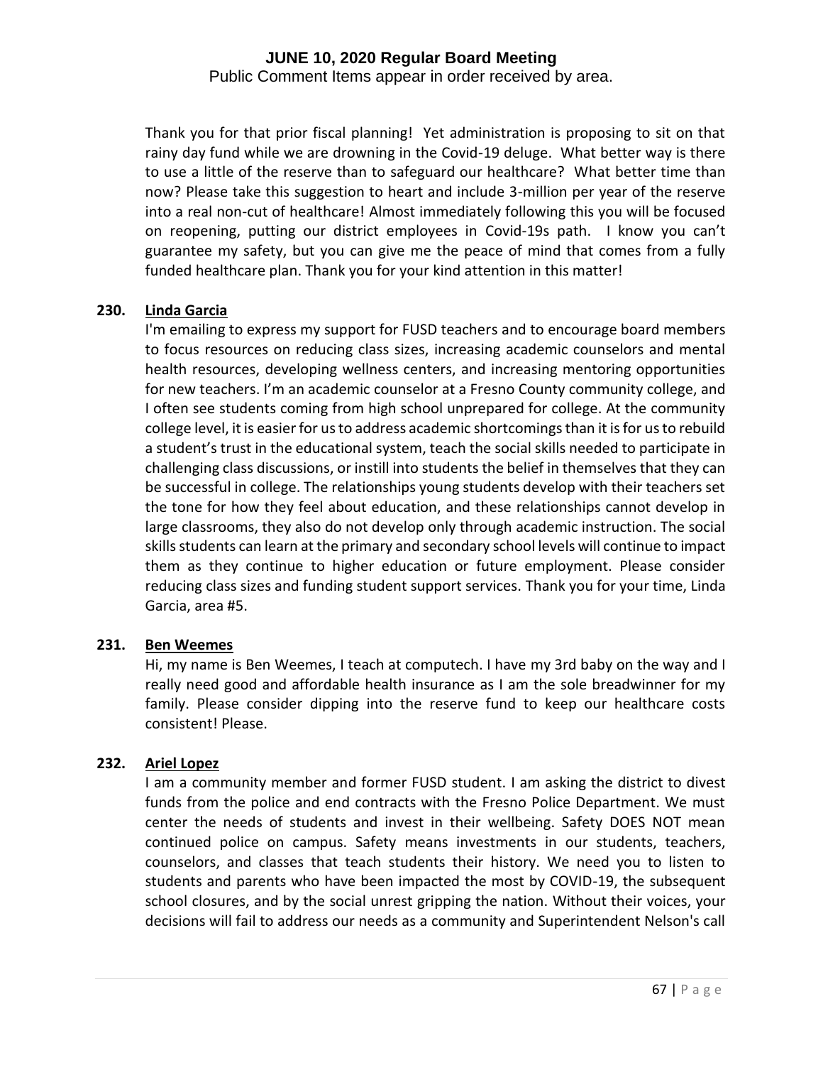Thank you for that prior fiscal planning! Yet administration is proposing to sit on that rainy day fund while we are drowning in the Covid-19 deluge. What better way is there to use a little of the reserve than to safeguard our healthcare? What better time than now? Please take this suggestion to heart and include 3-million per year of the reserve into a real non-cut of healthcare! Almost immediately following this you will be focused on reopening, putting our district employees in Covid-19s path. I know you can't guarantee my safety, but you can give me the peace of mind that comes from a fully funded healthcare plan. Thank you for your kind attention in this matter!

**230. Linda Garcia**

I'm emailing to express my support for FUSD teachers and to encourage board members to focus resources on reducing class sizes, increasing academic counselors and mental health resources, developing wellness centers, and increasing mentoring opportunities for new teachers. I'm an academic counselor at a Fresno County community college, and I often see students coming from high school unprepared for college. At the community college level, it is easier for us to address academic shortcomings than it is for us to rebuild a student's trust in the educational system, teach the social skills needed to participate in challenging class discussions, or instill into students the belief in themselves that they can be successful in college. The relationships young students develop with their teachers set the tone for how they feel about education, and these relationships cannot develop in large classrooms, they also do not develop only through academic instruction. The social skills students can learn at the primary and secondary school levels will continue to impact them as they continue to higher education or future employment. Please consider reducing class sizes and funding student support services. Thank you for your time, Linda Garcia, area #5.

**231. Ben Weemes**

Hi, my name is Ben Weemes, I teach at computech. I have my 3rd baby on the way and I really need good and affordable health insurance as I am the sole breadwinner for my family. Please consider dipping into the reserve fund to keep our healthcare costs consistent! Please.

**232. Ariel Lopez**

I am a community member and former FUSD student. I am asking the district to divest funds from the police and end contracts with the Fresno Police Department. We must center the needs of students and invest in their wellbeing. Safety DOES NOT mean continued police on campus. Safety means investments in our students, teachers, counselors, and classes that teach students their history. We need you to listen to students and parents who have been impacted the most by COVID-19, the subsequent school closures, and by the social unrest gripping the nation. Without their voices, your decisions will fail to address our needs as a community and Superintendent Nelson's call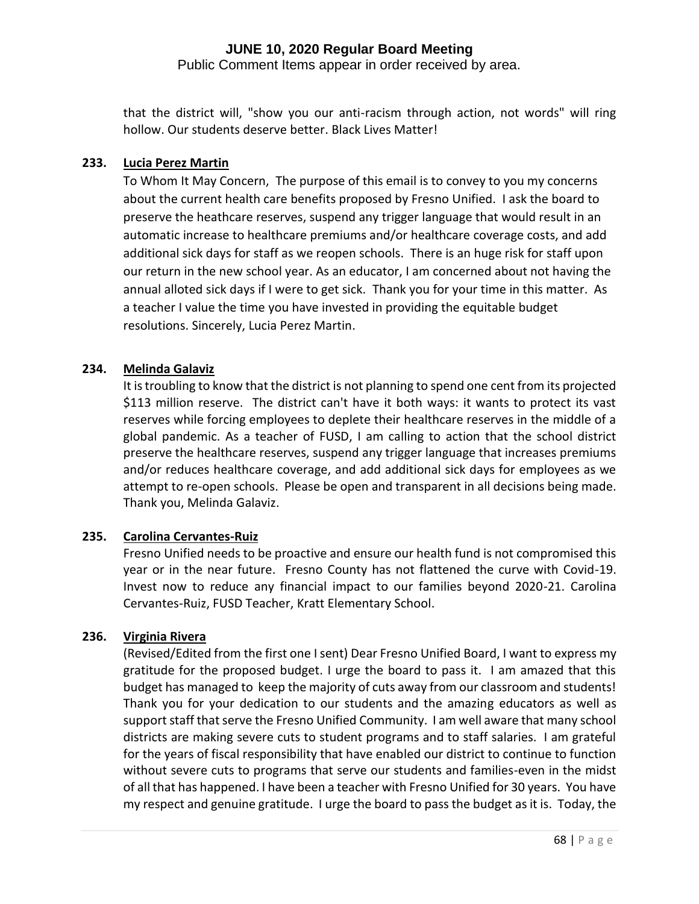that the district will, "show you our anti-racism through action, not words" will ring hollow. Our students deserve better. Black Lives Matter!

**233. Lucia Perez Martin**

To Whom It May Concern, The purpose of this email is to convey to you my concerns about the current health care benefits proposed by Fresno Unified. I ask the board to preserve the heathcare reserves, suspend any trigger language that would result in an automatic increase to healthcare premiums and/or healthcare coverage costs, and add additional sick days for staff as we reopen schools. There is an huge risk for staff upon our return in the new school year. As an educator, I am concerned about not having the annual alloted sick days if I were to get sick. Thank you for your time in this matter. As a teacher I value the time you have invested in providing the equitable budget resolutions. Sincerely, Lucia Perez Martin.

**234. Melinda Galaviz**

It is troubling to know that the district is not planning to spend one cent from its projected $113 million reserve. The district can't have it both ways: it wants to protect its vast reserves while forcing employees to deplete their healthcare reserves in the middle of a global pandemic. As a teacher of FUSD, I am calling to action that the school district preserve the healthcare reserves, suspend any trigger language that increases premiums and/or reduces healthcare coverage, and add additional sick days for employees as we attempt to re-open schools. Please be open and transparent in all decisions being made. Thank you, Melinda Galaviz.

**235. Carolina Cervantes-Ruiz**

Fresno Unified needs to be proactive and ensure our health fund is not compromised this year or in the near future. Fresno County has not flattened the curve with Covid-19. Invest now to reduce any financial impact to our families beyond 2020-21. Carolina Cervantes-Ruiz, FUSD Teacher, Kratt Elementary School.

**236. Virginia Rivera**

(Revised/Edited from the first one I sent) Dear Fresno Unified Board, I want to express my gratitude for the proposed budget. I urge the board to pass it. I am amazed that this budget has managed to keep the majority of cuts away from our classroom and students! Thank you for your dedication to our students and the amazing educators as well as support staff that serve the Fresno Unified Community. I am well aware that many school districts are making severe cuts to student programs and to staff salaries. I am grateful for the years of fiscal responsibility that have enabled our district to continue to function without severe cuts to programs that serve our students and families-even in the midst of all that has happened. I have been a teacher with Fresno Unified for 30 years. You have my respect and genuine gratitude. I urge the board to pass the budget as it is. Today, the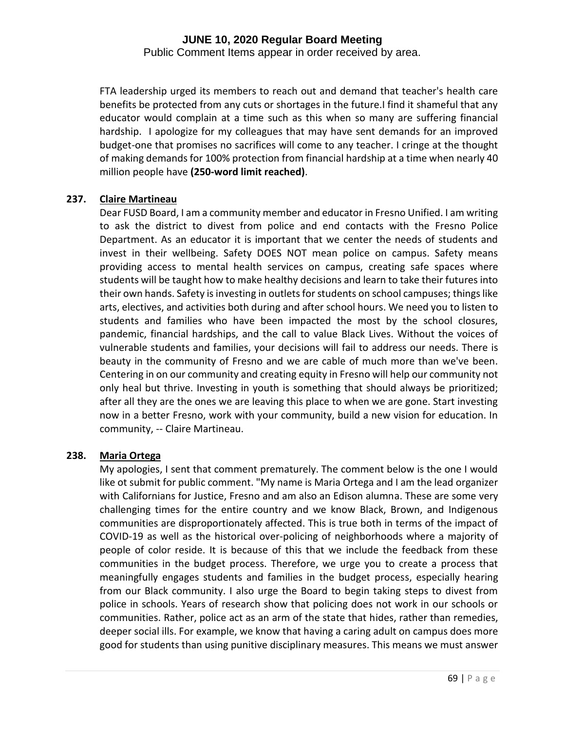FTA leadership urged its members to reach out and demand that teacher's health care benefits be protected from any cuts or shortages in the future.I find it shameful that any educator would complain at a time such as this when so many are suffering financial hardship. I apologize for my colleagues that may have sent demands for an improved budget-one that promises no sacrifices will come to any teacher. I cringe at the thought of making demands for 100% protection from financial hardship at a time when nearly 40 million people have **(250-word limit reached)**.

**237. Claire Martineau**

Dear FUSD Board, I am a community member and educator in Fresno Unified. I am writing to ask the district to divest from police and end contacts with the Fresno Police Department. As an educator it is important that we center the needs of students and invest in their wellbeing. Safety DOES NOT mean police on campus. Safety means providing access to mental health services on campus, creating safe spaces where students will be taught how to make healthy decisions and learn to take their futures into their own hands. Safety is investing in outlets for students on school campuses; things like arts, electives, and activities both during and after school hours. We need you to listen to students and families who have been impacted the most by the school closures, pandemic, financial hardships, and the call to value Black Lives. Without the voices of vulnerable students and families, your decisions will fail to address our needs. There is beauty in the community of Fresno and we are cable of much more than we've been. Centering in on our community and creating equity in Fresno will help our community not only heal but thrive. Investing in youth is something that should always be prioritized; after all they are the ones we are leaving this place to when we are gone. Start investing now in a better Fresno, work with your community, build a new vision for education. In community, -- Claire Martineau.

**238. Maria Ortega**

My apologies, I sent that comment prematurely. The comment below is the one I would like ot submit for public comment. "My name is Maria Ortega and I am the lead organizer with Californians for Justice, Fresno and am also an Edison alumna. These are some very challenging times for the entire country and we know Black, Brown, and Indigenous communities are disproportionately affected. This is true both in terms of the impact of COVID-19 as well as the historical over-policing of neighborhoods where a majority of people of color reside. It is because of this that we include the feedback from these communities in the budget process. Therefore, we urge you to create a process that meaningfully engages students and families in the budget process, especially hearing from our Black community. I also urge the Board to begin taking steps to divest from police in schools. Years of research show that policing does not work in our schools or communities. Rather, police act as an arm of the state that hides, rather than remedies, deeper social ills. For example, we know that having a caring adult on campus does more good for students than using punitive disciplinary measures. This means we must answer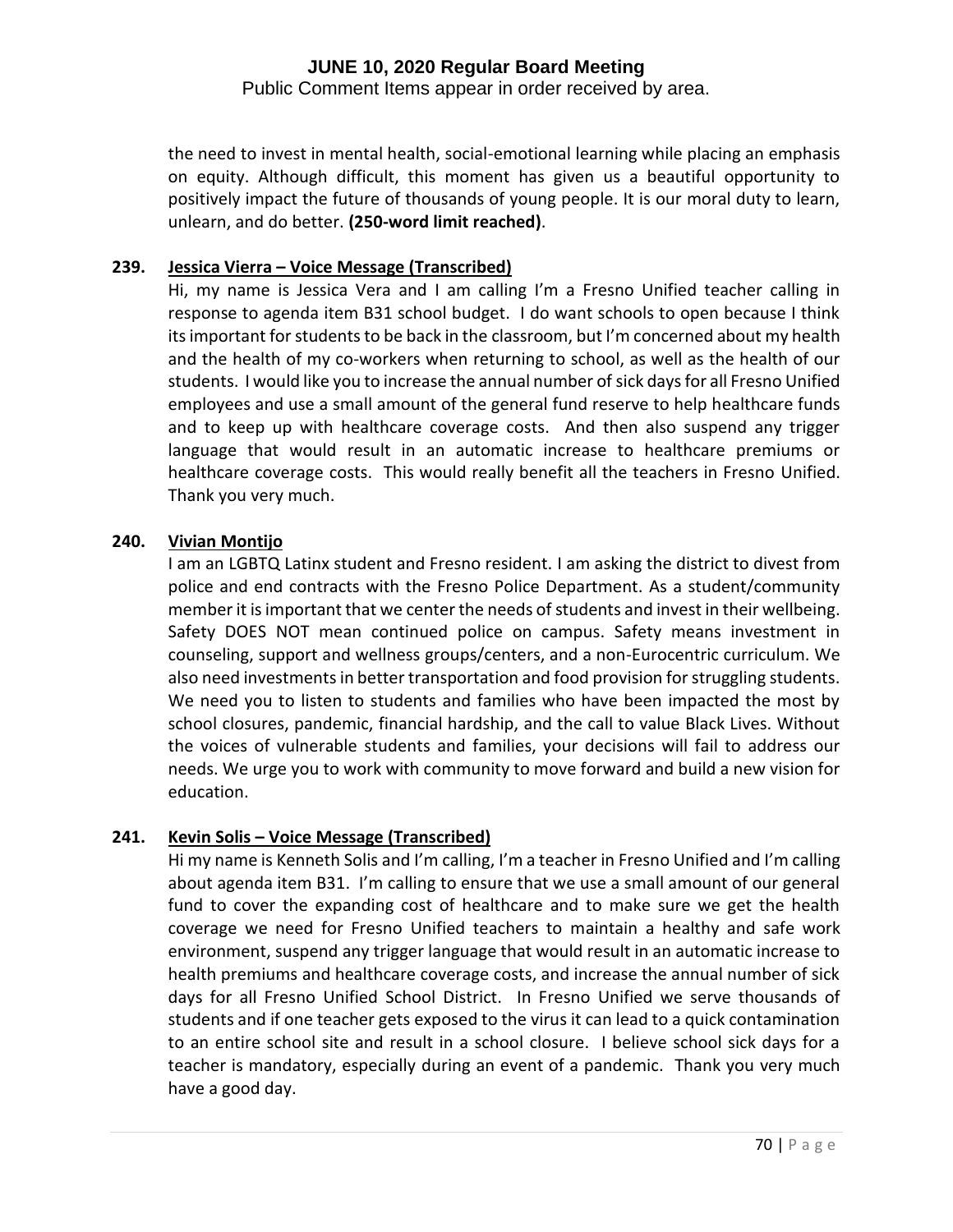the need to invest in mental health, social-emotional learning while placing an emphasis on equity. Although difficult, this moment has given us a beautiful opportunity to positively impact the future of thousands of young people. It is our moral duty to learn, unlearn, and do better. **(250-word limit reached)**.

**239. Jessica Vierra – Voice Message (Transcribed)**

Hi, my name is Jessica Vera and I am calling I'm a Fresno Unified teacher calling in response to agenda item B31 school budget. I do want schools to open because I think its important for students to be back in the classroom, but I'm concerned about my health and the health of my co-workers when returning to school, as well as the health of our students. I would like you to increase the annual number of sick days for all Fresno Unified employees and use a small amount of the general fund reserve to help healthcare funds and to keep up with healthcare coverage costs. And then also suspend any trigger language that would result in an automatic increase to healthcare premiums or healthcare coverage costs. This would really benefit all the teachers in Fresno Unified. Thank you very much.

**240. Vivian Montijo**

I am an LGBTQ Latinx student and Fresno resident. I am asking the district to divest from police and end contracts with the Fresno Police Department. As a student/community member it is important that we center the needs of students and invest in their wellbeing. Safety DOES NOT mean continued police on campus. Safety means investment in counseling, support and wellness groups/centers, and a non-Eurocentric curriculum. We also need investments in better transportation and food provision for struggling students. We need you to listen to students and families who have been impacted the most by school closures, pandemic, financial hardship, and the call to value Black Lives. Without the voices of vulnerable students and families, your decisions will fail to address our needs. We urge you to work with community to move forward and build a new vision for education.

**241. Kevin Solis – Voice Message (Transcribed)**

Hi my name is Kenneth Solis and I'm calling, I'm a teacher in Fresno Unified and I'm calling about agenda item B31. I'm calling to ensure that we use a small amount of our general fund to cover the expanding cost of healthcare and to make sure we get the health coverage we need for Fresno Unified teachers to maintain a healthy and safe work environment, suspend any trigger language that would result in an automatic increase to health premiums and healthcare coverage costs, and increase the annual number of sick days for all Fresno Unified School District. In Fresno Unified we serve thousands of students and if one teacher gets exposed to the virus it can lead to a quick contamination to an entire school site and result in a school closure. I believe school sick days for a teacher is mandatory, especially during an event of a pandemic. Thank you very much have a good day.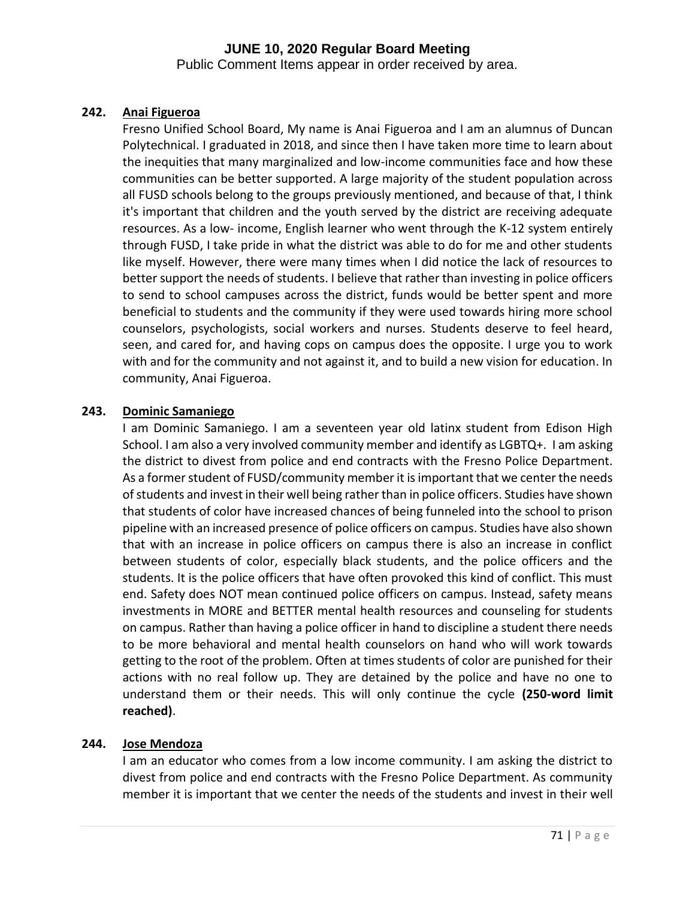**242. <u>Anai Figueroa</u>**

Fresno Unified School Board, My name is Anai Figueroa and I am an alumnus of Duncan Polytechnical. I graduated in 2018, and since then I have taken more time to learn about the inequities that many marginalized and low-income communities face and how these communities can be better supported. A large majority of the student population across all FUSD schools belong to the groups previously mentioned, and because of that, I think it's important that children and the youth served by the district are receiving adequate resources. As a low- income, English learner who went through the K-12 system entirely through FUSD, I take pride in what the district was able to do for me and other students like myself. However, there were many times when I did notice the lack of resources to better support the needs of students. I believe that rather than investing in police officers to send to school campuses across the district, funds would be better spent and more beneficial to students and the community if they were used towards hiring more school counselors, psychologists, social workers and nurses. Students deserve to feel heard, seen, and cared for, and having cops on campus does the opposite. I urge you to work with and for the community and not against it, and to build a new vision for education. In community, Anai Figueroa.

**243. <u>Dominic Samaniego</u>**

I am Dominic Samaniego. I am a seventeen year old latinx student from Edison High School. I am also a very involved community member and identify as LGBTQ+. I am asking the district to divest from police and end contracts with the Fresno Police Department. As a former student of FUSD/community member it is important that we center the needs of students and invest in their well being rather than in police officers. Studies have shown that students of color have increased chances of being funneled into the school to prison pipeline with an increased presence of police officers on campus. Studies have also shown that with an increase in police officers on campus there is also an increase in conflict between students of color, especially black students, and the police officers and the students. It is the police officers that have often provoked this kind of conflict. This must end. Safety does NOT mean continued police officers on campus. Instead, safety means investments in MORE and BETTER mental health resources and counseling for students on campus. Rather than having a police officer in hand to discipline a student there needs to be more behavioral and mental health counselors on hand who will work towards getting to the root of the problem. Often at times students of color are punished for their actions with no real follow up. They are detained by the police and have no one to understand them or their needs. This will only continue the cycle **(250-word limit reached)**.

**244. <u>Jose Mendoza</u>**

I am an educator who comes from a low income community. I am asking the district to divest from police and end contracts with the Fresno Police Department. As community member it is important that we center the needs of the students and invest in their well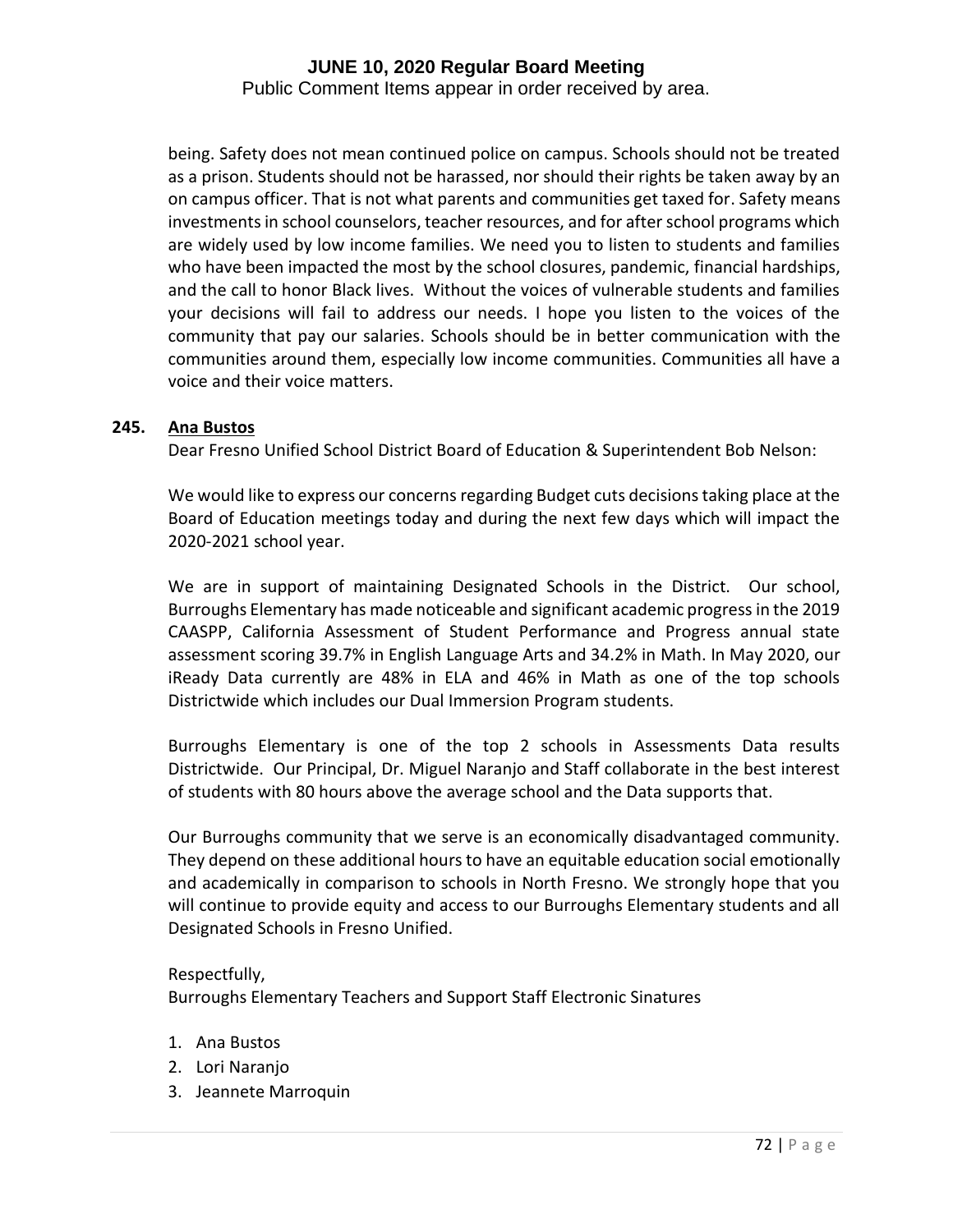being. Safety does not mean continued police on campus. Schools should not be treated as a prison. Students should not be harassed, nor should their rights be taken away by an on campus officer. That is not what parents and communities get taxed for. Safety means investments in school counselors, teacher resources, and for after school programs which are widely used by low income families. We need you to listen to students and families who have been impacted the most by the school closures, pandemic, financial hardships, and the call to honor Black lives. Without the voices of vulnerable students and families your decisions will fail to address our needs. I hope you listen to the voices of the community that pay our salaries. Schools should be in better communication with the communities around them, especially low income communities. Communities all have a voice and their voice matters.

**245. Ana Bustos**

Dear Fresno Unified School District Board of Education & Superintendent Bob Nelson:

We would like to express our concerns regarding Budget cuts decisions taking place at the Board of Education meetings today and during the next few days which will impact the 2020-2021 school year.

We are in support of maintaining Designated Schools in the District. Our school, Burroughs Elementary has made noticeable and significant academic progress in the 2019 CAASPP, California Assessment of Student Performance and Progress annual state assessment scoring 39.7% in English Language Arts and 34.2% in Math. In May 2020, our iReady Data currently are 48% in ELA and 46% in Math as one of the top schools Districtwide which includes our Dual Immersion Program students.

Burroughs Elementary is one of the top 2 schools in Assessments Data results Districtwide. Our Principal, Dr. Miguel Naranjo and Staff collaborate in the best interest of students with 80 hours above the average school and the Data supports that.

Our Burroughs community that we serve is an economically disadvantaged community. They depend on these additional hours to have an equitable education social emotionally and academically in comparison to schools in North Fresno. We strongly hope that you will continue to provide equity and access to our Burroughs Elementary students and all Designated Schools in Fresno Unified.

Respectfully,
Burroughs Elementary Teachers and Support Staff Electronic Sinatures

1. Ana Bustos
2. Lori Naranjo
3. Jeannete Marroquin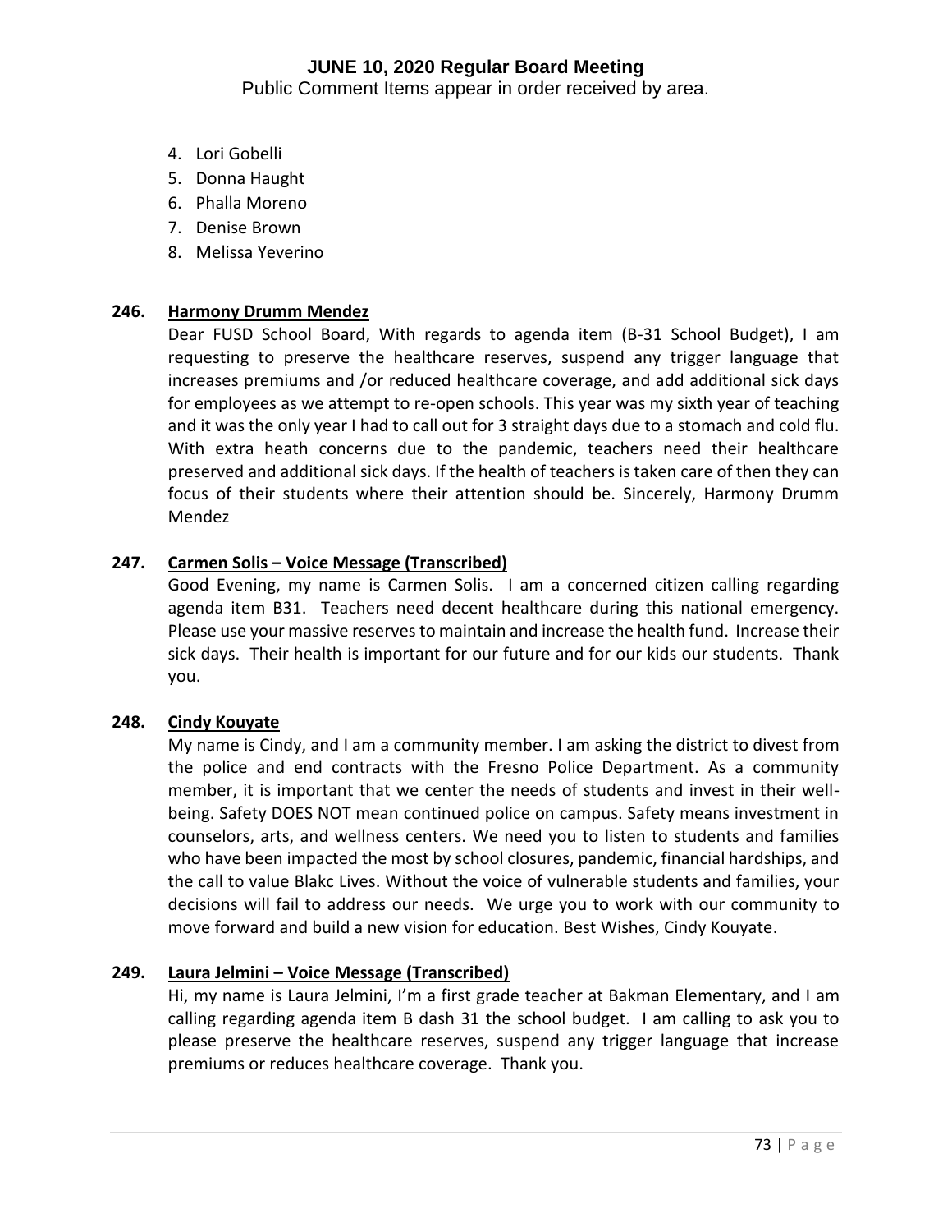4. Lori Gobelli
5. Donna Haught
6. Phalla Moreno
7. Denise Brown
8. Melissa Yeverino

**246. Harmony Drumm Mendez**

Dear FUSD School Board, With regards to agenda item (B-31 School Budget), I am requesting to preserve the healthcare reserves, suspend any trigger language that increases premiums and /or reduced healthcare coverage, and add additional sick days for employees as we attempt to re-open schools. This year was my sixth year of teaching and it was the only year I had to call out for 3 straight days due to a stomach and cold flu. With extra heath concerns due to the pandemic, teachers need their healthcare preserved and additional sick days. If the health of teachers is taken care of then they can focus of their students where their attention should be. Sincerely, Harmony Drumm Mendez

**247. Carmen Solis – Voice Message (Transcribed)**

Good Evening, my name is Carmen Solis. I am a concerned citizen calling regarding agenda item B31. Teachers need decent healthcare during this national emergency. Please use your massive reserves to maintain and increase the health fund. Increase their sick days. Their health is important for our future and for our kids our students. Thank you.

**248. Cindy Kouyate**

My name is Cindy, and I am a community member. I am asking the district to divest from the police and end contracts with the Fresno Police Department. As a community member, it is important that we center the needs of students and invest in their well-being. Safety DOES NOT mean continued police on campus. Safety means investment in counselors, arts, and wellness centers. We need you to listen to students and families who have been impacted the most by school closures, pandemic, financial hardships, and the call to value Blakc Lives. Without the voice of vulnerable students and families, your decisions will fail to address our needs. We urge you to work with our community to move forward and build a new vision for education. Best Wishes, Cindy Kouyate.

**249. Laura Jelmini – Voice Message (Transcribed)**

Hi, my name is Laura Jelmini, I'm a first grade teacher at Bakman Elementary, and I am calling regarding agenda item B dash 31 the school budget. I am calling to ask you to please preserve the healthcare reserves, suspend any trigger language that increase premiums or reduces healthcare coverage. Thank you.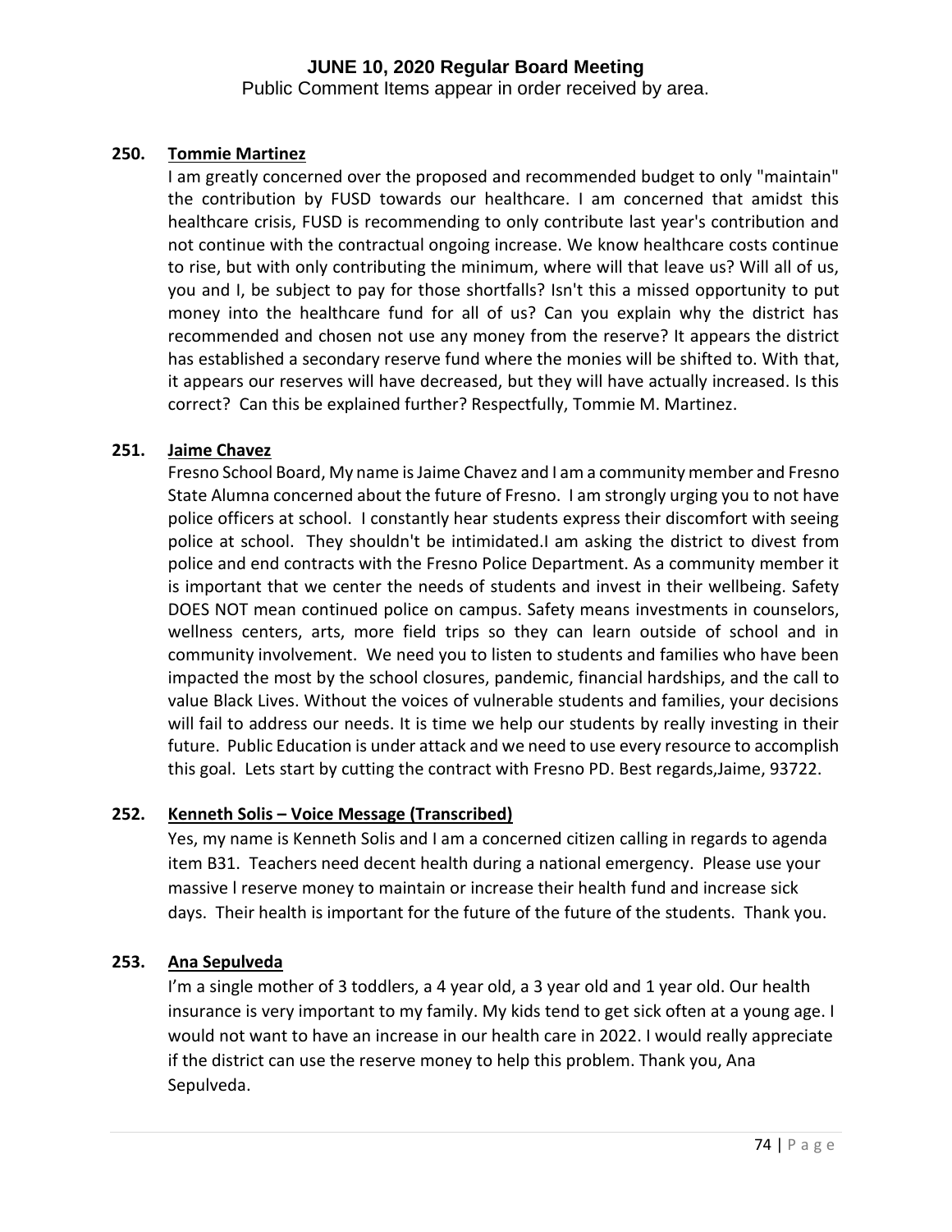**250. Tommie Martinez**

I am greatly concerned over the proposed and recommended budget to only "maintain" the contribution by FUSD towards our healthcare. I am concerned that amidst this healthcare crisis, FUSD is recommending to only contribute last year's contribution and not continue with the contractual ongoing increase. We know healthcare costs continue to rise, but with only contributing the minimum, where will that leave us? Will all of us, you and I, be subject to pay for those shortfalls? Isn't this a missed opportunity to put money into the healthcare fund for all of us? Can you explain why the district has recommended and chosen not use any money from the reserve? It appears the district has established a secondary reserve fund where the monies will be shifted to. With that, it appears our reserves will have decreased, but they will have actually increased. Is this correct? Can this be explained further? Respectfully, Tommie M. Martinez.

**251. Jaime Chavez**

Fresno School Board, My name is Jaime Chavez and I am a community member and Fresno State Alumna concerned about the future of Fresno. I am strongly urging you to not have police officers at school. I constantly hear students express their discomfort with seeing police at school. They shouldn't be intimidated.I am asking the district to divest from police and end contracts with the Fresno Police Department. As a community member it is important that we center the needs of students and invest in their wellbeing. Safety DOES NOT mean continued police on campus. Safety means investments in counselors, wellness centers, arts, more field trips so they can learn outside of school and in community involvement. We need you to listen to students and families who have been impacted the most by the school closures, pandemic, financial hardships, and the call to value Black Lives. Without the voices of vulnerable students and families, your decisions will fail to address our needs. It is time we help our students by really investing in their future. Public Education is under attack and we need to use every resource to accomplish this goal. Lets start by cutting the contract with Fresno PD. Best regards,Jaime, 93722.

**252. Kenneth Solis – Voice Message (Transcribed)**

Yes, my name is Kenneth Solis and I am a concerned citizen calling in regards to agenda item B31. Teachers need decent health during a national emergency. Please use your massive l reserve money to maintain or increase their health fund and increase sick days. Their health is important for the future of the future of the students. Thank you.

**253. Ana Sepulveda**

I'm a single mother of 3 toddlers, a 4 year old, a 3 year old and 1 year old. Our health insurance is very important to my family. My kids tend to get sick often at a young age. I would not want to have an increase in our health care in 2022. I would really appreciate if the district can use the reserve money to help this problem. Thank you, Ana Sepulveda.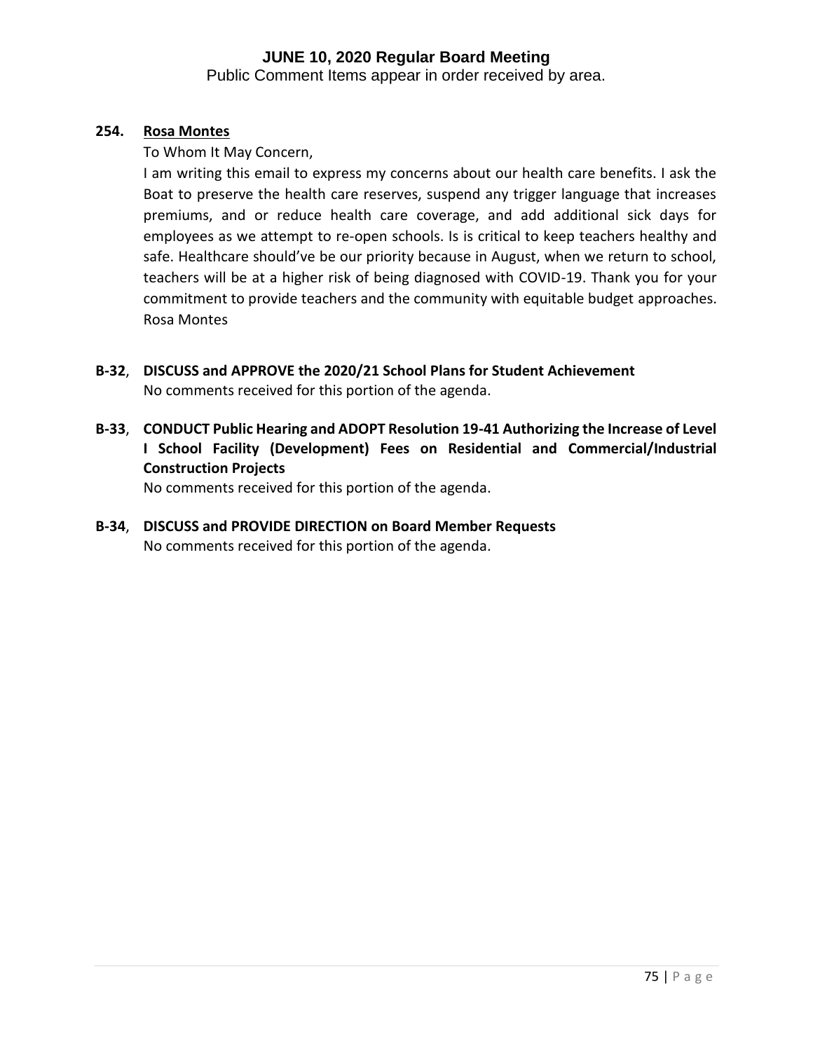# JUNE 10, 2020 Regular Board Meeting

Public Comment Items appear in order received by area.

**254. Rosa Montes**

To Whom It May Concern,

I am writing this email to express my concerns about our health care benefits. I ask the Boat to preserve the health care reserves, suspend any trigger language that increases premiums, and or reduce health care coverage, and add additional sick days for employees as we attempt to re-open schools. Is is critical to keep teachers healthy and safe. Healthcare should've be our priority because in August, when we return to school, teachers will be at a higher risk of being diagnosed with COVID-19. Thank you for your commitment to provide teachers and the community with equitable budget approaches.
Rosa Montes

**B-32**, **DISCUSS and APPROVE the 2020/21 School Plans for Student Achievement**

No comments received for this portion of the agenda.

**B-33**, **CONDUCT Public Hearing and ADOPT Resolution 19-41 Authorizing the Increase of Level I School Facility (Development) Fees on Residential and Commercial/Industrial Construction Projects**

No comments received for this portion of the agenda.

**B-34**, **DISCUSS and PROVIDE DIRECTION on Board Member Requests**

No comments received for this portion of the agenda.